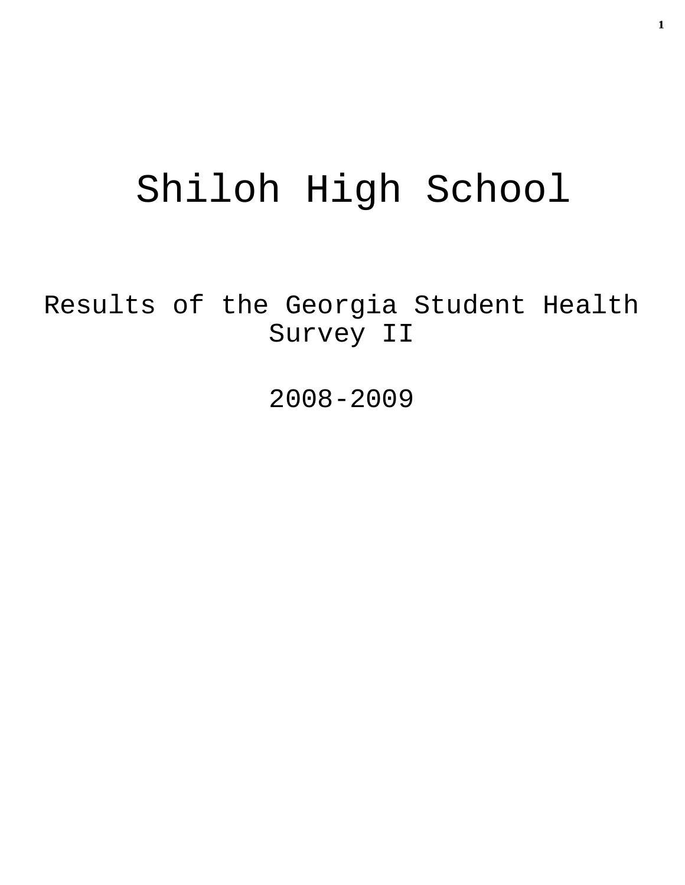# Shiloh High School

## Results of the Georgia Student Health Survey II

## 2008-2009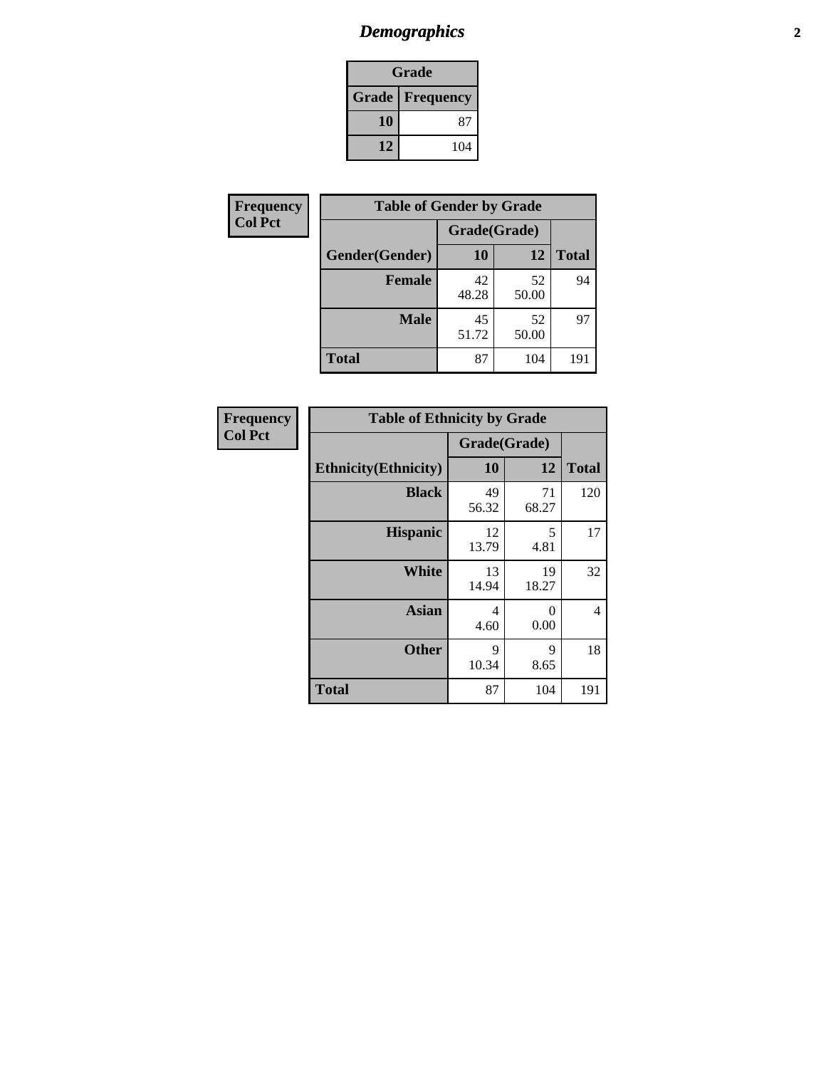# *Demographics*

| Grade | |
|---|---|
| **Grade** | **Frequency** |
| **10** | 87 |
| **12** | 104 |

**Frequency**
**Col Pct**

| Table of Gender by Grade | | | |
|---|---|---|---|
| | Grade(Grade) | | |
| **Gender(Gender)** | **10** | **12** | **Total** |
| **Female** | 42<br>48.28 | 52<br>50.00 | 94 |
| **Male** | 45<br>51.72 | 52<br>50.00 | 97 |
| **Total** | 87 | 104 | 191 |

**Frequency**
**Col Pct**

| Table of Ethnicity by Grade | | | |
|---|---|---|---|
| | Grade(Grade) | | |
| **Ethnicity(Ethnicity)** | **10** | **12** | **Total** |
| **Black** | 49<br>56.32 | 71<br>68.27 | 120 |
| **Hispanic** | 12<br>13.79 | 5<br>4.81 | 17 |
| **White** | 13<br>14.94 | 19<br>18.27 | 32 |
| **Asian** | 4<br>4.60 | 0<br>0.00 | 4 |
| **Other** | 9<br>10.34 | 9<br>8.65 | 18 |
| **Total** | 87 | 104 | 191 |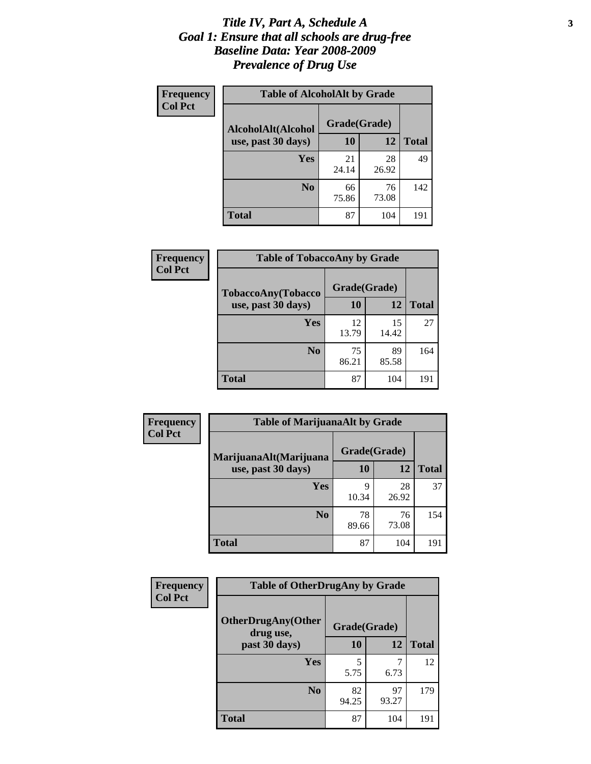# *Title IV, Part A, Schedule A*
# *Goal 1: Ensure that all schools are drug-free*
# *Baseline Data: Year 2008-2009*
# *Prevalence of Drug Use*

**Frequency**
**Col Pct**

**Table of AlcoholAlt by Grade**

| AlcoholAlt(Alcohol use, past 30 days) | Grade(Grade) | | |
|---|---|---|---|
| | 10 | 12 | Total |
| Yes | 21<br>24.14 | 28<br>26.92 | 49 |
| No | 66<br>75.86 | 76<br>73.08 | 142 |
| Total | 87 | 104 | 191 |

**Frequency**
**Col Pct**

**Table of TobaccoAny by Grade**

| TobaccoAny(Tobacco use, past 30 days) | Grade(Grade) | | |
|---|---|---|---|
| | 10 | 12 | Total |
| Yes | 12<br>13.79 | 15<br>14.42 | 27 |
| No | 75<br>86.21 | 89<br>85.58 | 164 |
| Total | 87 | 104 | 191 |

**Frequency**
**Col Pct**

**Table of MarijuanaAlt by Grade**

| MarijuanaAlt(Marijuana use, past 30 days) | Grade(Grade) | | |
|---|---|---|---|
| | 10 | 12 | Total |
| Yes | 9<br>10.34 | 28<br>26.92 | 37 |
| No | 78<br>89.66 | 76<br>73.08 | 154 |
| Total | 87 | 104 | 191 |

**Frequency**
**Col Pct**

**Table of OtherDrugAny by Grade**

| OtherDrugAny(Other drug use, past 30 days) | Grade(Grade) | | |
|---|---|---|---|
| | 10 | 12 | Total |
| Yes | 5<br>5.75 | 7<br>6.73 | 12 |
| No | 82<br>94.25 | 97<br>93.27 | 179 |
| Total | 87 | 104 | 191 |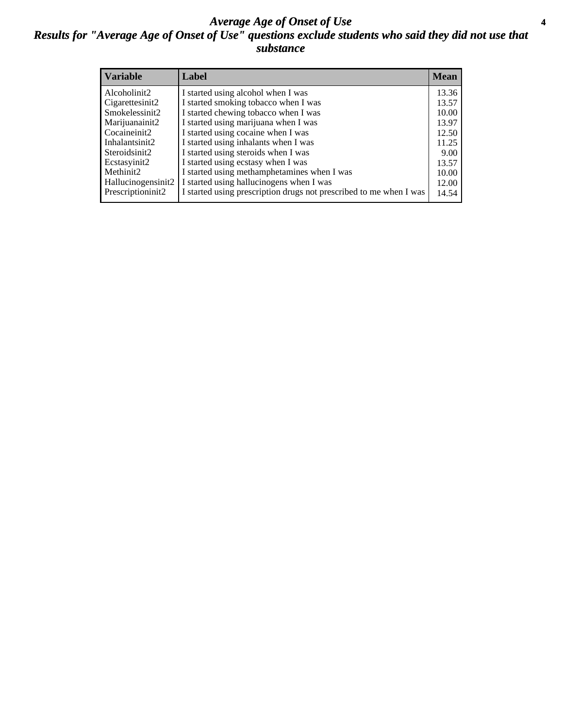# *Average Age of Onset of Use*

## *Results for "Average Age of Onset of Use" questions exclude students who said they did not use that substance*

| Variable | Label | Mean |
|---|---|---|
| Alcoholinit2 | I started using alcohol when I was | 13.36 |
| Cigarettesinit2 | I started smoking tobacco when I was | 13.57 |
| Smokelessinit2 | I started chewing tobacco when I was | 10.00 |
| Marijuanainit2 | I started using marijuana when I was | 13.97 |
| Cocaineinit2 | I started using cocaine when I was | 12.50 |
| Inhalantsinit2 | I started using inhalants when I was | 11.25 |
| Steroidsinit2 | I started using steroids when I was | 9.00 |
| Ecstasyinit2 | I started using ecstasy when I was | 13.57 |
| Methinit2 | I started using methamphetamines when I was | 10.00 |
| Hallucinogensinit2 | I started using hallucinogens when I was | 12.00 |
| Prescriptioninit2 | I started using prescription drugs not prescribed to me when I was | 14.54 |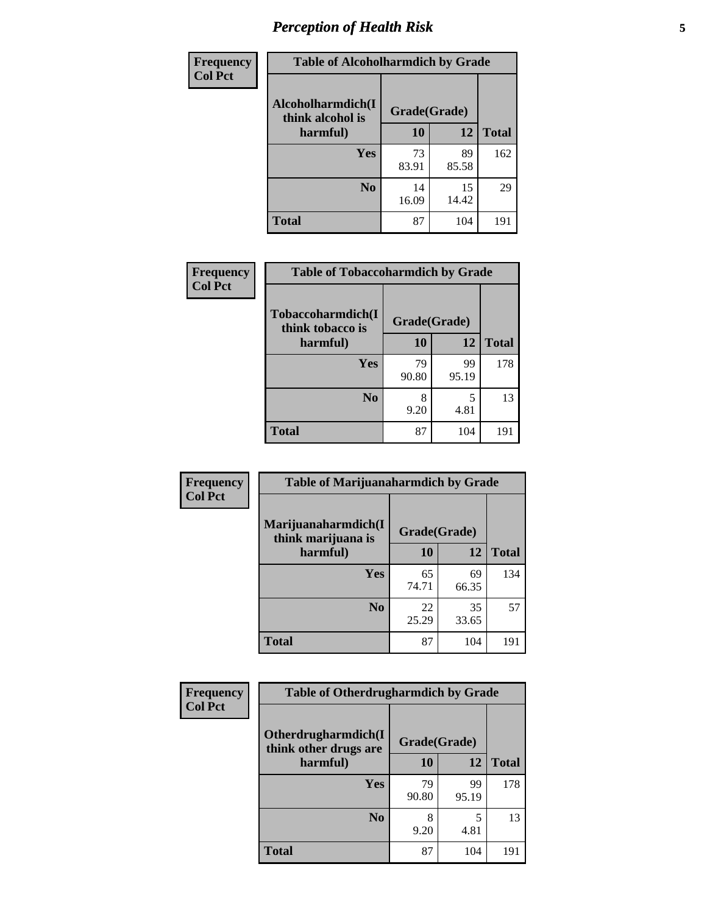| Frequency<br>Col Pct | Table of Alcoholharmdich by Grade | | |
|---|---|---|---|
| Alcoholharmdich(I think alcohol is harmful) | Grade(Grade) | | |
| | 10 | 12 | Total |
| Yes | 73<br>83.91 | 89<br>85.58 | 162 |
| No | 14<br>16.09 | 15<br>14.42 | 29 |
| Total | 87 | 104 | 191 |

| Frequency<br>Col Pct | Table of Tobaccoharmdich by Grade | | |
|---|---|---|---|
| Tobaccoharmdich(I think tobacco is harmful) | Grade(Grade) | | |
| | 10 | 12 | Total |
| Yes | 79<br>90.80 | 99<br>95.19 | 178 |
| No | 8<br>9.20 | 5<br>4.81 | 13 |
| Total | 87 | 104 | 191 |

| Frequency<br>Col Pct | Table of Marijuanaharmdich by Grade | | |
|---|---|---|---|
| Marijuanaharmdich(I think marijuana is harmful) | Grade(Grade) | | |
| | 10 | 12 | Total |
| Yes | 65<br>74.71 | 69<br>66.35 | 134 |
| No | 22<br>25.29 | 35<br>33.65 | 57 |
| Total | 87 | 104 | 191 |

| Frequency<br>Col Pct | Table of Otherdrugharmdich by Grade | | |
|---|---|---|---|
| Otherdrugharmdich(I think other drugs are harmful) | Grade(Grade) | | |
| | 10 | 12 | Total |
| Yes | 79<br>90.80 | 99<br>95.19 | 178 |
| No | 8<br>9.20 | 5<br>4.81 | 13 |
| Total | 87 | 104 | 191 |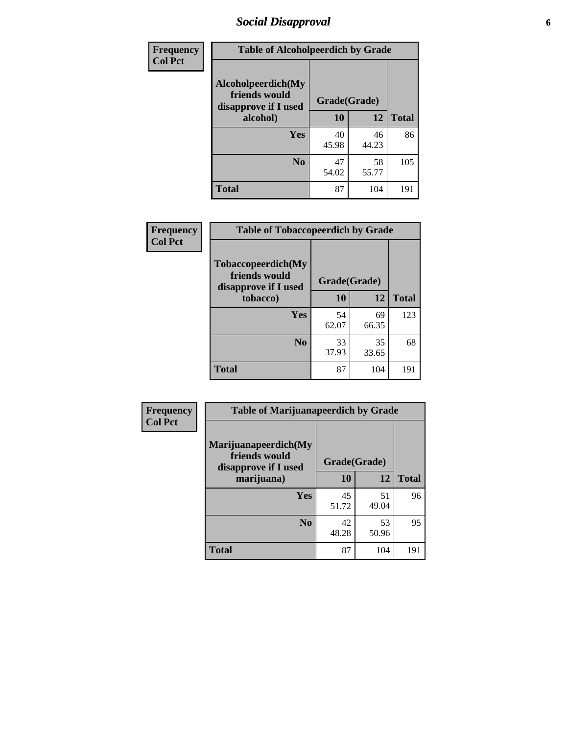# Social Disapproval

| Frequency<br>Col Pct | Table of Alcoholpeerdich by Grade | | |
|---|---|---|---|
| Alcoholpeerdich(My friends would disapprove if I used alcohol) | Grade(Grade) | | |
| | 10 | 12 | Total |
| Yes | 40<br>45.98 | 46<br>44.23 | 86 |
| No | 47<br>54.02 | 58<br>55.77 | 105 |
| Total | 87 | 104 | 191 |

| Frequency<br>Col Pct | Table of Tobaccopeerdich by Grade | | |
|---|---|---|---|
| Tobaccopeerdich(My friends would disapprove if I used tobacco) | Grade(Grade) | | |
| | 10 | 12 | Total |
| Yes | 54<br>62.07 | 69<br>66.35 | 123 |
| No | 33<br>37.93 | 35<br>33.65 | 68 |
| Total | 87 | 104 | 191 |

| Frequency<br>Col Pct | Table of Marijuanapeerdich by Grade | | |
|---|---|---|---|
| Marijuanapeerdich(My friends would disapprove if I used marijuana) | Grade(Grade) | | |
| | 10 | 12 | Total |
| Yes | 45<br>51.72 | 51<br>49.04 | 96 |
| No | 42<br>48.28 | 53<br>50.96 | 95 |
| Total | 87 | 104 | 191 |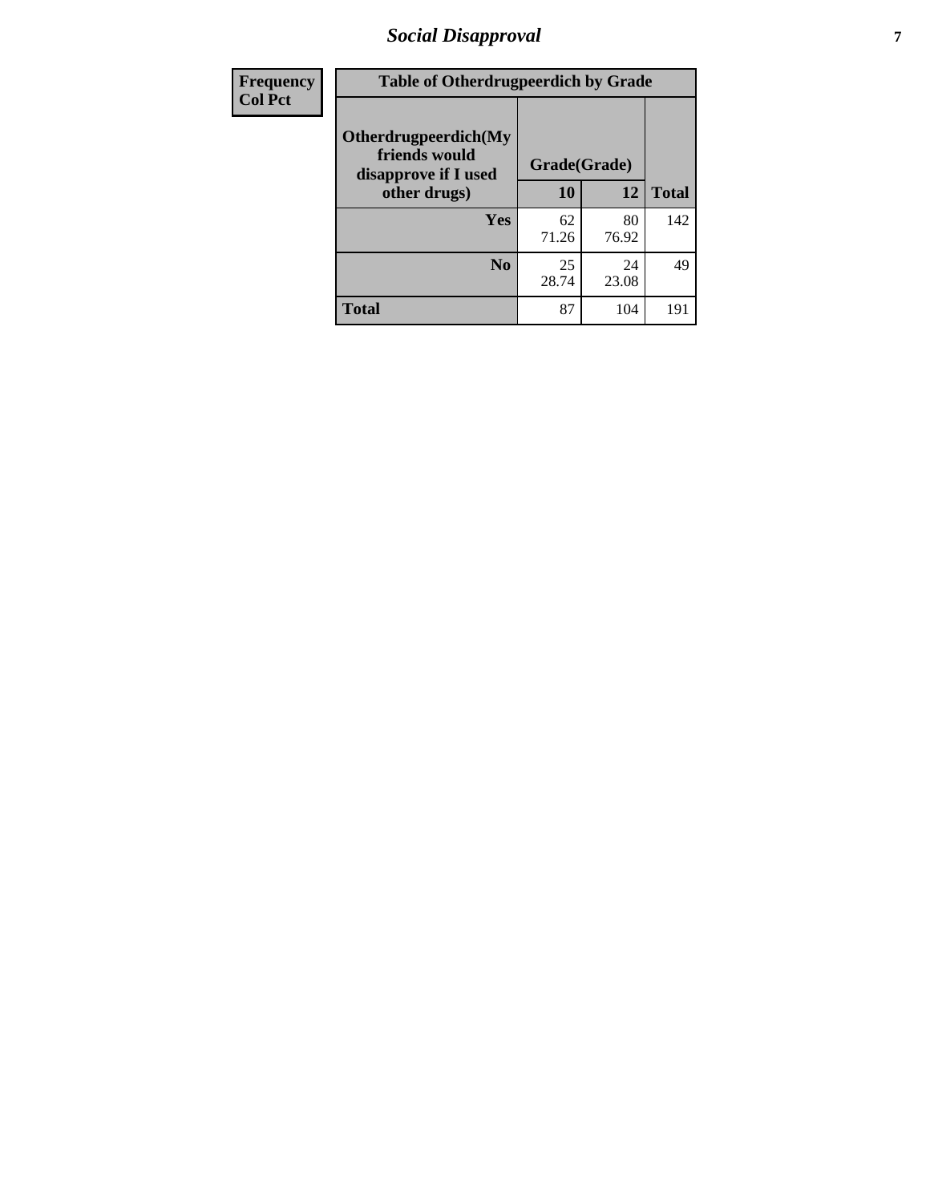| Frequency Col Pct | Table of Otherdrugpeerdich by Grade | | |
|---|---|---|---|
| **Otherdrugpeerdich(My friends would disapprove if I used other drugs)** | **Grade(Grade)** | | |
| | **10** | **12** | **Total** |
| **Yes** | 62<br>71.26 | 80<br>76.92 | 142 |
| **No** | 25<br>28.74 | 24<br>23.08 | 49 |
| **Total** | 87 | 104 | 191 |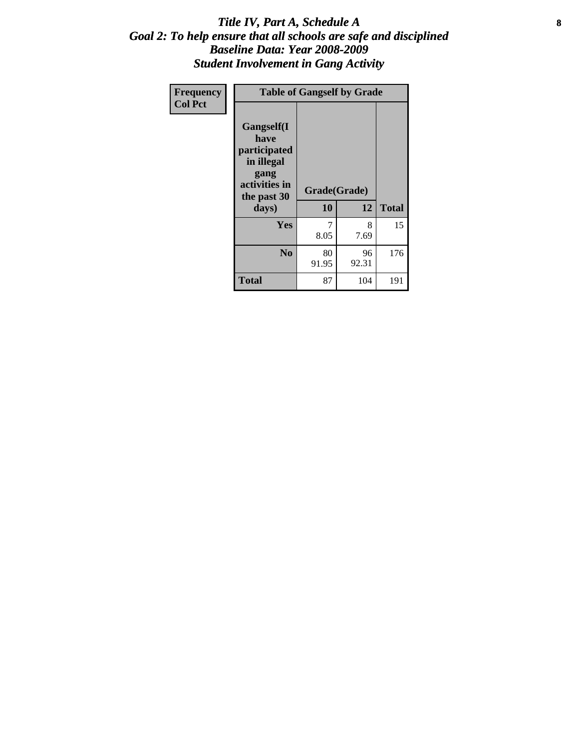# *Title IV, Part A, Schedule A*
# *Goal 2: To help ensure that all schools are safe and disciplined*
# *Baseline Data: Year 2008-2009*
# *Student Involvement in Gang Activity*

| Frequency<br>Col Pct | Table of Gangself by Grade | | |
|---|---|---|---|
| **Gangself(I have participated in illegal gang activities in the past 30 days)** | **Grade(Grade)** | | |
| | **10** | **12** | **Total** |
| **Yes** | 7<br>8.05 | 8<br>7.69 | 15 |
| **No** | 80<br>91.95 | 96<br>92.31 | 176 |
| **Total** | 87 | 104 | 191 |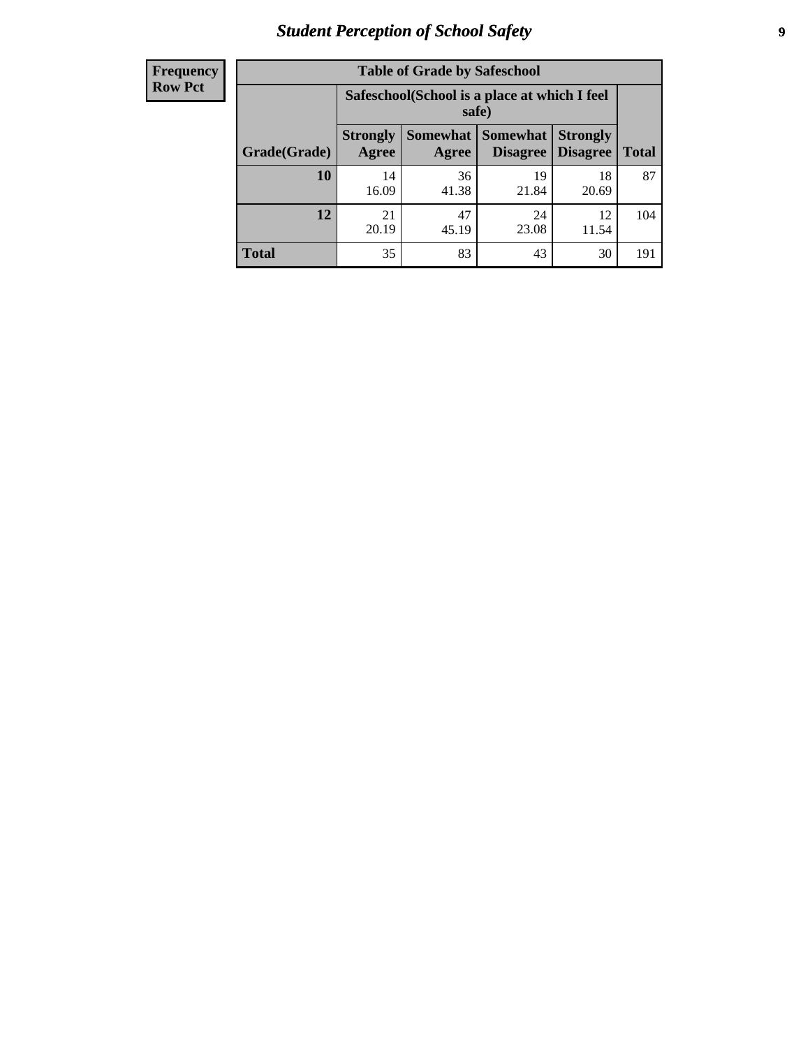| Frequency<br>Row Pct |
|---|

**Table of Grade by Safeschool**

| Grade(Grade) | Safeschool(School is a place at which I feel safe) | | | | Total |
|---|---|---|---|---|---|
| | Strongly Agree | Somewhat Agree | Somewhat Disagree | Strongly Disagree | |
| **10** | 14<br>16.09 | 36<br>41.38 | 19<br>21.84 | 18<br>20.69 | 87 |
| **12** | 21<br>20.19 | 47<br>45.19 | 24<br>23.08 | 12<br>11.54 | 104 |
| **Total** | 35 | 83 | 43 | 30 | 191 |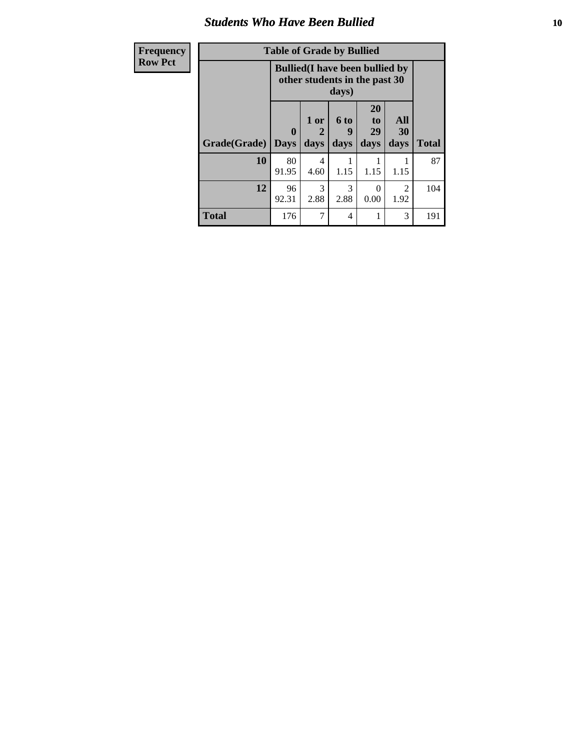| Frequency |
| --- |
| Row Pct |

**Table of Grade by Bullied**

| Grade(Grade) | Bullied(I have been bullied by other students in the past 30 days) | | | | | Total |
| --- | --- | --- | --- | --- | --- | --- |
| | 0 Days | 1 or 2 days | 6 to 9 days | 20 to 29 days | All 30 days | |
| **10** | 80<br>91.95 | 4<br>4.60 | 1<br>1.15 | 1<br>1.15 | 1<br>1.15 | 87 |
| **12** | 96<br>92.31 | 3<br>2.88 | 3<br>2.88 | 0<br>0.00 | 2<br>1.92 | 104 |
| **Total** | 176 | 7 | 4 | 1 | 3 | 191 |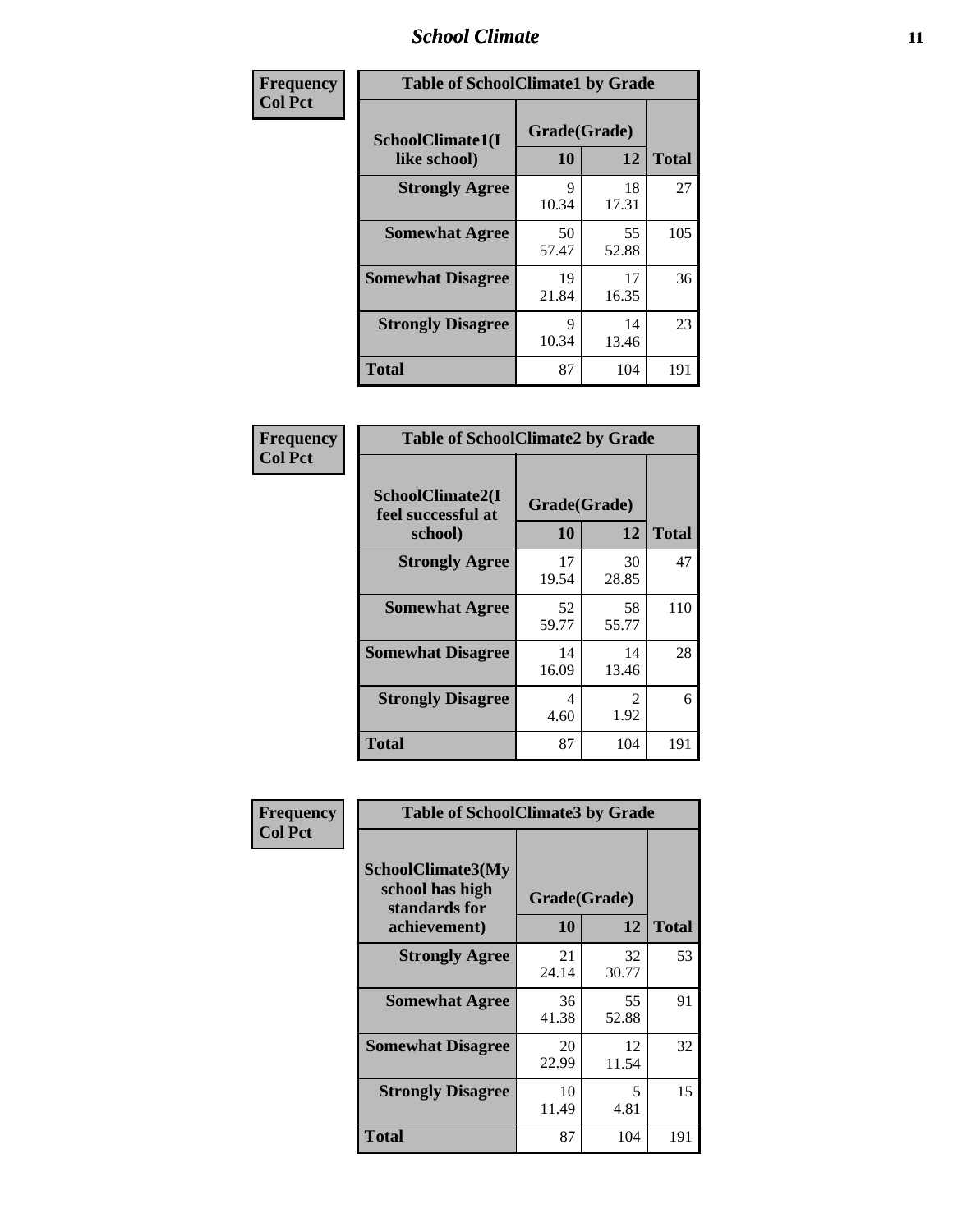| Frequency Col Pct | | | |
|---|---|---|---|

**Table of SchoolClimate1 by Grade**

| SchoolClimate1(I like school) | Grade(Grade) | | Total |
|---|---|---|---|
| | 10 | 12 | |
| Strongly Agree | 9<br>10.34 | 18<br>17.31 | 27 |
| Somewhat Agree | 50<br>57.47 | 55<br>52.88 | 105 |
| Somewhat Disagree | 19<br>21.84 | 17<br>16.35 | 36 |
| Strongly Disagree | 9<br>10.34 | 14<br>13.46 | 23 |
| Total | 87 | 104 | 191 |

| Frequency Col Pct | | | |
|---|---|---|---|

**Table of SchoolClimate2 by Grade**

| SchoolClimate2(I feel successful at school) | Grade(Grade) | | Total |
|---|---|---|---|
| | 10 | 12 | |
| Strongly Agree | 17<br>19.54 | 30<br>28.85 | 47 |
| Somewhat Agree | 52<br>59.77 | 58<br>55.77 | 110 |
| Somewhat Disagree | 14<br>16.09 | 14<br>13.46 | 28 |
| Strongly Disagree | 4<br>4.60 | 2<br>1.92 | 6 |
| Total | 87 | 104 | 191 |

| Frequency Col Pct | | | |
|---|---|---|---|

**Table of SchoolClimate3 by Grade**

| SchoolClimate3(My school has high standards for achievement) | Grade(Grade) | | Total |
|---|---|---|---|
| | 10 | 12 | |
| Strongly Agree | 21<br>24.14 | 32<br>30.77 | 53 |
| Somewhat Agree | 36<br>41.38 | 55<br>52.88 | 91 |
| Somewhat Disagree | 20<br>22.99 | 12<br>11.54 | 32 |
| Strongly Disagree | 10<br>11.49 | 5<br>4.81 | 15 |
| Total | 87 | 104 | 191 |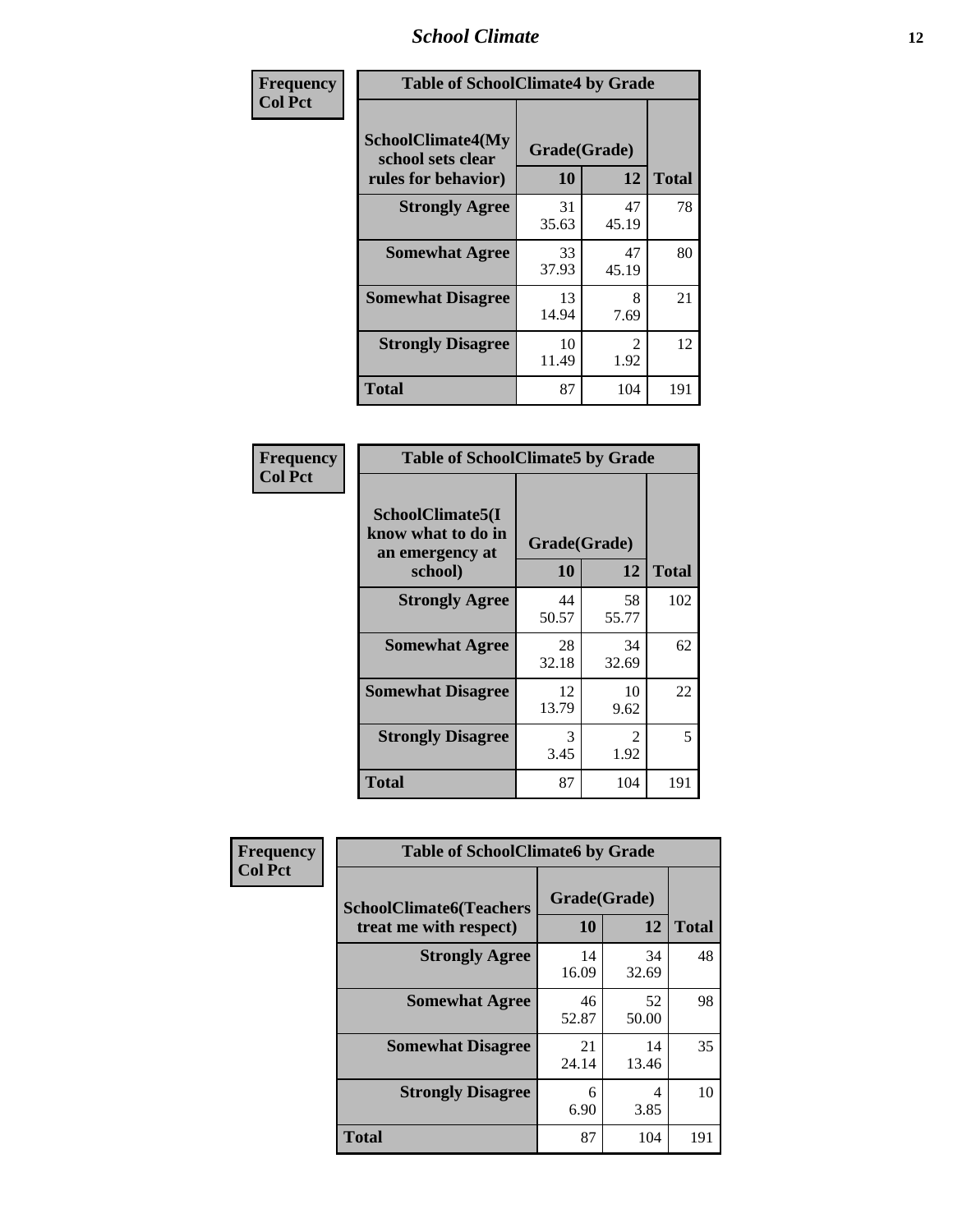**Frequency**
**Col Pct**

| Table of SchoolClimate4 by Grade | | | |
|---|---|---|---|
| SchoolClimate4(My school sets clear rules for behavior) | Grade(Grade) | | |
| | 10 | 12 | Total |
| **Strongly Agree** | 31<br>35.63 | 47<br>45.19 | 78 |
| **Somewhat Agree** | 33<br>37.93 | 47<br>45.19 | 80 |
| **Somewhat Disagree** | 13<br>14.94 | 8<br>7.69 | 21 |
| **Strongly Disagree** | 10<br>11.49 | 2<br>1.92 | 12 |
| **Total** | 87 | 104 | 191 |

**Frequency**
**Col Pct**

| Table of SchoolClimate5 by Grade | | | |
|---|---|---|---|
| SchoolClimate5(I know what to do in an emergency at school) | Grade(Grade) | | |
| | 10 | 12 | Total |
| **Strongly Agree** | 44<br>50.57 | 58<br>55.77 | 102 |
| **Somewhat Agree** | 28<br>32.18 | 34<br>32.69 | 62 |
| **Somewhat Disagree** | 12<br>13.79 | 10<br>9.62 | 22 |
| **Strongly Disagree** | 3<br>3.45 | 2<br>1.92 | 5 |
| **Total** | 87 | 104 | 191 |

**Frequency**
**Col Pct**

| Table of SchoolClimate6 by Grade | | | |
|---|---|---|---|
| SchoolClimate6(Teachers treat me with respect) | Grade(Grade) | | |
| | 10 | 12 | Total |
| **Strongly Agree** | 14<br>16.09 | 34<br>32.69 | 48 |
| **Somewhat Agree** | 46<br>52.87 | 52<br>50.00 | 98 |
| **Somewhat Disagree** | 21<br>24.14 | 14<br>13.46 | 35 |
| **Strongly Disagree** | 6<br>6.90 | 4<br>3.85 | 10 |
| **Total** | 87 | 104 | 191 |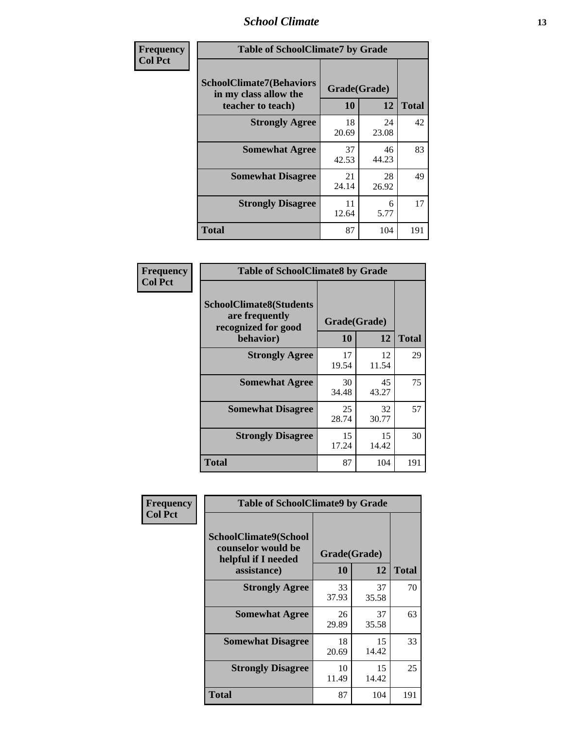| Frequency<br>Col Pct | Table of SchoolClimate7 by Grade | | |
|---|---|---|---|
| SchoolClimate7(Behaviors in my class allow the teacher to teach) | Grade(Grade) | | |
| | 10 | 12 | Total |
| Strongly Agree | 18<br>20.69 | 24<br>23.08 | 42 |
| Somewhat Agree | 37<br>42.53 | 46<br>44.23 | 83 |
| Somewhat Disagree | 21<br>24.14 | 28<br>26.92 | 49 |
| Strongly Disagree | 11<br>12.64 | 6<br>5.77 | 17 |
| Total | 87 | 104 | 191 |

| Frequency<br>Col Pct | Table of SchoolClimate8 by Grade | | |
|---|---|---|---|
| SchoolClimate8(Students are frequently recognized for good behavior) | Grade(Grade) | | |
| | 10 | 12 | Total |
| Strongly Agree | 17<br>19.54 | 12<br>11.54 | 29 |
| Somewhat Agree | 30<br>34.48 | 45<br>43.27 | 75 |
| Somewhat Disagree | 25<br>28.74 | 32<br>30.77 | 57 |
| Strongly Disagree | 15<br>17.24 | 15<br>14.42 | 30 |
| Total | 87 | 104 | 191 |

| Frequency<br>Col Pct | Table of SchoolClimate9 by Grade | | |
|---|---|---|---|
| SchoolClimate9(School counselor would be helpful if I needed assistance) | Grade(Grade) | | |
| | 10 | 12 | Total |
| Strongly Agree | 33<br>37.93 | 37<br>35.58 | 70 |
| Somewhat Agree | 26<br>29.89 | 37<br>35.58 | 63 |
| Somewhat Disagree | 18<br>20.69 | 15<br>14.42 | 33 |
| Strongly Disagree | 10<br>11.49 | 15<br>14.42 | 25 |
| Total | 87 | 104 | 191 |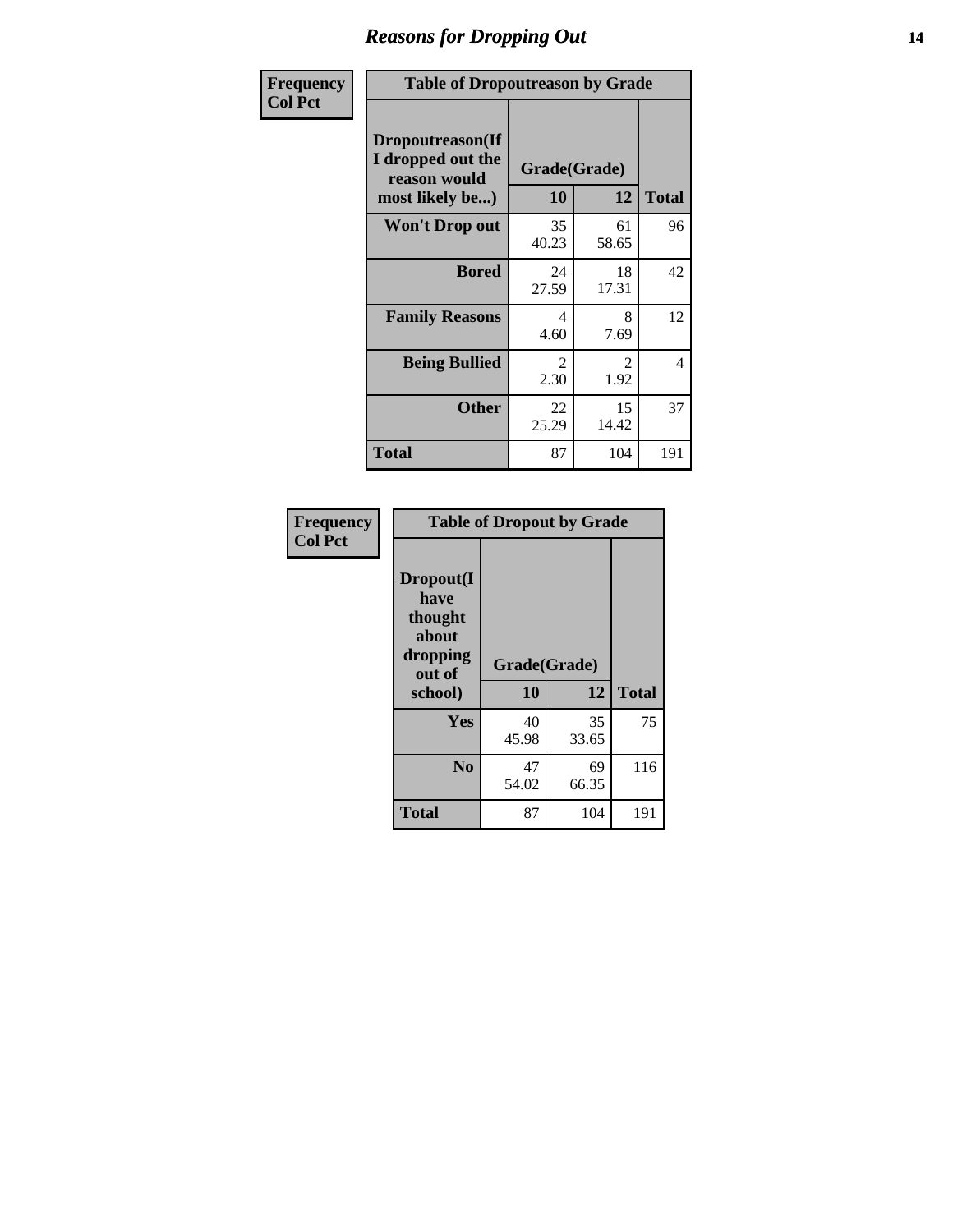## Reasons for Dropping Out

**Frequency**
**Col Pct**

**Table of Dropoutreason by Grade**

| Dropoutreason(If I dropped out the reason would most likely be...) | Grade(Grade) 10 | 12 | Total |
|---|---|---|---|
| **Won't Drop out** | 35<br>40.23 | 61<br>58.65 | 96 |
| **Bored** | 24<br>27.59 | 18<br>17.31 | 42 |
| **Family Reasons** | 4<br>4.60 | 8<br>7.69 | 12 |
| **Being Bullied** | 2<br>2.30 | 2<br>1.92 | 4 |
| **Other** | 22<br>25.29 | 15<br>14.42 | 37 |
| **Total** | 87 | 104 | 191 |

**Frequency**
**Col Pct**

**Table of Dropout by Grade**

| Dropout(I have thought about dropping out of school) | Grade(Grade) 10 | 12 | Total |
|---|---|---|---|
| **Yes** | 40<br>45.98 | 35<br>33.65 | 75 |
| **No** | 47<br>54.02 | 69<br>66.35 | 116 |
| **Total** | 87 | 104 | 191 |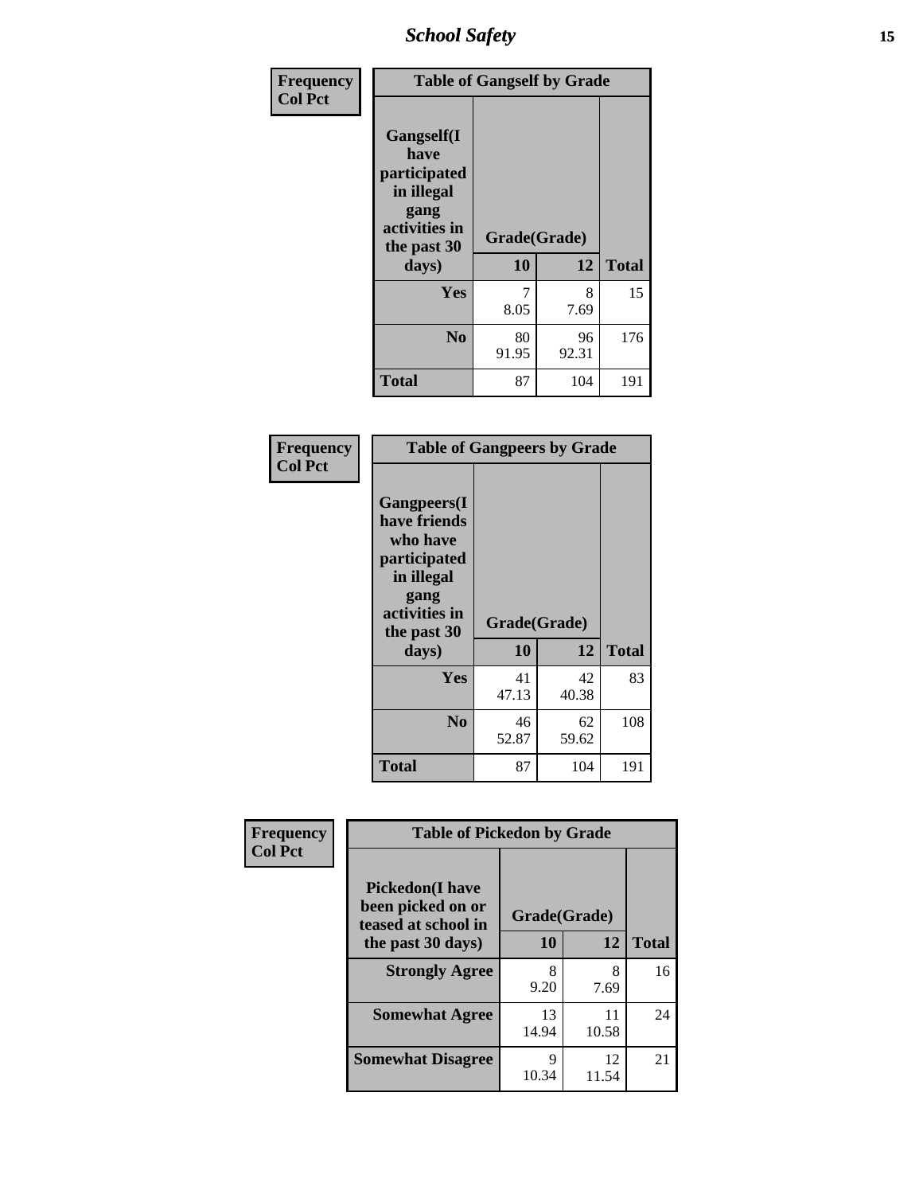| Frequency<br>Col Pct | Table of Gangself by Grade | | |
|---|---|---|---|
| Gangself(I have participated in illegal gang activities in the past 30 days) | Grade(Grade) | | |
| | 10 | 12 | Total |
| Yes | 7<br>8.05 | 8<br>7.69 | 15 |
| No | 80<br>91.95 | 96<br>92.31 | 176 |
| Total | 87 | 104 | 191 |

| Frequency<br>Col Pct | Table of Gangpeers by Grade | | |
|---|---|---|---|
| Gangpeers(I have friends who have participated in illegal gang activities in the past 30 days) | Grade(Grade) | | |
| | 10 | 12 | Total |
| Yes | 41<br>47.13 | 42<br>40.38 | 83 |
| No | 46<br>52.87 | 62<br>59.62 | 108 |
| Total | 87 | 104 | 191 |

| Frequency<br>Col Pct | Table of Pickedon by Grade | | |
|---|---|---|---|
| Pickedon(I have been picked on or teased at school in the past 30 days) | Grade(Grade) | | |
| | 10 | 12 | Total |
| Strongly Agree | 8<br>9.20 | 8<br>7.69 | 16 |
| Somewhat Agree | 13<br>14.94 | 11<br>10.58 | 24 |
| Somewhat Disagree | 9<br>10.34 | 12<br>11.54 | 21 |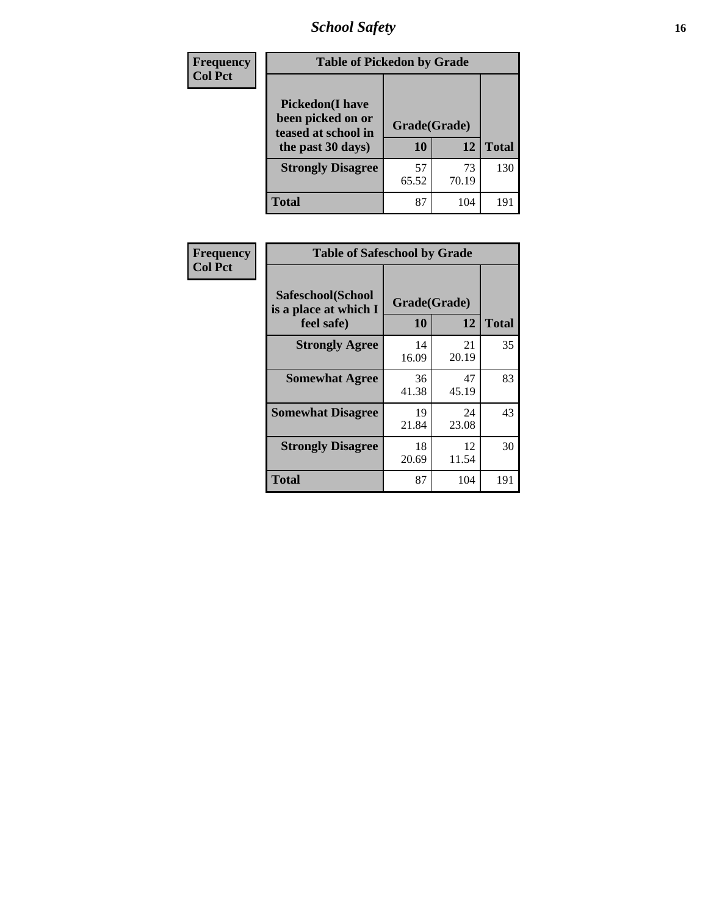# School Safety

| Frequency<br>Col Pct | Table of Pickedon by Grade | | |
|---|---|---|---|
| **Pickedon(I have been picked on or teased at school in the past 30 days)** | **Grade(Grade)** | | |
| | **10** | **12** | **Total** |
| **Strongly Disagree** | 57<br>65.52 | 73<br>70.19 | 130 |
| **Total** | 87 | 104 | 191 |

| Frequency<br>Col Pct | Table of Safeschool by Grade | | |
|---|---|---|---|
| **Safeschool(School is a place at which I feel safe)** | **Grade(Grade)** | | |
| | **10** | **12** | **Total** |
| **Strongly Agree** | 14<br>16.09 | 21<br>20.19 | 35 |
| **Somewhat Agree** | 36<br>41.38 | 47<br>45.19 | 83 |
| **Somewhat Disagree** | 19<br>21.84 | 24<br>23.08 | 43 |
| **Strongly Disagree** | 18<br>20.69 | 12<br>11.54 | 30 |
| **Total** | 87 | 104 | 191 |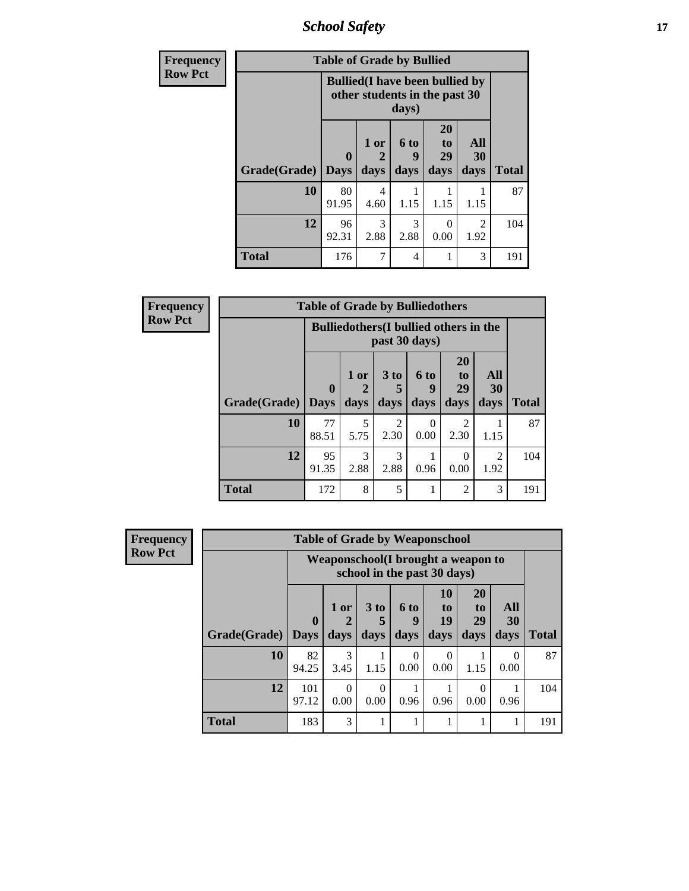| Frequency |
|---|
| Row Pct |

| Table of Grade by Bullied | | | | | | |
|---|---|---|---|---|---|---|
| | Bullied(I have been bullied by other students in the past 30 days) | | | | | |
| Grade(Grade) | 0 Days | 1 or 2 days | 6 to 9 days | 20 to 29 days | All 30 days | Total |
| 10 | 80<br>91.95 | 4<br>4.60 | 1<br>1.15 | 1<br>1.15 | 1<br>1.15 | 87 |
| 12 | 96<br>92.31 | 3<br>2.88 | 3<br>2.88 | 0<br>0.00 | 2<br>1.92 | 104 |
| Total | 176 | 7 | 4 | 1 | 3 | 191 |

| Frequency |
|---|
| Row Pct |

| Table of Grade by Bulliedothers | | | | | | | |
|---|---|---|---|---|---|---|---|
| | Bulliedothers(I bullied others in the past 30 days) | | | | | | |
| Grade(Grade) | 0 Days | 1 or 2 days | 3 to 5 days | 6 to 9 days | 20 to 29 days | All 30 days | Total |
| 10 | 77<br>88.51 | 5<br>5.75 | 2<br>2.30 | 0<br>0.00 | 2<br>2.30 | 1<br>1.15 | 87 |
| 12 | 95<br>91.35 | 3<br>2.88 | 3<br>2.88 | 1<br>0.96 | 0<br>0.00 | 2<br>1.92 | 104 |
| Total | 172 | 8 | 5 | 1 | 2 | 3 | 191 |

| Frequency |
|---|
| Row Pct |

| Table of Grade by Weaponschool | | | | | | | | |
|---|---|---|---|---|---|---|---|---|
| | Weaponschool(I brought a weapon to school in the past 30 days) | | | | | | | |
| Grade(Grade) | 0 Days | 1 or 2 days | 3 to 5 days | 6 to 9 days | 10 to 19 days | 20 to 29 days | All 30 days | Total |
| 10 | 82<br>94.25 | 3<br>3.45 | 1<br>1.15 | 0<br>0.00 | 0<br>0.00 | 1<br>1.15 | 0<br>0.00 | 87 |
| 12 | 101<br>97.12 | 0<br>0.00 | 0<br>0.00 | 1<br>0.96 | 1<br>0.96 | 0<br>0.00 | 1<br>0.96 | 104 |
| Total | 183 | 3 | 1 | 1 | 1 | 1 | 1 | 191 |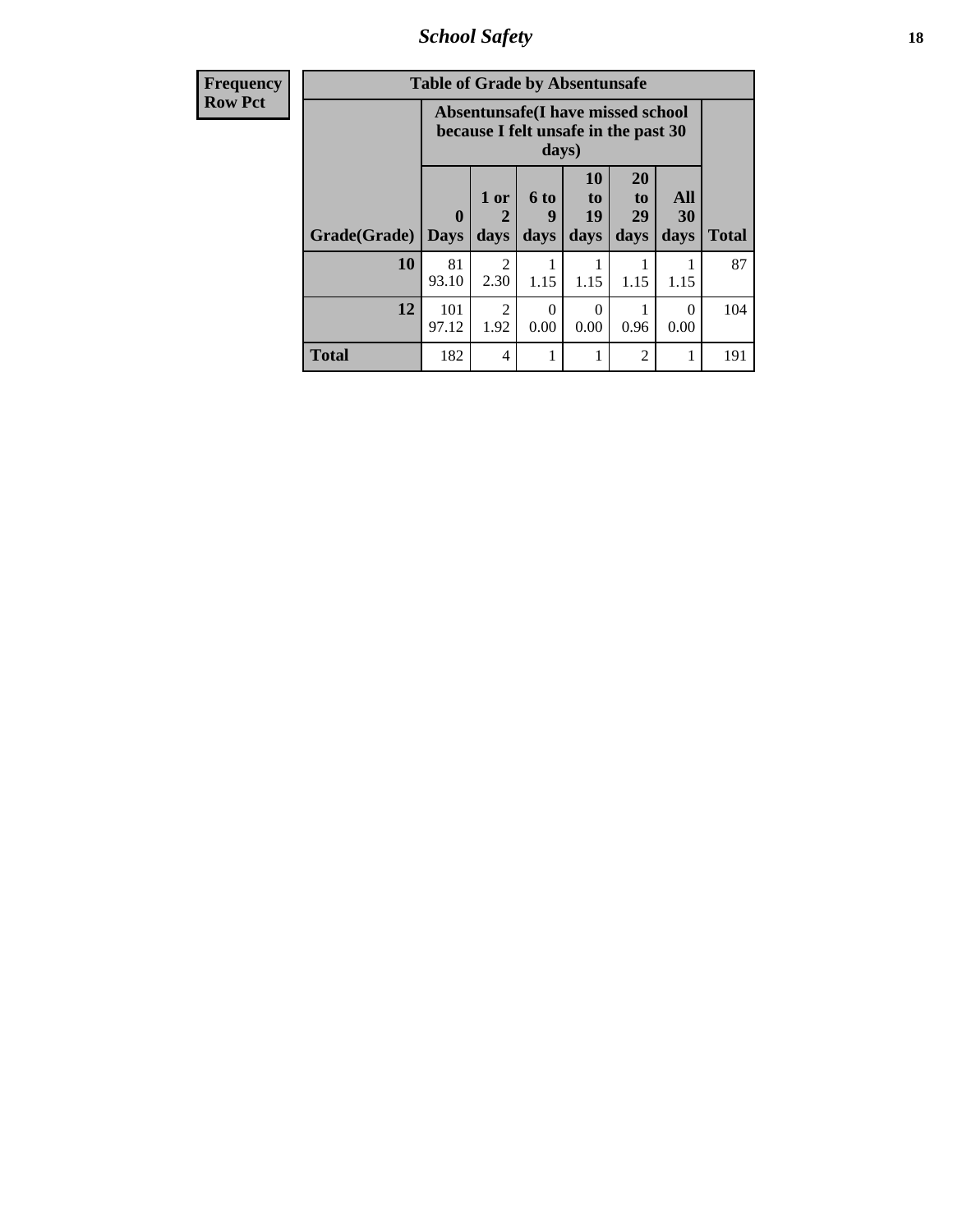| Frequency<br>Row Pct |
|---|

| Table of Grade by Absentunsafe | | | | | | | |
|---|---|---|---|---|---|---|---|
| | Absentunsafe(I have missed school because I felt unsafe in the past 30 days) | | | | | | |
| Grade(Grade) | 0 Days | 1 or 2 days | 6 to 9 days | 10 to 19 days | 20 to 29 days | All 30 days | Total |
| 10 | 81<br>93.10 | 2<br>2.30 | 1<br>1.15 | 1<br>1.15 | 1<br>1.15 | 1<br>1.15 | 87 |
| 12 | 101<br>97.12 | 2<br>1.92 | 0<br>0.00 | 0<br>0.00 | 1<br>0.96 | 0<br>0.00 | 104 |
| Total | 182 | 4 | 1 | 1 | 2 | 1 | 191 |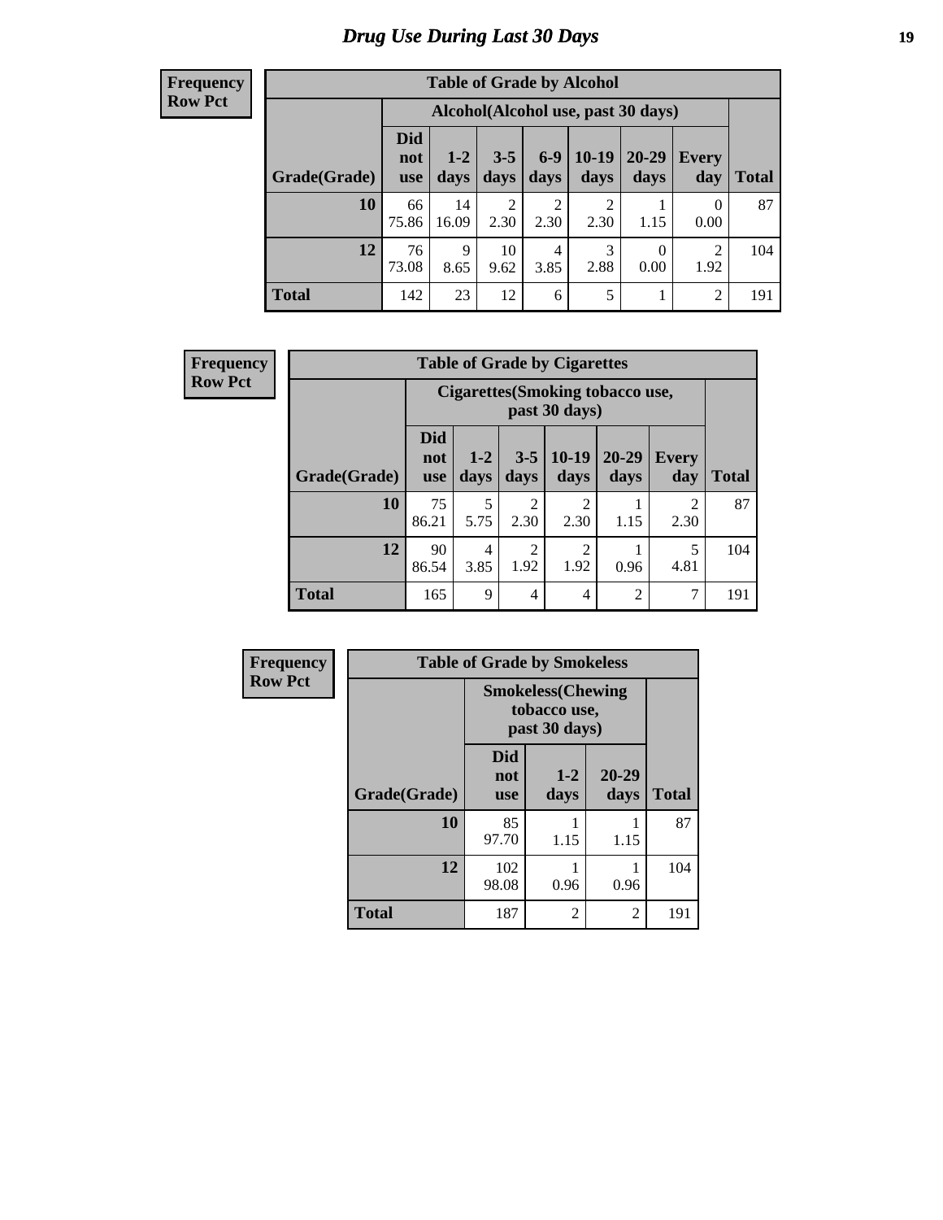# Drug Use During Last 30 Days

**Frequency**
**Row Pct**

| Table of Grade by Alcohol | | | | | | | | |
|---|---|---|---|---|---|---|---|---|
| | Alcohol(Alcohol use, past 30 days) | | | | | | | |
| Grade(Grade) | Did not use | 1-2 days | 3-5 days | 6-9 days | 10-19 days | 20-29 days | Every day | Total |
| 10 | 66<br>75.86 | 14<br>16.09 | 2<br>2.30 | 2<br>2.30 | 2<br>2.30 | 1<br>1.15 | 0<br>0.00 | 87 |
| 12 | 76<br>73.08 | 9<br>8.65 | 10<br>9.62 | 4<br>3.85 | 3<br>2.88 | 0<br>0.00 | 2<br>1.92 | 104 |
| Total | 142 | 23 | 12 | 6 | 5 | 1 | 2 | 191 |

**Frequency**
**Row Pct**

| Table of Grade by Cigarettes | | | | | | | |
|---|---|---|---|---|---|---|---|
| | Cigarettes(Smoking tobacco use, past 30 days) | | | | | | |
| Grade(Grade) | Did not use | 1-2 days | 3-5 days | 10-19 days | 20-29 days | Every day | Total |
| 10 | 75<br>86.21 | 5<br>5.75 | 2<br>2.30 | 2<br>2.30 | 1<br>1.15 | 2<br>2.30 | 87 |
| 12 | 90<br>86.54 | 4<br>3.85 | 2<br>1.92 | 2<br>1.92 | 1<br>0.96 | 5<br>4.81 | 104 |
| Total | 165 | 9 | 4 | 4 | 2 | 7 | 191 |

**Frequency**
**Row Pct**

| Table of Grade by Smokeless | | | | |
|---|---|---|---|---|
| | Smokeless(Chewing tobacco use, past 30 days) | | | |
| Grade(Grade) | Did not use | 1-2 days | 20-29 days | Total |
| 10 | 85<br>97.70 | 1<br>1.15 | 1<br>1.15 | 87 |
| 12 | 102<br>98.08 | 1<br>0.96 | 1<br>0.96 | 104 |
| Total | 187 | 2 | 2 | 191 |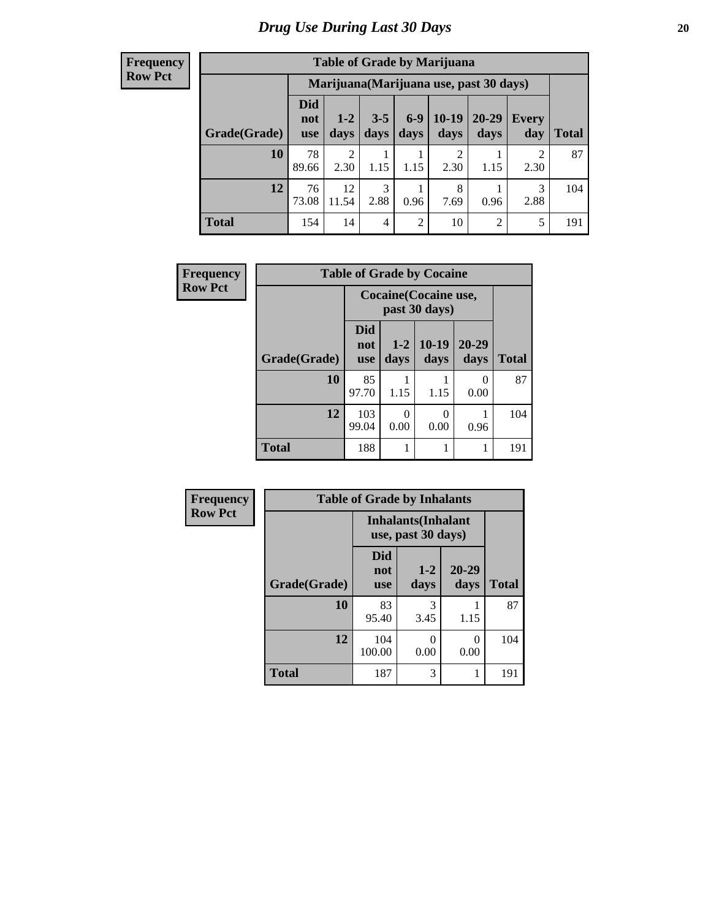# Drug Use During Last 30 Days

**Frequency**
**Row Pct**

**Table of Grade by Marijuana**

| | Marijuana(Marijuana use, past 30 days) | | | | | | | |
|---|---|---|---|---|---|---|---|---|
| Grade(Grade) | Did not use | 1-2 days | 3-5 days | 6-9 days | 10-19 days | 20-29 days | Every day | Total |
| **10** | 78<br>89.66 | 2<br>2.30 | 1<br>1.15 | 1<br>1.15 | 2<br>2.30 | 1<br>1.15 | 2<br>2.30 | 87 |
| **12** | 76<br>73.08 | 12<br>11.54 | 3<br>2.88 | 1<br>0.96 | 8<br>7.69 | 1<br>0.96 | 3<br>2.88 | 104 |
| **Total** | 154 | 14 | 4 | 2 | 10 | 2 | 5 | 191 |

**Frequency**
**Row Pct**

**Table of Grade by Cocaine**

| | Cocaine(Cocaine use, past 30 days) | | | | |
|---|---|---|---|---|---|
| Grade(Grade) | Did not use | 1-2 days | 10-19 days | 20-29 days | Total |
| **10** | 85<br>97.70 | 1<br>1.15 | 1<br>1.15 | 0<br>0.00 | 87 |
| **12** | 103<br>99.04 | 0<br>0.00 | 0<br>0.00 | 1<br>0.96 | 104 |
| **Total** | 188 | 1 | 1 | 1 | 191 |

**Frequency**
**Row Pct**

**Table of Grade by Inhalants**

| | Inhalants(Inhalant use, past 30 days) | | | |
|---|---|---|---|---|
| Grade(Grade) | Did not use | 1-2 days | 20-29 days | Total |
| **10** | 83<br>95.40 | 3<br>3.45 | 1<br>1.15 | 87 |
| **12** | 104<br>100.00 | 0<br>0.00 | 0<br>0.00 | 104 |
| **Total** | 187 | 3 | 1 | 191 |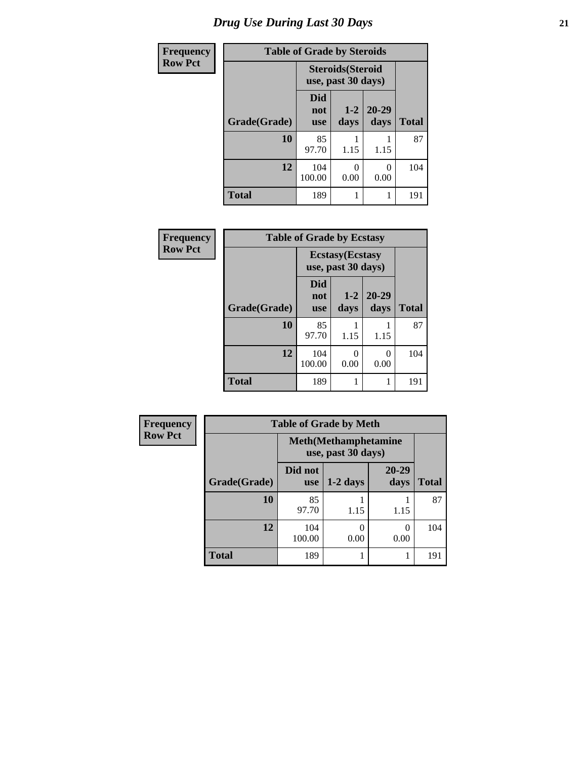# Drug Use During Last 30 Days

**Frequency**
**Row Pct**

| Table of Grade by Steroids | | | | |
|---|---|---|---|---|
| | Steroids(Steroid use, past 30 days) | | | |
| Grade(Grade) | Did not use | 1-2 days | 20-29 days | Total |
| 10 | 85<br>97.70 | 1<br>1.15 | 1<br>1.15 | 87 |
| 12 | 104<br>100.00 | 0<br>0.00 | 0<br>0.00 | 104 |
| Total | 189 | 1 | 1 | 191 |

**Frequency**
**Row Pct**

| Table of Grade by Ecstasy | | | | |
|---|---|---|---|---|
| | Ecstasy(Ecstasy use, past 30 days) | | | |
| Grade(Grade) | Did not use | 1-2 days | 20-29 days | Total |
| 10 | 85<br>97.70 | 1<br>1.15 | 1<br>1.15 | 87 |
| 12 | 104<br>100.00 | 0<br>0.00 | 0<br>0.00 | 104 |
| Total | 189 | 1 | 1 | 191 |

**Frequency**
**Row Pct**

| Table of Grade by Meth | | | | |
|---|---|---|---|---|
| | Meth(Methamphetamine use, past 30 days) | | | |
| Grade(Grade) | Did not use | 1-2 days | 20-29 days | Total |
| 10 | 85<br>97.70 | 1<br>1.15 | 1<br>1.15 | 87 |
| 12 | 104<br>100.00 | 0<br>0.00 | 0<br>0.00 | 104 |
| Total | 189 | 1 | 1 | 191 |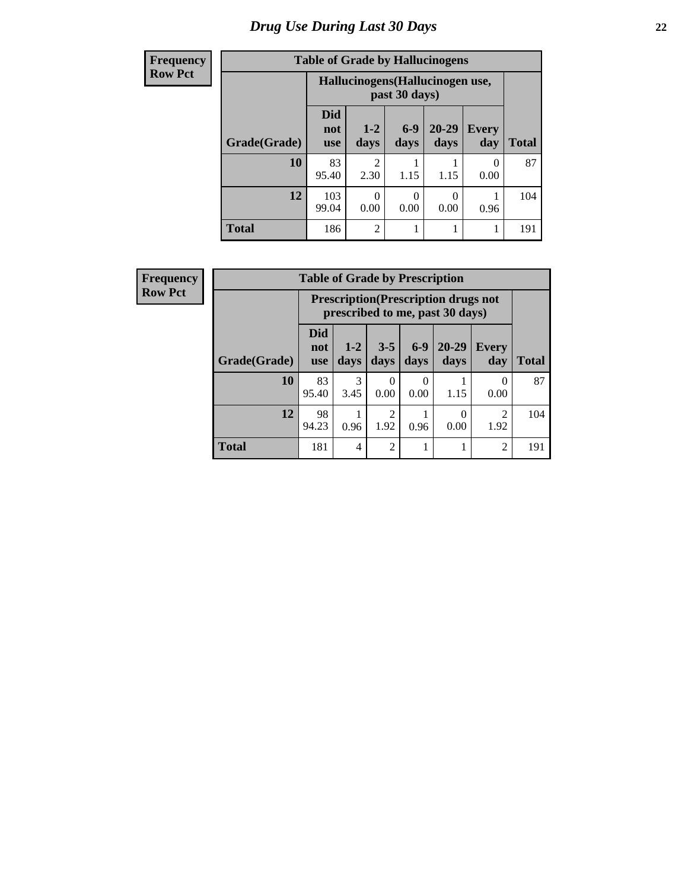# Drug Use During Last 30 Days

| Frequency<br>Row Pct | | | | | | |
|---|---|---|---|---|---|---|

**Table of Grade by Hallucinogens**

| Grade(Grade) | Hallucinogens(Hallucinogen use, past 30 days) | | | | | Total |
|---|---|---|---|---|---|---|
| | Did not use | 1-2 days | 6-9 days | 20-29 days | Every day | |
| 10 | 83<br>95.40 | 2<br>2.30 | 1<br>1.15 | 1<br>1.15 | 0<br>0.00 | 87 |
| 12 | 103<br>99.04 | 0<br>0.00 | 0<br>0.00 | 0<br>0.00 | 1<br>0.96 | 104 |
| Total | 186 | 2 | 1 | 1 | 1 | 191 |

| Frequency<br>Row Pct | | | | | | | |
|---|---|---|---|---|---|---|---|

**Table of Grade by Prescription**

| Grade(Grade) | Prescription(Prescription drugs not prescribed to me, past 30 days) | | | | | | Total |
|---|---|---|---|---|---|---|---|
| | Did not use | 1-2 days | 3-5 days | 6-9 days | 20-29 days | Every day | |
| 10 | 83<br>95.40 | 3<br>3.45 | 0<br>0.00 | 0<br>0.00 | 1<br>1.15 | 0<br>0.00 | 87 |
| 12 | 98<br>94.23 | 1<br>0.96 | 2<br>1.92 | 1<br>0.96 | 0<br>0.00 | 2<br>1.92 | 104 |
| Total | 181 | 4 | 2 | 1 | 1 | 2 | 191 |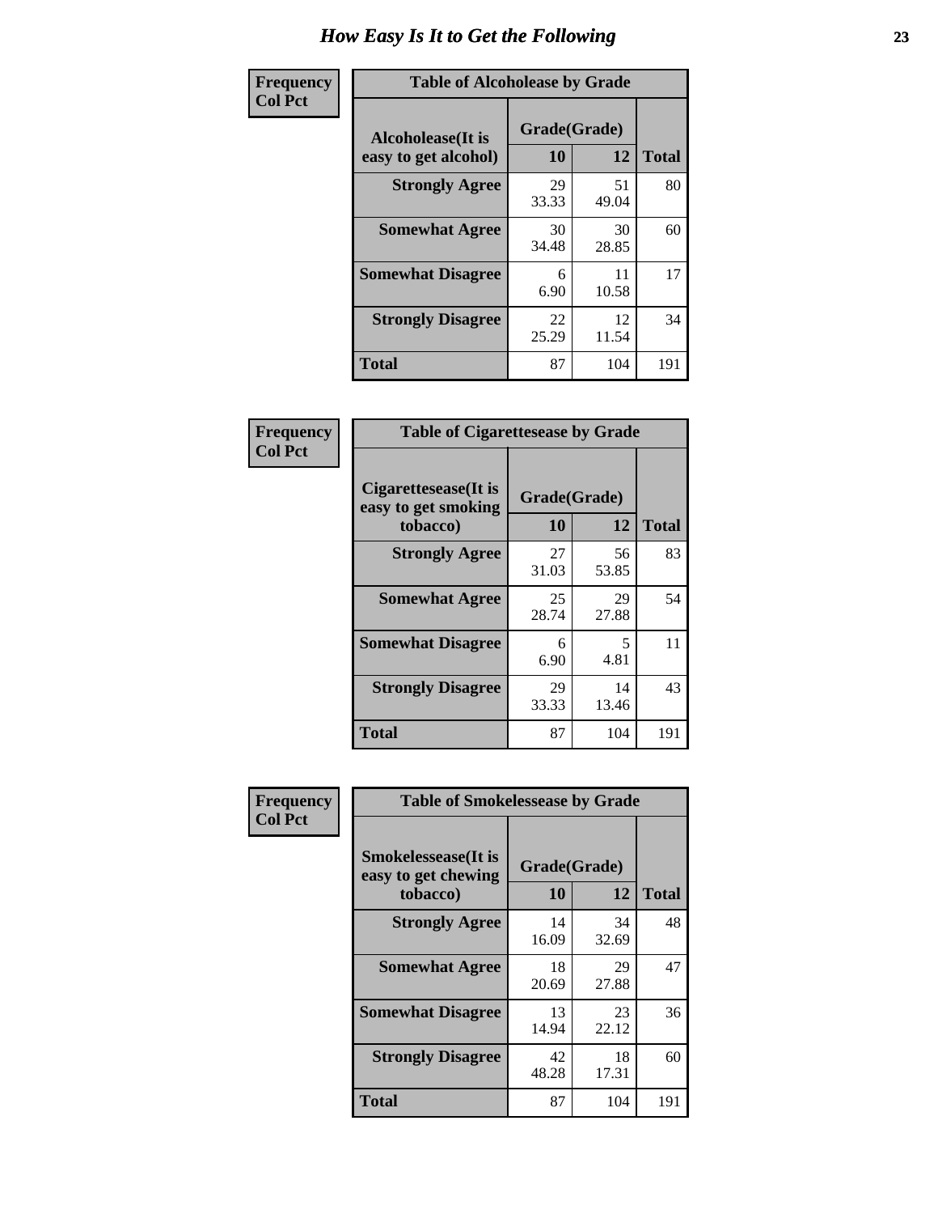# How Easy Is It to Get the Following

**Frequency**
**Col Pct**

| Table of Alcoholease by Grade | | | |
|---|---|---|---|
| Alcoholease(It is easy to get alcohol) | Grade(Grade) | | Total |
| | 10 | 12 | |
| **Strongly Agree** | 29<br>33.33 | 51<br>49.04 | 80 |
| **Somewhat Agree** | 30<br>34.48 | 30<br>28.85 | 60 |
| **Somewhat Disagree** | 6<br>6.90 | 11<br>10.58 | 17 |
| **Strongly Disagree** | 22<br>25.29 | 12<br>11.54 | 34 |
| **Total** | 87 | 104 | 191 |

**Frequency**
**Col Pct**

| Table of Cigarettesease by Grade | | | |
|---|---|---|---|
| Cigarettesease(It is easy to get smoking tobacco) | Grade(Grade) | | Total |
| | 10 | 12 | |
| **Strongly Agree** | 27<br>31.03 | 56<br>53.85 | 83 |
| **Somewhat Agree** | 25<br>28.74 | 29<br>27.88 | 54 |
| **Somewhat Disagree** | 6<br>6.90 | 5<br>4.81 | 11 |
| **Strongly Disagree** | 29<br>33.33 | 14<br>13.46 | 43 |
| **Total** | 87 | 104 | 191 |

**Frequency**
**Col Pct**

| Table of Smokelessease by Grade | | | |
|---|---|---|---|
| Smokelessease(It is easy to get chewing tobacco) | Grade(Grade) | | Total |
| | 10 | 12 | |
| **Strongly Agree** | 14<br>16.09 | 34<br>32.69 | 48 |
| **Somewhat Agree** | 18<br>20.69 | 29<br>27.88 | 47 |
| **Somewhat Disagree** | 13<br>14.94 | 23<br>22.12 | 36 |
| **Strongly Disagree** | 42<br>48.28 | 18<br>17.31 | 60 |
| **Total** | 87 | 104 | 191 |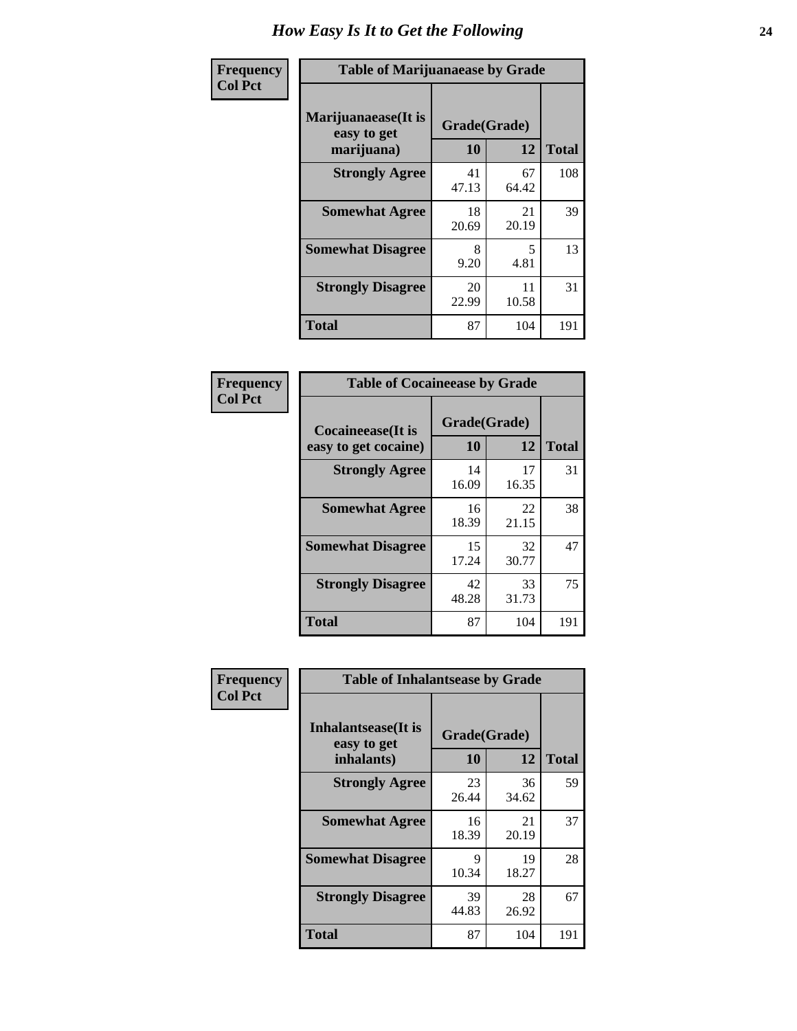# How Easy Is It to Get the Following

**Frequency**
**Col Pct**

**Table of Marijuanaease by Grade**

| Marijuanaease(It is easy to get marijuana) | Grade(Grade) | | Total |
|---|---|---|---|
| | 10 | 12 | |
| **Strongly Agree** | 41<br>47.13 | 67<br>64.42 | 108 |
| **Somewhat Agree** | 18<br>20.69 | 21<br>20.19 | 39 |
| **Somewhat Disagree** | 8<br>9.20 | 5<br>4.81 | 13 |
| **Strongly Disagree** | 20<br>22.99 | 11<br>10.58 | 31 |
| **Total** | 87 | 104 | 191 |

**Frequency**
**Col Pct**

**Table of Cocaineease by Grade**

| Cocaineease(It is easy to get cocaine) | Grade(Grade) | | Total |
|---|---|---|---|
| | 10 | 12 | |
| **Strongly Agree** | 14<br>16.09 | 17<br>16.35 | 31 |
| **Somewhat Agree** | 16<br>18.39 | 22<br>21.15 | 38 |
| **Somewhat Disagree** | 15<br>17.24 | 32<br>30.77 | 47 |
| **Strongly Disagree** | 42<br>48.28 | 33<br>31.73 | 75 |
| **Total** | 87 | 104 | 191 |

**Frequency**
**Col Pct**

**Table of Inhalantsease by Grade**

| Inhalantsease(It is easy to get inhalants) | Grade(Grade) | | Total |
|---|---|---|---|
| | 10 | 12 | |
| **Strongly Agree** | 23<br>26.44 | 36<br>34.62 | 59 |
| **Somewhat Agree** | 16<br>18.39 | 21<br>20.19 | 37 |
| **Somewhat Disagree** | 9<br>10.34 | 19<br>18.27 | 28 |
| **Strongly Disagree** | 39<br>44.83 | 28<br>26.92 | 67 |
| **Total** | 87 | 104 | 191 |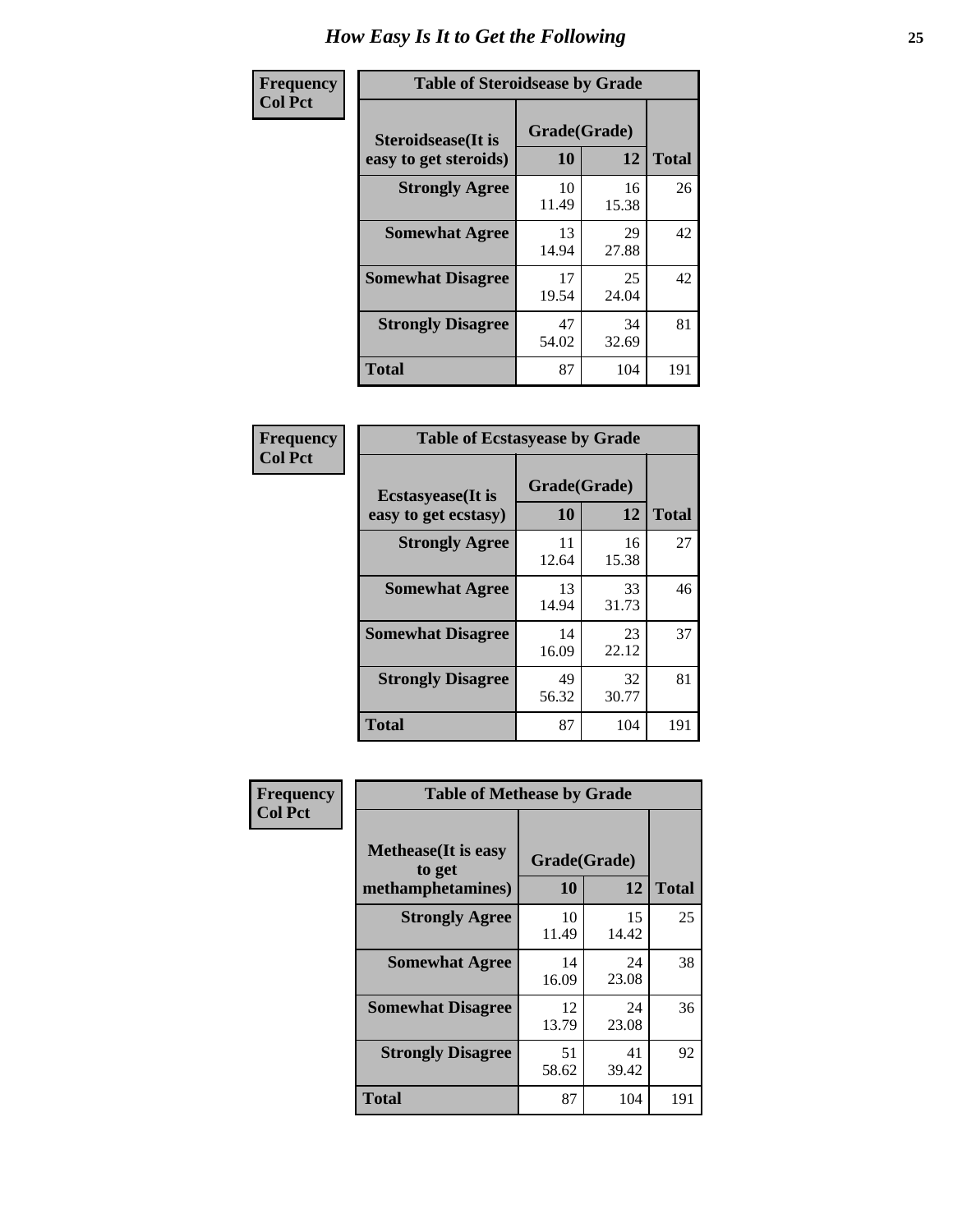# How Easy Is It to Get the Following

Frequency
Col Pct

**Table of Steroidsease by Grade**

| Steroidsease(It is easy to get steroids) | Grade(Grade) | | Total |
|---|---|---|---|
| | 10 | 12 | |
| Strongly Agree | 10<br>11.49 | 16<br>15.38 | 26 |
| Somewhat Agree | 13<br>14.94 | 29<br>27.88 | 42 |
| Somewhat Disagree | 17<br>19.54 | 25<br>24.04 | 42 |
| Strongly Disagree | 47<br>54.02 | 34<br>32.69 | 81 |
| Total | 87 | 104 | 191 |

Frequency
Col Pct

**Table of Ecstasyease by Grade**

| Ecstasyease(It is easy to get ecstasy) | Grade(Grade) | | Total |
|---|---|---|---|
| | 10 | 12 | |
| Strongly Agree | 11<br>12.64 | 16<br>15.38 | 27 |
| Somewhat Agree | 13<br>14.94 | 33<br>31.73 | 46 |
| Somewhat Disagree | 14<br>16.09 | 23<br>22.12 | 37 |
| Strongly Disagree | 49<br>56.32 | 32<br>30.77 | 81 |
| Total | 87 | 104 | 191 |

Frequency
Col Pct

**Table of Methease by Grade**

| Methease(It is easy to get methamphetamines) | Grade(Grade) | | Total |
|---|---|---|---|
| | 10 | 12 | |
| Strongly Agree | 10<br>11.49 | 15<br>14.42 | 25 |
| Somewhat Agree | 14<br>16.09 | 24<br>23.08 | 38 |
| Somewhat Disagree | 12<br>13.79 | 24<br>23.08 | 36 |
| Strongly Disagree | 51<br>58.62 | 41<br>39.42 | 92 |
| Total | 87 | 104 | 191 |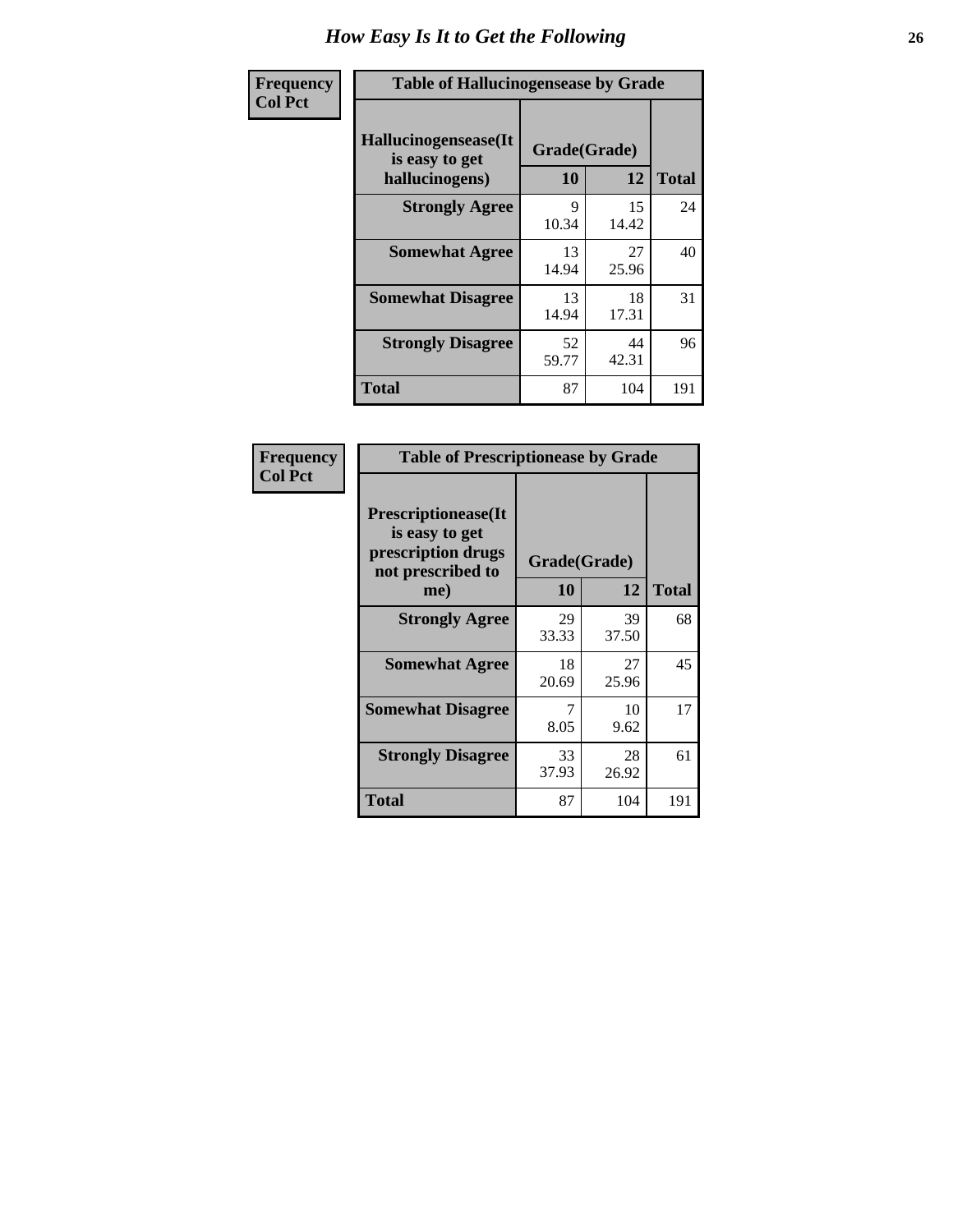# How Easy Is It to Get the Following

| Frequency<br>Col Pct | Table of Hallucinogensease by Grade | | |
|---|---|---|---|
| Hallucinogensease(It is easy to get hallucinogens) | Grade(Grade) | | |
| | 10 | 12 | Total |
| Strongly Agree | 9<br>10.34 | 15<br>14.42 | 24 |
| Somewhat Agree | 13<br>14.94 | 27<br>25.96 | 40 |
| Somewhat Disagree | 13<br>14.94 | 18<br>17.31 | 31 |
| Strongly Disagree | 52<br>59.77 | 44<br>42.31 | 96 |
| Total | 87 | 104 | 191 |

| Frequency<br>Col Pct | Table of Prescriptionease by Grade | | |
|---|---|---|---|
| Prescriptionease(It is easy to get prescription drugs not prescribed to me) | Grade(Grade) | | |
| | 10 | 12 | Total |
| Strongly Agree | 29<br>33.33 | 39<br>37.50 | 68 |
| Somewhat Agree | 18<br>20.69 | 27<br>25.96 | 45 |
| Somewhat Disagree | 7<br>8.05 | 10<br>9.62 | 17 |
| Strongly Disagree | 33<br>37.93 | 28<br>26.92 | 61 |
| Total | 87 | 104 | 191 |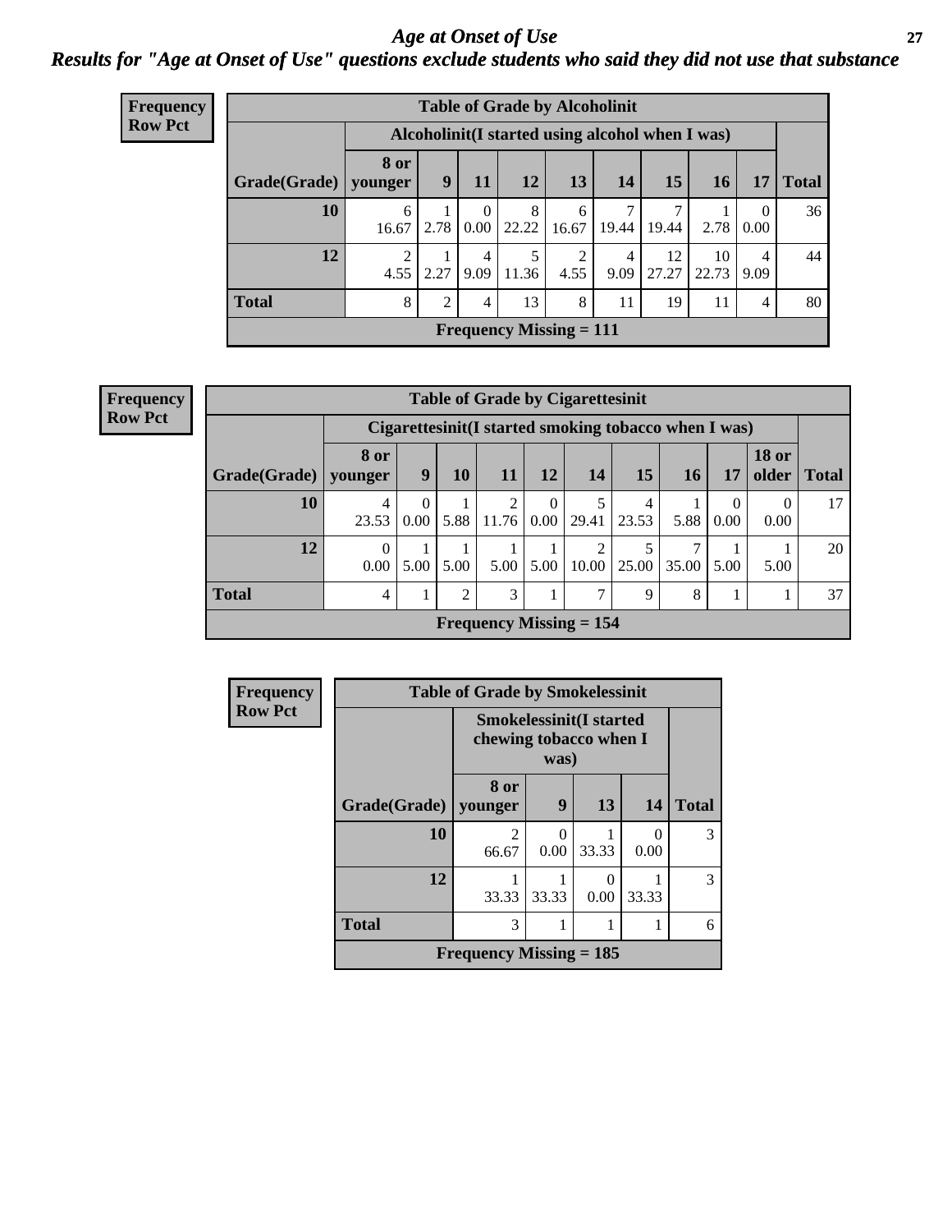# Age at Onset of Use

## Results for "Age at Onset of Use" questions exclude students who said they did not use that substance

**Frequency**
**Row Pct**

**Table of Grade by Alcoholinit**

| | Alcoholinit(I started using alcohol when I was) | | | | | | | | | |
|---|---|---|---|---|---|---|---|---|---|---|
| Grade(Grade) | 8 or younger | 9 | 11 | 12 | 13 | 14 | 15 | 16 | 17 | Total |
| 10 | 6<br>16.67 | 1<br>2.78 | 0<br>0.00 | 8<br>22.22 | 6<br>16.67 | 7<br>19.44 | 7<br>19.44 | 1<br>2.78 | 0<br>0.00 | 36 |
| 12 | 2<br>4.55 | 1<br>2.27 | 4<br>9.09 | 5<br>11.36 | 2<br>4.55 | 4<br>9.09 | 12<br>27.27 | 10<br>22.73 | 4<br>9.09 | 44 |
| Total | 8 | 2 | 4 | 13 | 8 | 11 | 19 | 11 | 4 | 80 |

**Frequency Missing = 111**

**Frequency**
**Row Pct**

**Table of Grade by Cigarettesinit**

| | Cigarettesinit(I started smoking tobacco when I was) | | | | | | | | | | |
|---|---|---|---|---|---|---|---|---|---|---|---|
| Grade(Grade) | 8 or younger | 9 | 10 | 11 | 12 | 14 | 15 | 16 | 17 | 18 or older | Total |
| 10 | 4<br>23.53 | 0<br>0.00 | 1<br>5.88 | 2<br>11.76 | 0<br>0.00 | 5<br>29.41 | 4<br>23.53 | 1<br>5.88 | 0<br>0.00 | 0<br>0.00 | 17 |
| 12 | 0<br>0.00 | 1<br>5.00 | 1<br>5.00 | 1<br>5.00 | 1<br>5.00 | 2<br>10.00 | 5<br>25.00 | 7<br>35.00 | 1<br>5.00 | 1<br>5.00 | 20 |
| Total | 4 | 1 | 2 | 3 | 1 | 7 | 9 | 8 | 1 | 1 | 37 |

**Frequency Missing = 154**

**Frequency**
**Row Pct**

**Table of Grade by Smokelessinit**

| | Smokelessinit(I started chewing tobacco when I was) | | | | |
|---|---|---|---|---|---|
| Grade(Grade) | 8 or younger | 9 | 13 | 14 | Total |
| 10 | 2<br>66.67 | 0<br>0.00 | 1<br>33.33 | 0<br>0.00 | 3 |
| 12 | 1<br>33.33 | 1<br>33.33 | 0<br>0.00 | 1<br>33.33 | 3 |
| Total | 3 | 1 | 1 | 1 | 6 |

**Frequency Missing = 185**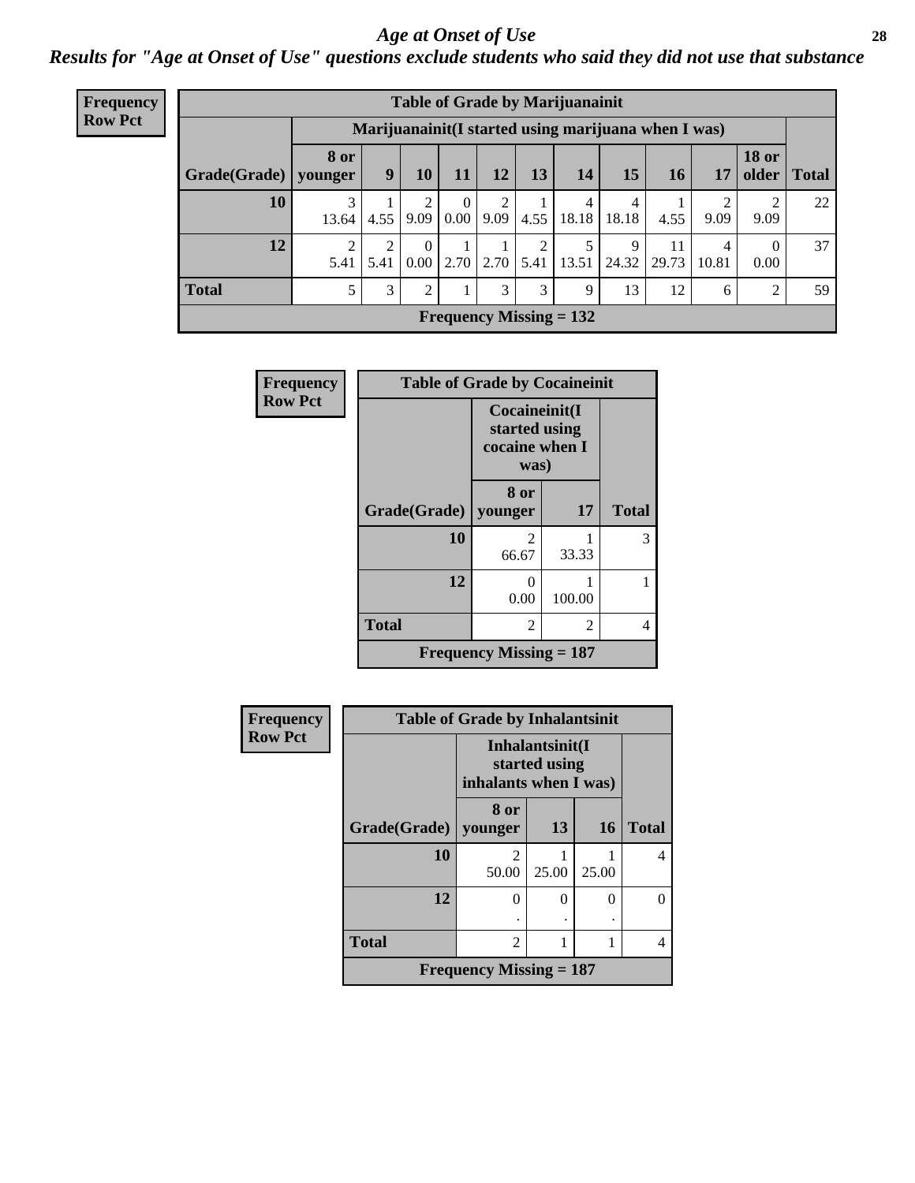## *Age at Onset of Use*

### *Results for "Age at Onset of Use" questions exclude students who said they did not use that substance*

**Frequency**
**Row Pct**

| Table of Grade by Marijuanainit | | | | | | | | | | | | |
|---|---|---|---|---|---|---|---|---|---|---|---|---|
| | Marijuanainit(I started using marijuana when I was) | | | | | | | | | | | |
| Grade(Grade) | 8 or younger | 9 | 10 | 11 | 12 | 13 | 14 | 15 | 16 | 17 | 18 or older | Total |
| 10 | 3<br>13.64 | 1<br>4.55 | 2<br>9.09 | 0<br>0.00 | 2<br>9.09 | 1<br>4.55 | 4<br>18.18 | 4<br>18.18 | 1<br>4.55 | 2<br>9.09 | 2<br>9.09 | 22 |
| 12 | 2<br>5.41 | 2<br>5.41 | 0<br>0.00 | 1<br>2.70 | 1<br>2.70 | 2<br>5.41 | 5<br>13.51 | 9<br>24.32 | 11<br>29.73 | 4<br>10.81 | 0<br>0.00 | 37 |
| Total | 5 | 3 | 2 | 1 | 3 | 3 | 9 | 13 | 12 | 6 | 2 | 59 |
| Frequency Missing = 132 | | | | | | | | | | | | |

**Frequency**
**Row Pct**

| Table of Grade by Cocaineinit | | | |
|---|---|---|---|
| | Cocaineinit(I started using cocaine when I was) | | |
| Grade(Grade) | 8 or younger | 17 | Total |
| 10 | 2<br>66.67 | 1<br>33.33 | 3 |
| 12 | 0<br>0.00 | 1<br>100.00 | 1 |
| Total | 2 | 2 | 4 |
| Frequency Missing = 187 | | | |

**Frequency**
**Row Pct**

| Table of Grade by Inhalantsinit | | | | |
|---|---|---|---|---|
| | Inhalantsinit(I started using inhalants when I was) | | | |
| Grade(Grade) | 8 or younger | 13 | 16 | Total |
| 10 | 2<br>50.00 | 1<br>25.00 | 1<br>25.00 | 4 |
| 12 | 0<br>. | 0<br>. | 0<br>. | 0 |
| Total | 2 | 1 | 1 | 4 |
| Frequency Missing = 187 | | | | |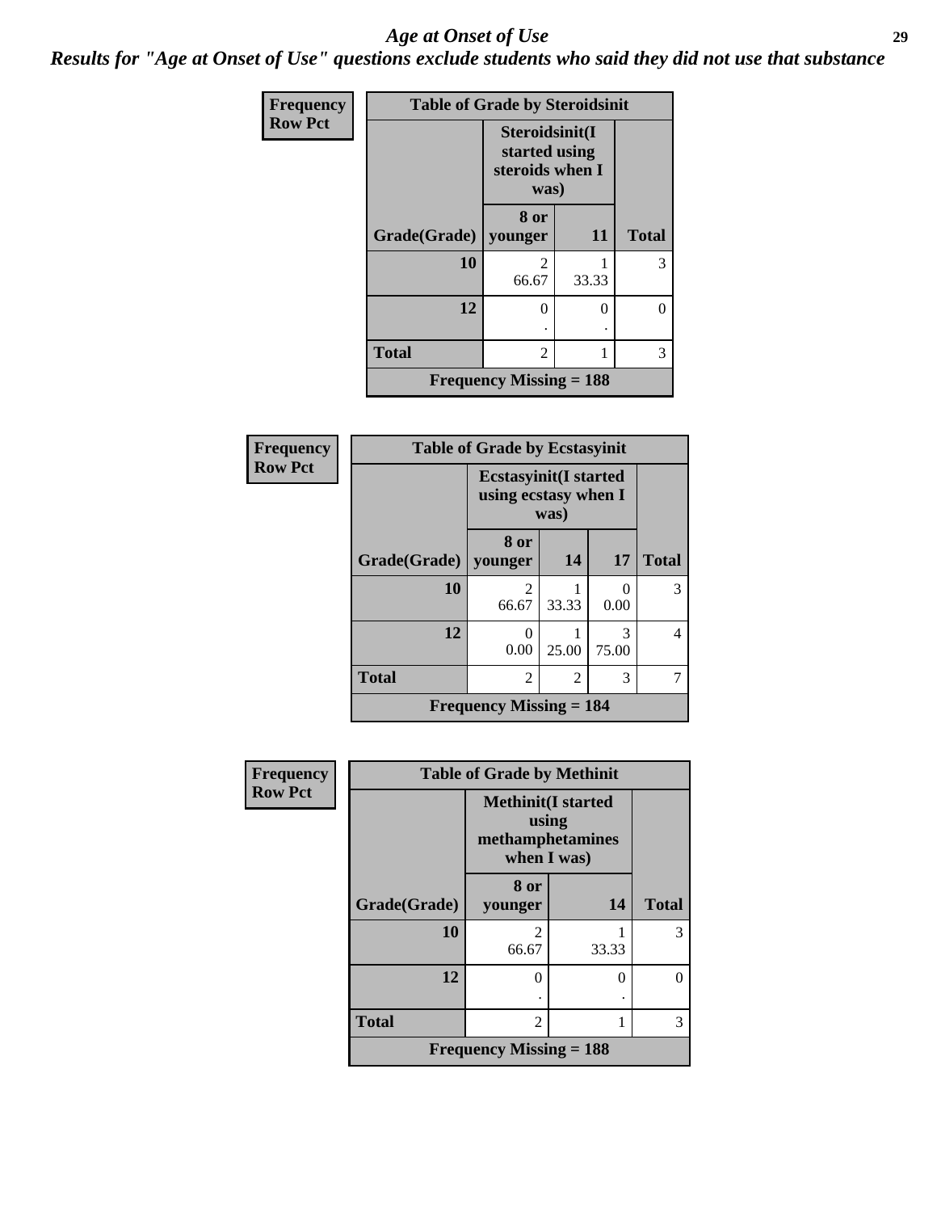# Age at Onset of Use

*Results for "Age at Onset of Use" questions exclude students who said they did not use that substance*

**Frequency**
**Row Pct**

| Table of Grade by Steroidsinit | | | |
|---|---|---|---|
| | Steroidsinit(I started using steroids when I was) | | |
| Grade(Grade) | 8 or younger | 11 | Total |
| 10 | 2<br>66.67 | 1<br>33.33 | 3 |
| 12 | 0<br>. | 0<br>. | 0 |
| Total | 2 | 1 | 3 |
| Frequency Missing = 188 | | | |

**Frequency**
**Row Pct**

| Table of Grade by Ecstasyinit | | | | |
|---|---|---|---|---|
| | Ecstasyinit(I started using ecstasy when I was) | | | |
| Grade(Grade) | 8 or younger | 14 | 17 | Total |
| 10 | 2<br>66.67 | 1<br>33.33 | 0<br>0.00 | 3 |
| 12 | 0<br>0.00 | 1<br>25.00 | 3<br>75.00 | 4 |
| Total | 2 | 2 | 3 | 7 |
| Frequency Missing = 184 | | | | |

**Frequency**
**Row Pct**

| Table of Grade by Methinit | | | |
|---|---|---|---|
| | Methinit(I started using methamphetamines when I was) | | |
| Grade(Grade) | 8 or younger | 14 | Total |
| 10 | 2<br>66.67 | 1<br>33.33 | 3 |
| 12 | 0<br>. | 0<br>. | 0 |
| Total | 2 | 1 | 3 |
| Frequency Missing = 188 | | | |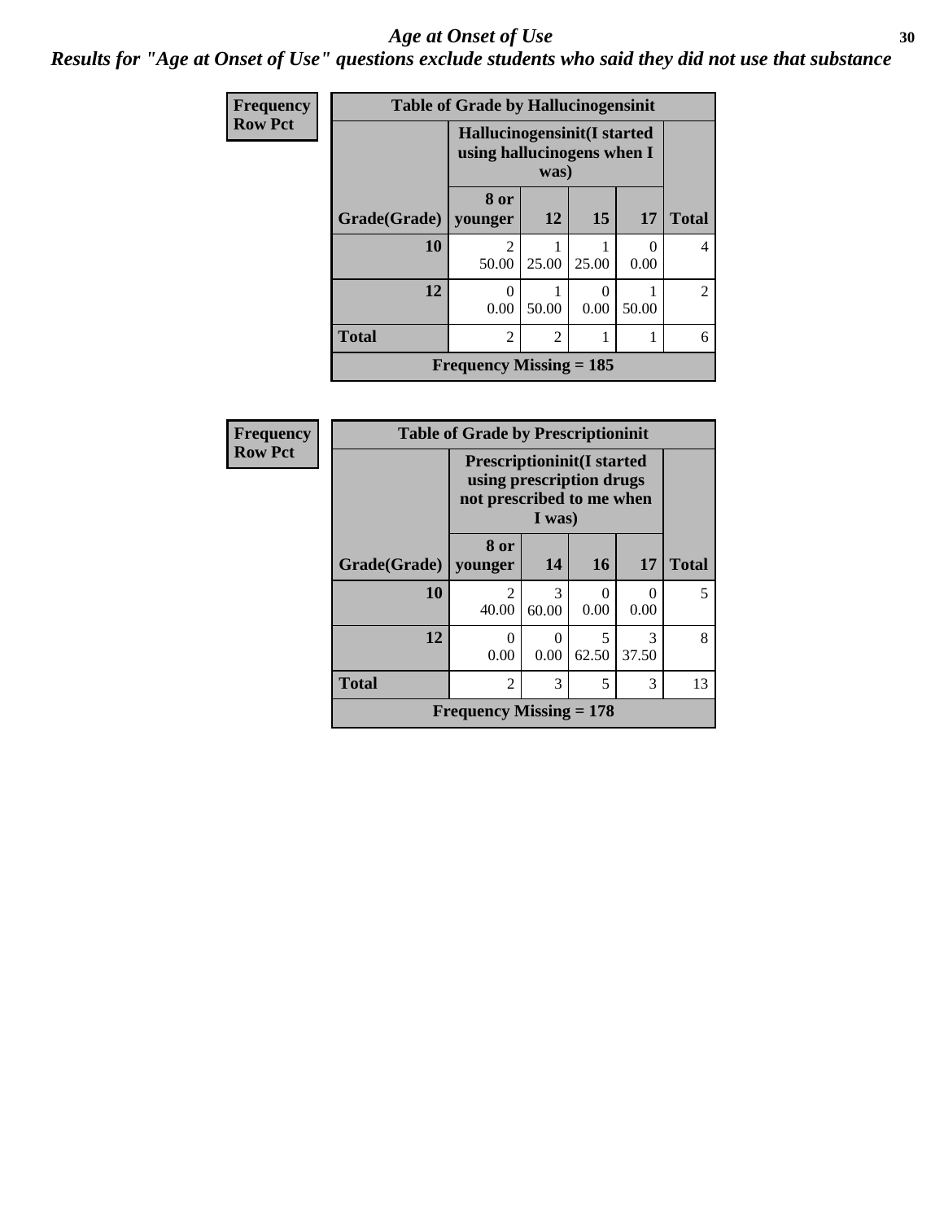# Age at Onset of Use

***Results for "Age at Onset of Use" questions exclude students who said they did not use that substance***

**Frequency / Row Pct**

**Table of Grade by Hallucinogensinit**

| | Hallucinogensinit(I started using hallucinogens when I was) | | | | |
|---|---|---|---|---|---|
| Grade(Grade) | 8 or younger | 12 | 15 | 17 | Total |
| **10** | 2<br>50.00 | 1<br>25.00 | 1<br>25.00 | 0<br>0.00 | 4 |
| **12** | 0<br>0.00 | 1<br>50.00 | 0<br>0.00 | 1<br>50.00 | 2 |
| **Total** | 2 | 2 | 1 | 1 | 6 |

**Frequency Missing = 185**

**Frequency / Row Pct**

**Table of Grade by Prescriptioninit**

| | Prescriptioninit(I started using prescription drugs not prescribed to me when I was) | | | | |
|---|---|---|---|---|---|
| Grade(Grade) | 8 or younger | 14 | 16 | 17 | Total |
| **10** | 2<br>40.00 | 3<br>60.00 | 0<br>0.00 | 0<br>0.00 | 5 |
| **12** | 0<br>0.00 | 0<br>0.00 | 5<br>62.50 | 3<br>37.50 | 8 |
| **Total** | 2 | 3 | 5 | 3 | 13 |

**Frequency Missing = 178**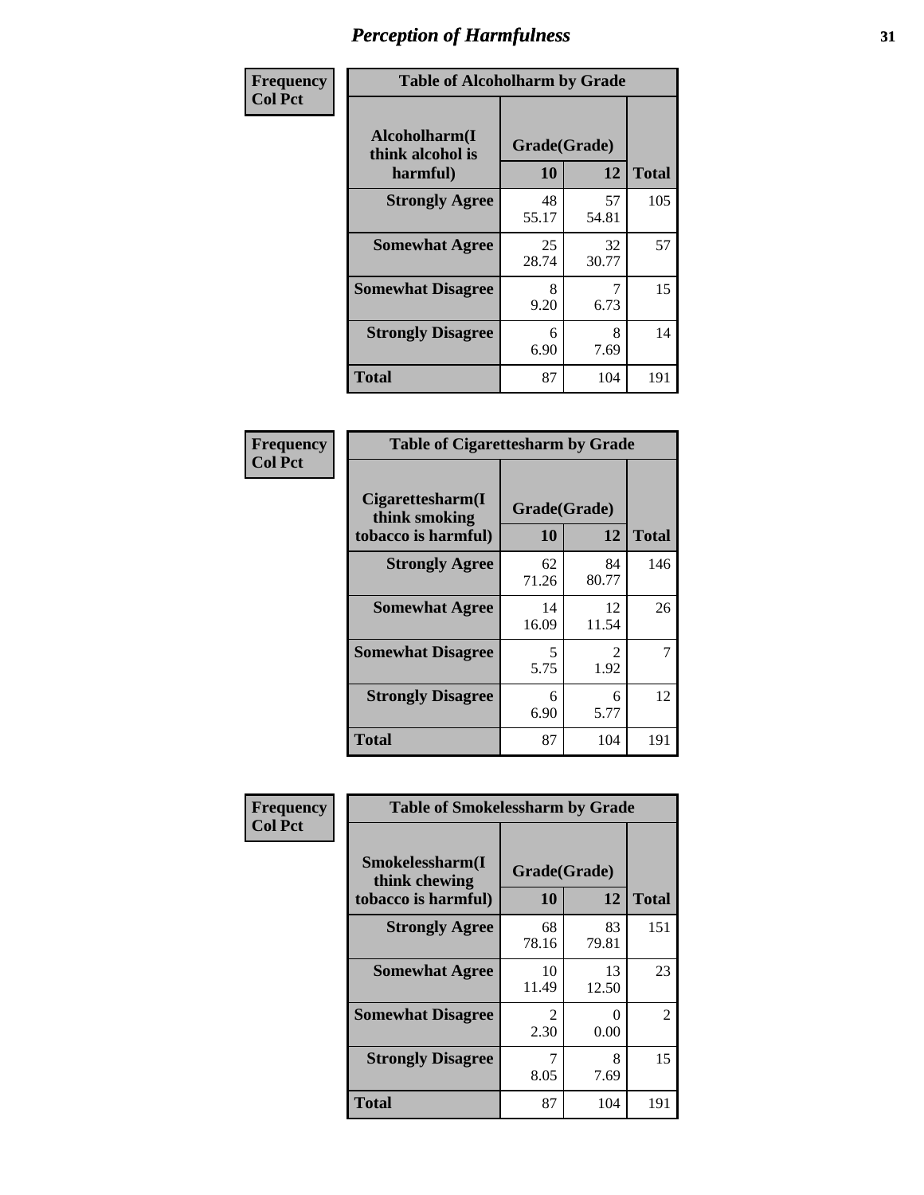# Perception of Harmfulness

**Frequency**
**Col Pct**

| Table of Alcoholharm by Grade | | | |
|---|---|---|---|
| Alcoholharm(I think alcohol is harmful) | Grade(Grade) | | Total |
| | 10 | 12 | |
| **Strongly Agree** | 48<br>55.17 | 57<br>54.81 | 105 |
| **Somewhat Agree** | 25<br>28.74 | 32<br>30.77 | 57 |
| **Somewhat Disagree** | 8<br>9.20 | 7<br>6.73 | 15 |
| **Strongly Disagree** | 6<br>6.90 | 8<br>7.69 | 14 |
| **Total** | 87 | 104 | 191 |

**Frequency**
**Col Pct**

| Table of Cigarettesharm by Grade | | | |
|---|---|---|---|
| Cigarettesharm(I think smoking tobacco is harmful) | Grade(Grade) | | Total |
| | 10 | 12 | |
| **Strongly Agree** | 62<br>71.26 | 84<br>80.77 | 146 |
| **Somewhat Agree** | 14<br>16.09 | 12<br>11.54 | 26 |
| **Somewhat Disagree** | 5<br>5.75 | 2<br>1.92 | 7 |
| **Strongly Disagree** | 6<br>6.90 | 6<br>5.77 | 12 |
| **Total** | 87 | 104 | 191 |

**Frequency**
**Col Pct**

| Table of Smokelessharm by Grade | | | |
|---|---|---|---|
| Smokelessharm(I think chewing tobacco is harmful) | Grade(Grade) | | Total |
| | 10 | 12 | |
| **Strongly Agree** | 68<br>78.16 | 83<br>79.81 | 151 |
| **Somewhat Agree** | 10<br>11.49 | 13<br>12.50 | 23 |
| **Somewhat Disagree** | 2<br>2.30 | 0<br>0.00 | 2 |
| **Strongly Disagree** | 7<br>8.05 | 8<br>7.69 | 15 |
| **Total** | 87 | 104 | 191 |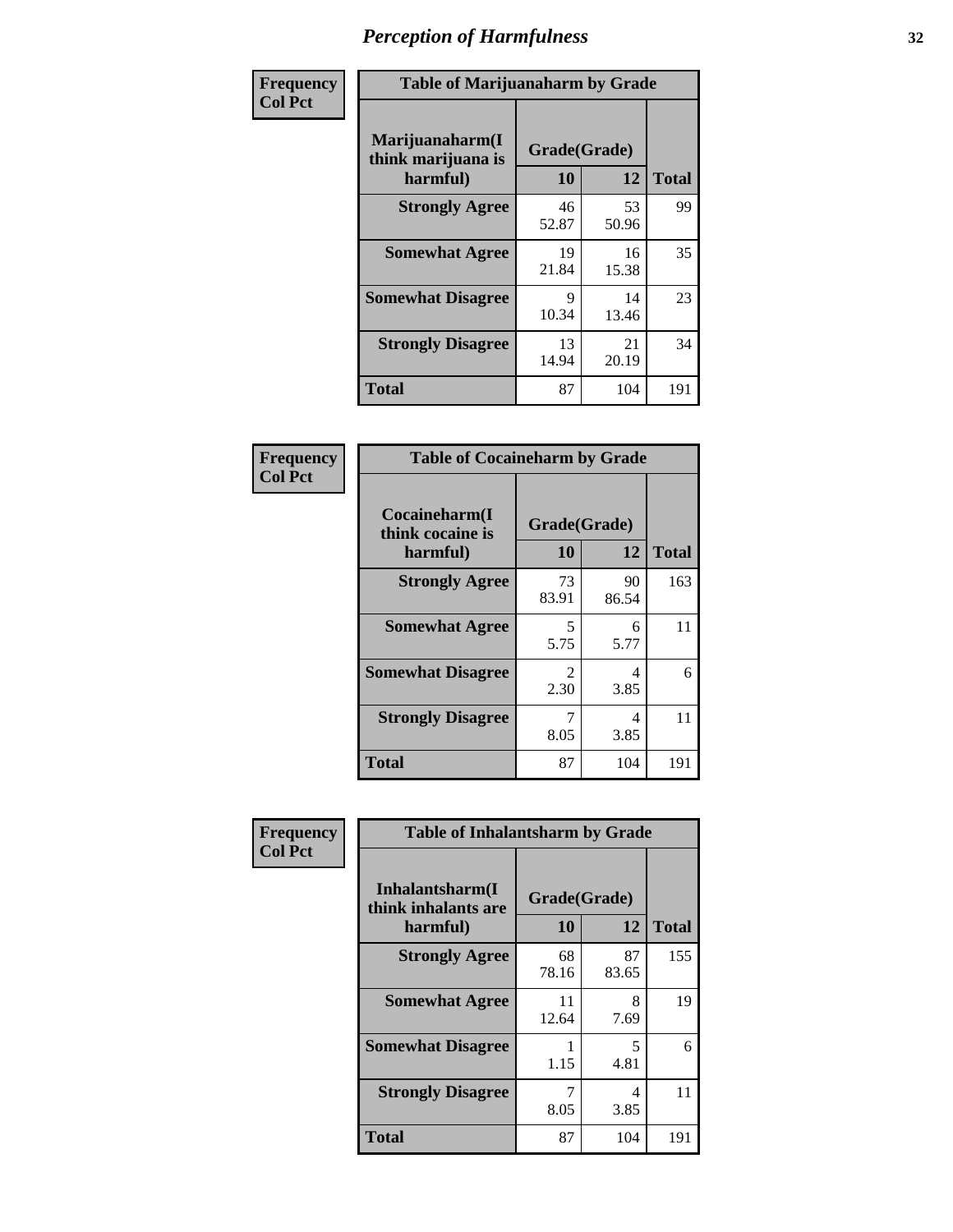# Perception of Harmfulness

**Frequency**
**Col Pct**

**Table of Marijuanaharm by Grade**

| Marijuanaharm(I think marijuana is harmful) | Grade(Grade) | | Total |
|---|---|---|---|
| | 10 | 12 | |
| **Strongly Agree** | 46<br>52.87 | 53<br>50.96 | 99 |
| **Somewhat Agree** | 19<br>21.84 | 16<br>15.38 | 35 |
| **Somewhat Disagree** | 9<br>10.34 | 14<br>13.46 | 23 |
| **Strongly Disagree** | 13<br>14.94 | 21<br>20.19 | 34 |
| **Total** | 87 | 104 | 191 |

**Frequency**
**Col Pct**

**Table of Cocaineharm by Grade**

| Cocaineharm(I think cocaine is harmful) | Grade(Grade) | | Total |
|---|---|---|---|
| | 10 | 12 | |
| **Strongly Agree** | 73<br>83.91 | 90<br>86.54 | 163 |
| **Somewhat Agree** | 5<br>5.75 | 6<br>5.77 | 11 |
| **Somewhat Disagree** | 2<br>2.30 | 4<br>3.85 | 6 |
| **Strongly Disagree** | 7<br>8.05 | 4<br>3.85 | 11 |
| **Total** | 87 | 104 | 191 |

**Frequency**
**Col Pct**

**Table of Inhalantsharm by Grade**

| Inhalantsharm(I think inhalants are harmful) | Grade(Grade) | | Total |
|---|---|---|---|
| | 10 | 12 | |
| **Strongly Agree** | 68<br>78.16 | 87<br>83.65 | 155 |
| **Somewhat Agree** | 11<br>12.64 | 8<br>7.69 | 19 |
| **Somewhat Disagree** | 1<br>1.15 | 5<br>4.81 | 6 |
| **Strongly Disagree** | 7<br>8.05 | 4<br>3.85 | 11 |
| **Total** | 87 | 104 | 191 |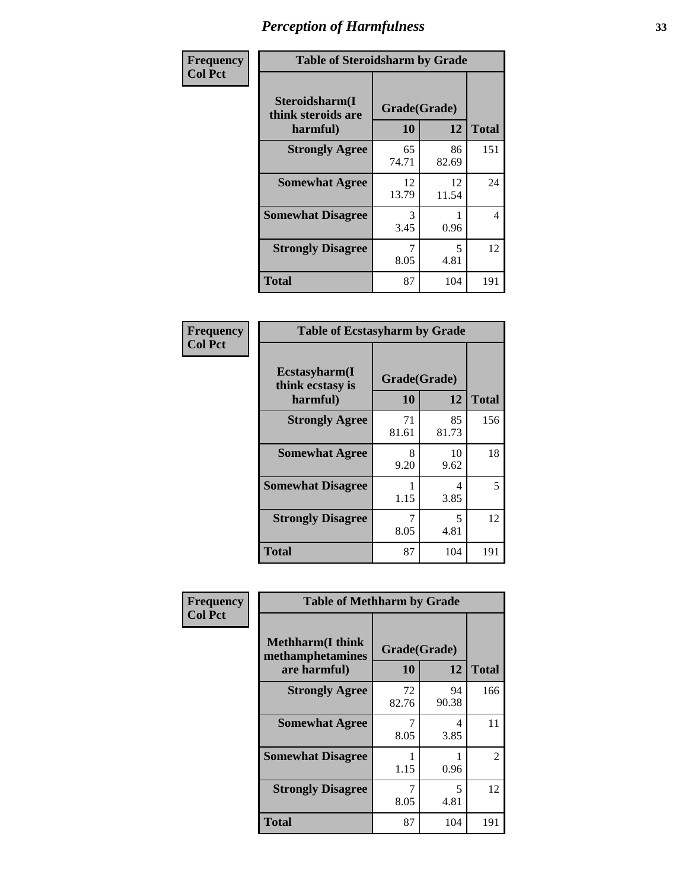# Perception of Harmfulness

| Frequency<br>Col Pct | Table of Steroidsharm by Grade | | |
|---|---|---|---|
| Steroidsharm(I think steroids are harmful) | Grade(Grade) | | |
| | 10 | 12 | Total |
| Strongly Agree | 65<br>74.71 | 86<br>82.69 | 151 |
| Somewhat Agree | 12<br>13.79 | 12<br>11.54 | 24 |
| Somewhat Disagree | 3<br>3.45 | 1<br>0.96 | 4 |
| Strongly Disagree | 7<br>8.05 | 5<br>4.81 | 12 |
| Total | 87 | 104 | 191 |

| Frequency<br>Col Pct | Table of Ecstasyharm by Grade | | |
|---|---|---|---|
| Ecstasyharm(I think ecstasy is harmful) | Grade(Grade) | | |
| | 10 | 12 | Total |
| Strongly Agree | 71<br>81.61 | 85<br>81.73 | 156 |
| Somewhat Agree | 8<br>9.20 | 10<br>9.62 | 18 |
| Somewhat Disagree | 1<br>1.15 | 4<br>3.85 | 5 |
| Strongly Disagree | 7<br>8.05 | 5<br>4.81 | 12 |
| Total | 87 | 104 | 191 |

| Frequency<br>Col Pct | Table of Methharm by Grade | | |
|---|---|---|---|
| Methharm(I think methamphetamines are harmful) | Grade(Grade) | | |
| | 10 | 12 | Total |
| Strongly Agree | 72<br>82.76 | 94<br>90.38 | 166 |
| Somewhat Agree | 7<br>8.05 | 4<br>3.85 | 11 |
| Somewhat Disagree | 1<br>1.15 | 1<br>0.96 | 2 |
| Strongly Disagree | 7<br>8.05 | 5<br>4.81 | 12 |
| Total | 87 | 104 | 191 |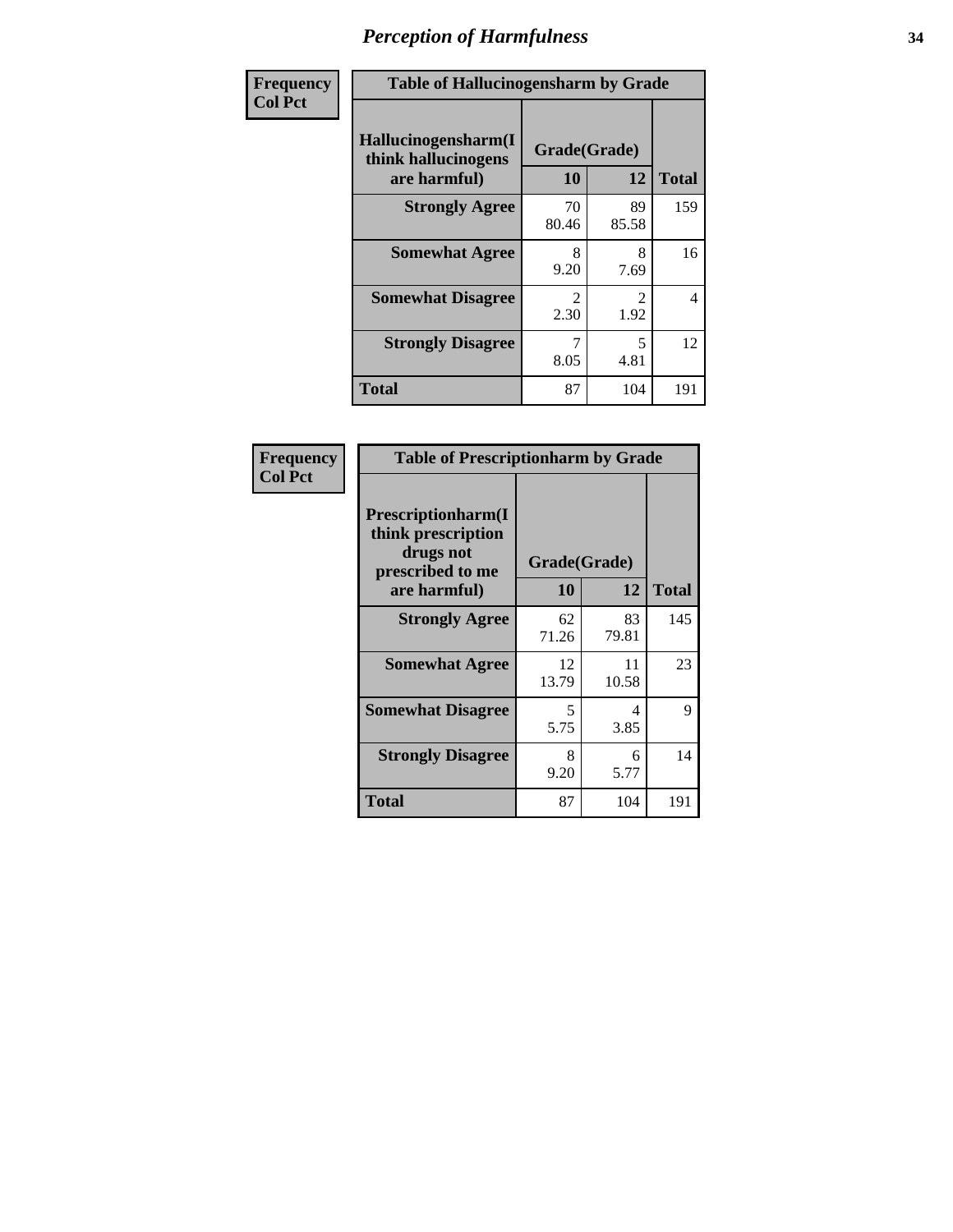# Perception of Harmfulness

| Frequency<br>Col Pct | Table of Hallucinogensharm by Grade | | |
|---|---|---|---|
| Hallucinogensharm(I think hallucinogens are harmful) | Grade(Grade) | | |
| | 10 | 12 | Total |
| Strongly Agree | 70<br>80.46 | 89<br>85.58 | 159 |
| Somewhat Agree | 8<br>9.20 | 8<br>7.69 | 16 |
| Somewhat Disagree | 2<br>2.30 | 2<br>1.92 | 4 |
| Strongly Disagree | 7<br>8.05 | 5<br>4.81 | 12 |
| Total | 87 | 104 | 191 |

| Frequency<br>Col Pct | Table of Prescriptionharm by Grade | | |
|---|---|---|---|
| Prescriptionharm(I think prescription drugs not prescribed to me are harmful) | Grade(Grade) | | |
| | 10 | 12 | Total |
| Strongly Agree | 62<br>71.26 | 83<br>79.81 | 145 |
| Somewhat Agree | 12<br>13.79 | 11<br>10.58 | 23 |
| Somewhat Disagree | 5<br>5.75 | 4<br>3.85 | 9 |
| Strongly Disagree | 8<br>9.20 | 6<br>5.77 | 14 |
| Total | 87 | 104 | 191 |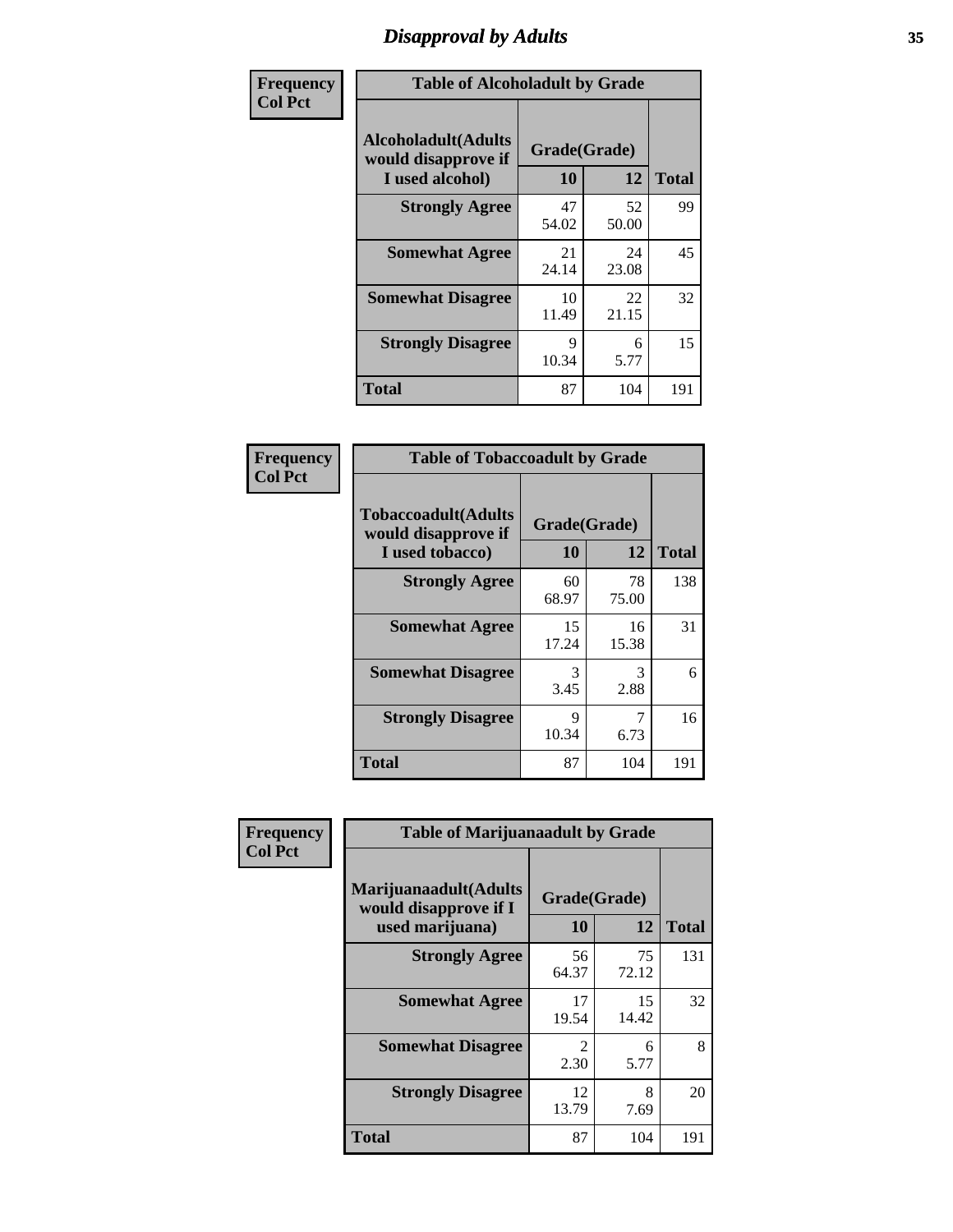# Disapproval by Adults

| Frequency Col Pct | Table of Alcoholadult by Grade | | |
|---|---|---|---|
| Alcoholadult(Adults would disapprove if I used alcohol) | Grade(Grade) | | |
| | 10 | 12 | Total |
| Strongly Agree | 47<br>54.02 | 52<br>50.00 | 99 |
| Somewhat Agree | 21<br>24.14 | 24<br>23.08 | 45 |
| Somewhat Disagree | 10<br>11.49 | 22<br>21.15 | 32 |
| Strongly Disagree | 9<br>10.34 | 6<br>5.77 | 15 |
| Total | 87 | 104 | 191 |

| Frequency Col Pct | Table of Tobaccoadult by Grade | | |
|---|---|---|---|
| Tobaccoadult(Adults would disapprove if I used tobacco) | Grade(Grade) | | |
| | 10 | 12 | Total |
| Strongly Agree | 60<br>68.97 | 78<br>75.00 | 138 |
| Somewhat Agree | 15<br>17.24 | 16<br>15.38 | 31 |
| Somewhat Disagree | 3<br>3.45 | 3<br>2.88 | 6 |
| Strongly Disagree | 9<br>10.34 | 7<br>6.73 | 16 |
| Total | 87 | 104 | 191 |

| Frequency Col Pct | Table of Marijuanaadult by Grade | | |
|---|---|---|---|
| Marijuanaadult(Adults would disapprove if I used marijuana) | Grade(Grade) | | |
| | 10 | 12 | Total |
| Strongly Agree | 56<br>64.37 | 75<br>72.12 | 131 |
| Somewhat Agree | 17<br>19.54 | 15<br>14.42 | 32 |
| Somewhat Disagree | 2<br>2.30 | 6<br>5.77 | 8 |
| Strongly Disagree | 12<br>13.79 | 8<br>7.69 | 20 |
| Total | 87 | 104 | 191 |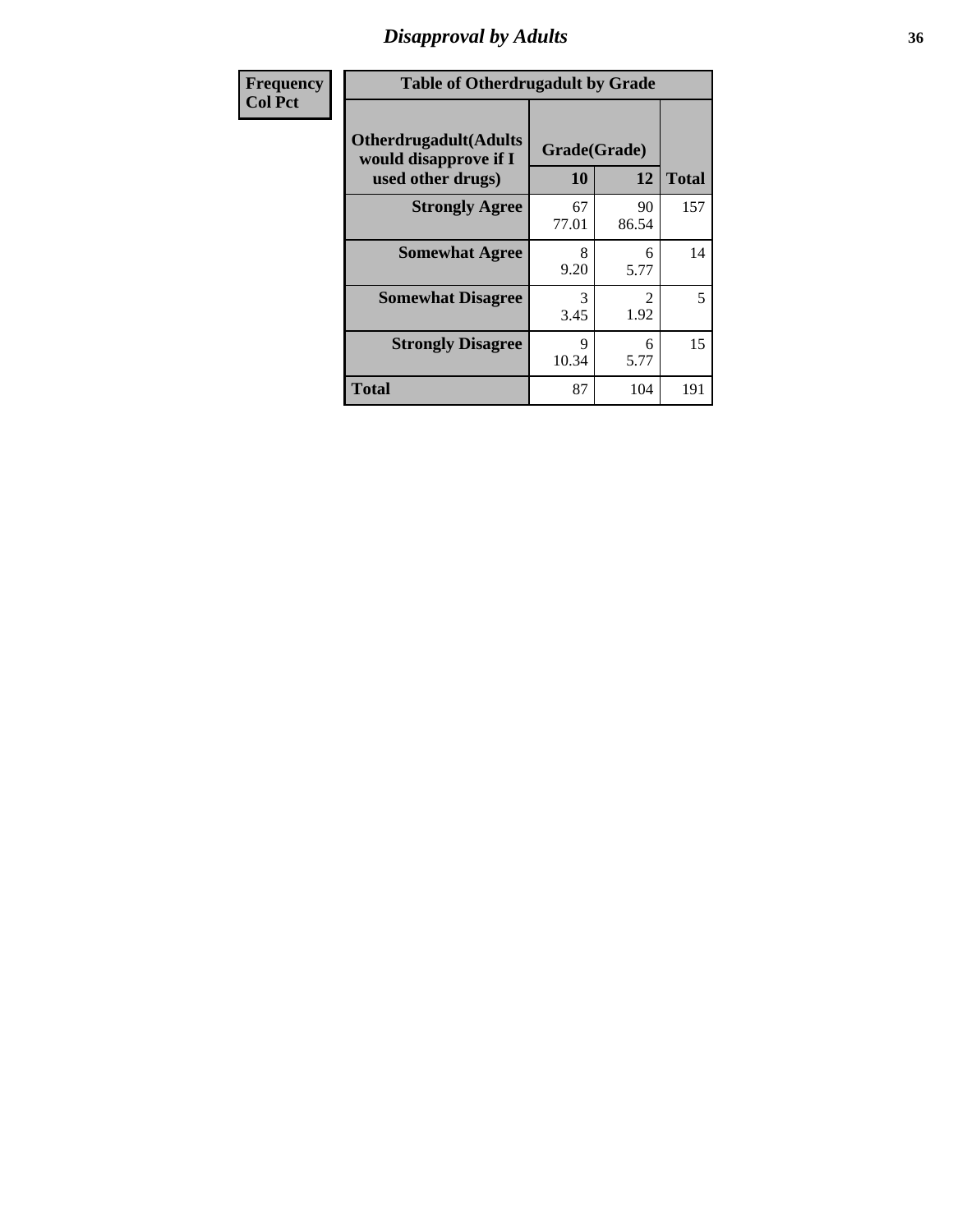| Frequency<br>Col Pct |
|---|

**Table of Otherdrugadult by Grade**

| Otherdrugadult(Adults would disapprove if I used other drugs) | Grade(Grade) 10 | 12 | Total |
|---|---|---|---|
| **Strongly Agree** | 67<br>77.01 | 90<br>86.54 | 157 |
| **Somewhat Agree** | 8<br>9.20 | 6<br>5.77 | 14 |
| **Somewhat Disagree** | 3<br>3.45 | 2<br>1.92 | 5 |
| **Strongly Disagree** | 9<br>10.34 | 6<br>5.77 | 15 |
| **Total** | 87 | 104 | 191 |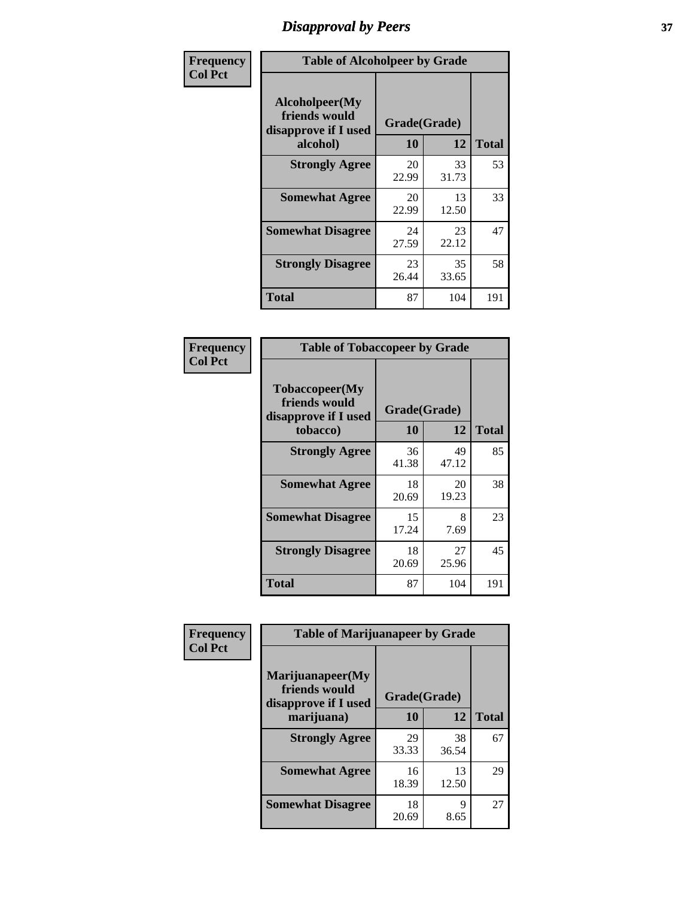# Disapproval by Peers

**Frequency**
**Col Pct**

| Table of Alcoholpeer by Grade | | | |
|---|---|---|---|
| **Alcoholpeer(My friends would disapprove if I used alcohol)** | **Grade(Grade)** | | **Total** |
| | **10** | **12** | |
| **Strongly Agree** | 20<br>22.99 | 33<br>31.73 | 53 |
| **Somewhat Agree** | 20<br>22.99 | 13<br>12.50 | 33 |
| **Somewhat Disagree** | 24<br>27.59 | 23<br>22.12 | 47 |
| **Strongly Disagree** | 23<br>26.44 | 35<br>33.65 | 58 |
| **Total** | 87 | 104 | 191 |

**Frequency**
**Col Pct**

| Table of Tobaccopeer by Grade | | | |
|---|---|---|---|
| **Tobaccopeer(My friends would disapprove if I used tobacco)** | **Grade(Grade)** | | **Total** |
| | **10** | **12** | |
| **Strongly Agree** | 36<br>41.38 | 49<br>47.12 | 85 |
| **Somewhat Agree** | 18<br>20.69 | 20<br>19.23 | 38 |
| **Somewhat Disagree** | 15<br>17.24 | 8<br>7.69 | 23 |
| **Strongly Disagree** | 18<br>20.69 | 27<br>25.96 | 45 |
| **Total** | 87 | 104 | 191 |

**Frequency**
**Col Pct**

| Table of Marijuanapeer by Grade | | | |
|---|---|---|---|
| **Marijuanapeer(My friends would disapprove if I used marijuana)** | **Grade(Grade)** | | **Total** |
| | **10** | **12** | |
| **Strongly Agree** | 29<br>33.33 | 38<br>36.54 | 67 |
| **Somewhat Agree** | 16<br>18.39 | 13<br>12.50 | 29 |
| **Somewhat Disagree** | 18<br>20.69 | 9<br>8.65 | 27 |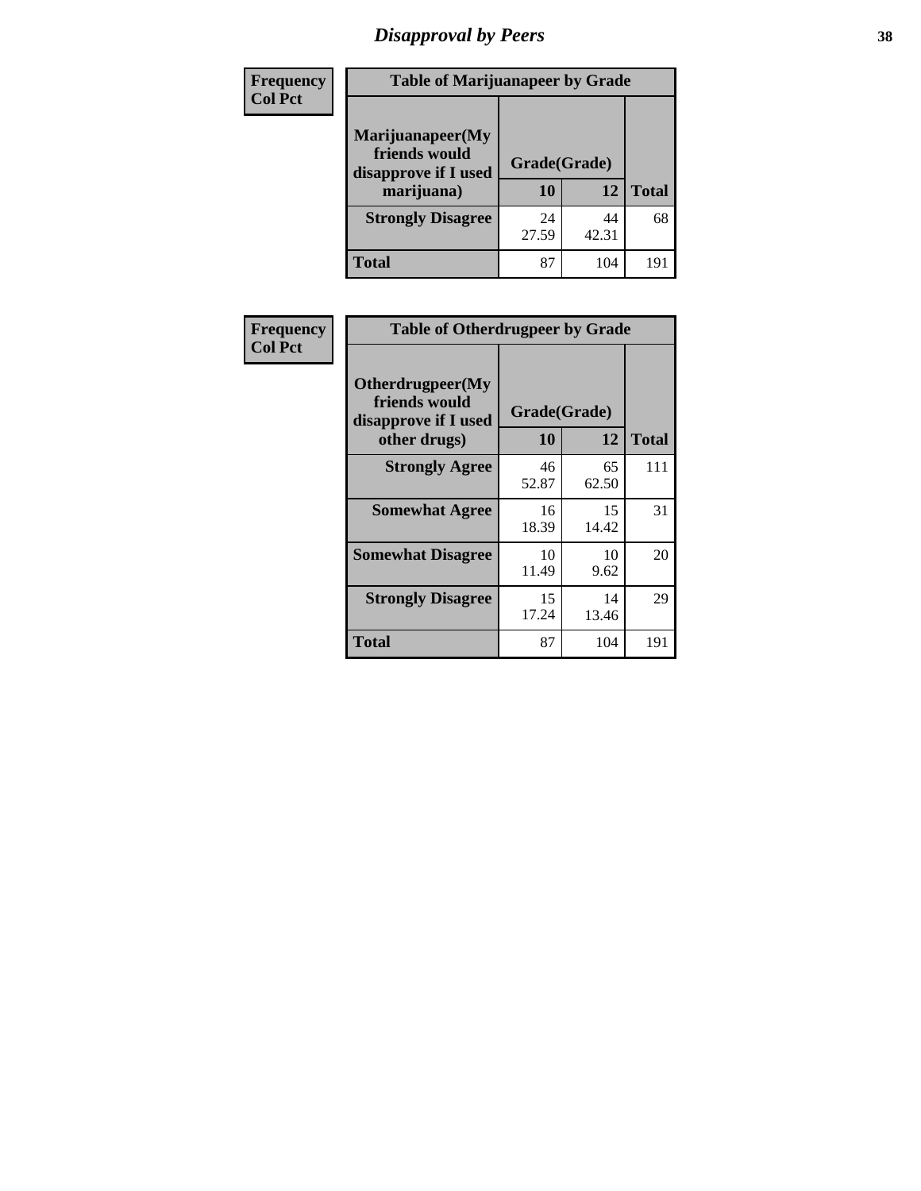# Disapproval by Peers

| Frequency Col Pct | Table of Marijuanapeer by Grade | | |
|---|---|---|---|
| Marijuanapeer(My friends would disapprove if I used marijuana) | Grade(Grade) | | |
| | 10 | 12 | Total |
| Strongly Disagree | 24<br>27.59 | 44<br>42.31 | 68 |
| Total | 87 | 104 | 191 |

| Frequency Col Pct | Table of Otherdrugpeer by Grade | | |
|---|---|---|---|
| Otherdrugpeer(My friends would disapprove if I used other drugs) | Grade(Grade) | | |
| | 10 | 12 | Total |
| Strongly Agree | 46<br>52.87 | 65<br>62.50 | 111 |
| Somewhat Agree | 16<br>18.39 | 15<br>14.42 | 31 |
| Somewhat Disagree | 10<br>11.49 | 10<br>9.62 | 20 |
| Strongly Disagree | 15<br>17.24 | 14<br>13.46 | 29 |
| Total | 87 | 104 | 191 |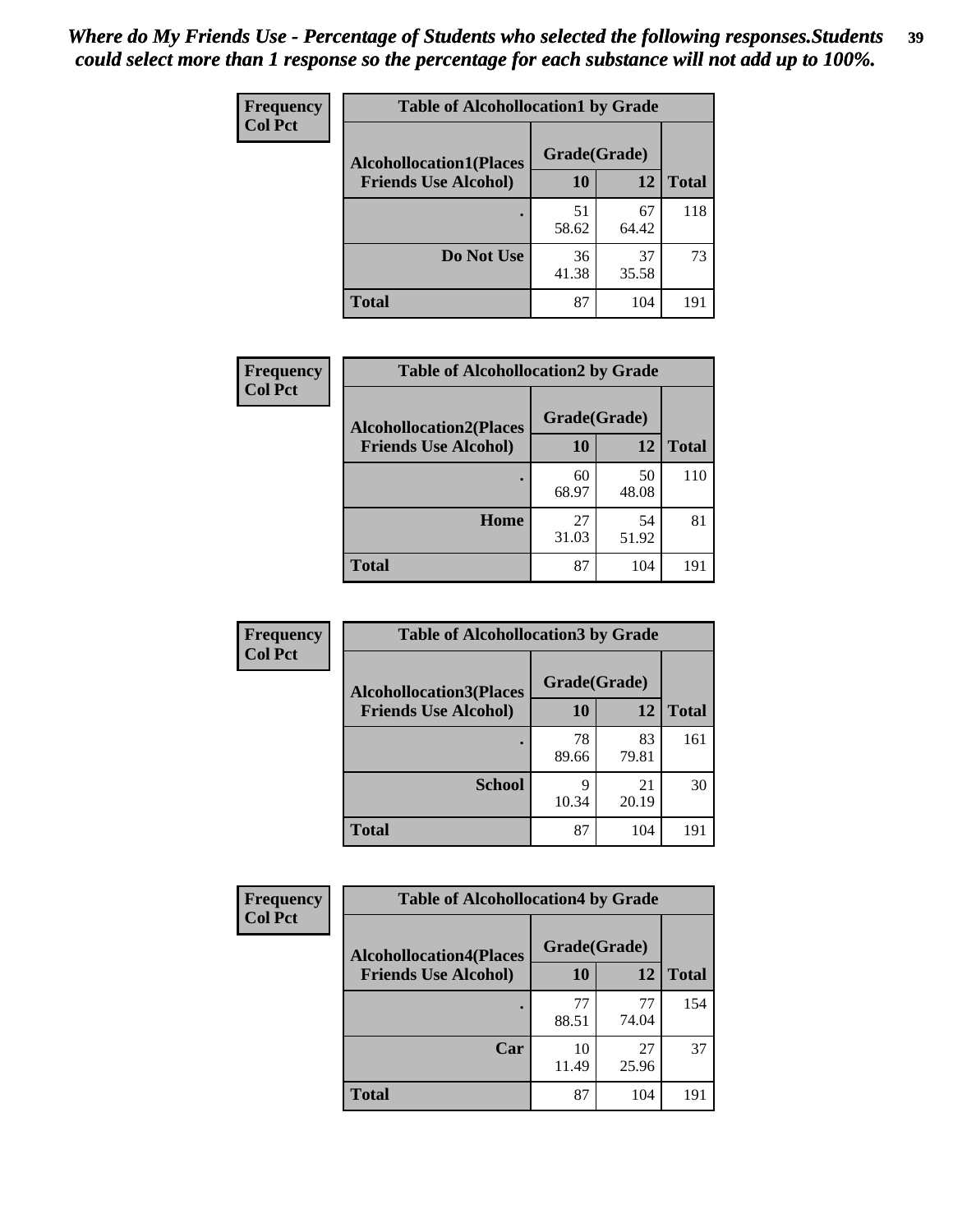*Where do My Friends Use - Percentage of Students who selected the following responses.Students could select more than 1 response so the percentage for each substance will not add up to 100%.*

**Frequency**
**Col Pct**

| Table of Alcohollocation1 by Grade | | | |
|---|---|---|---|
| **Alcohollocation1(Places Friends Use Alcohol)** | **Grade(Grade)** | | **Total** |
| | **10** | **12** | |
| **.** | 51<br>58.62 | 67<br>64.42 | 118 |
| **Do Not Use** | 36<br>41.38 | 37<br>35.58 | 73 |
| **Total** | 87 | 104 | 191 |

**Frequency**
**Col Pct**

| Table of Alcohollocation2 by Grade | | | |
|---|---|---|---|
| **Alcohollocation2(Places Friends Use Alcohol)** | **Grade(Grade)** | | **Total** |
| | **10** | **12** | |
| **.** | 60<br>68.97 | 50<br>48.08 | 110 |
| **Home** | 27<br>31.03 | 54<br>51.92 | 81 |
| **Total** | 87 | 104 | 191 |

**Frequency**
**Col Pct**

| Table of Alcohollocation3 by Grade | | | |
|---|---|---|---|
| **Alcohollocation3(Places Friends Use Alcohol)** | **Grade(Grade)** | | **Total** |
| | **10** | **12** | |
| **.** | 78<br>89.66 | 83<br>79.81 | 161 |
| **School** | 9<br>10.34 | 21<br>20.19 | 30 |
| **Total** | 87 | 104 | 191 |

**Frequency**
**Col Pct**

| Table of Alcohollocation4 by Grade | | | |
|---|---|---|---|
| **Alcohollocation4(Places Friends Use Alcohol)** | **Grade(Grade)** | | **Total** |
| | **10** | **12** | |
| **.** | 77<br>88.51 | 77<br>74.04 | 154 |
| **Car** | 10<br>11.49 | 27<br>25.96 | 37 |
| **Total** | 87 | 104 | 191 |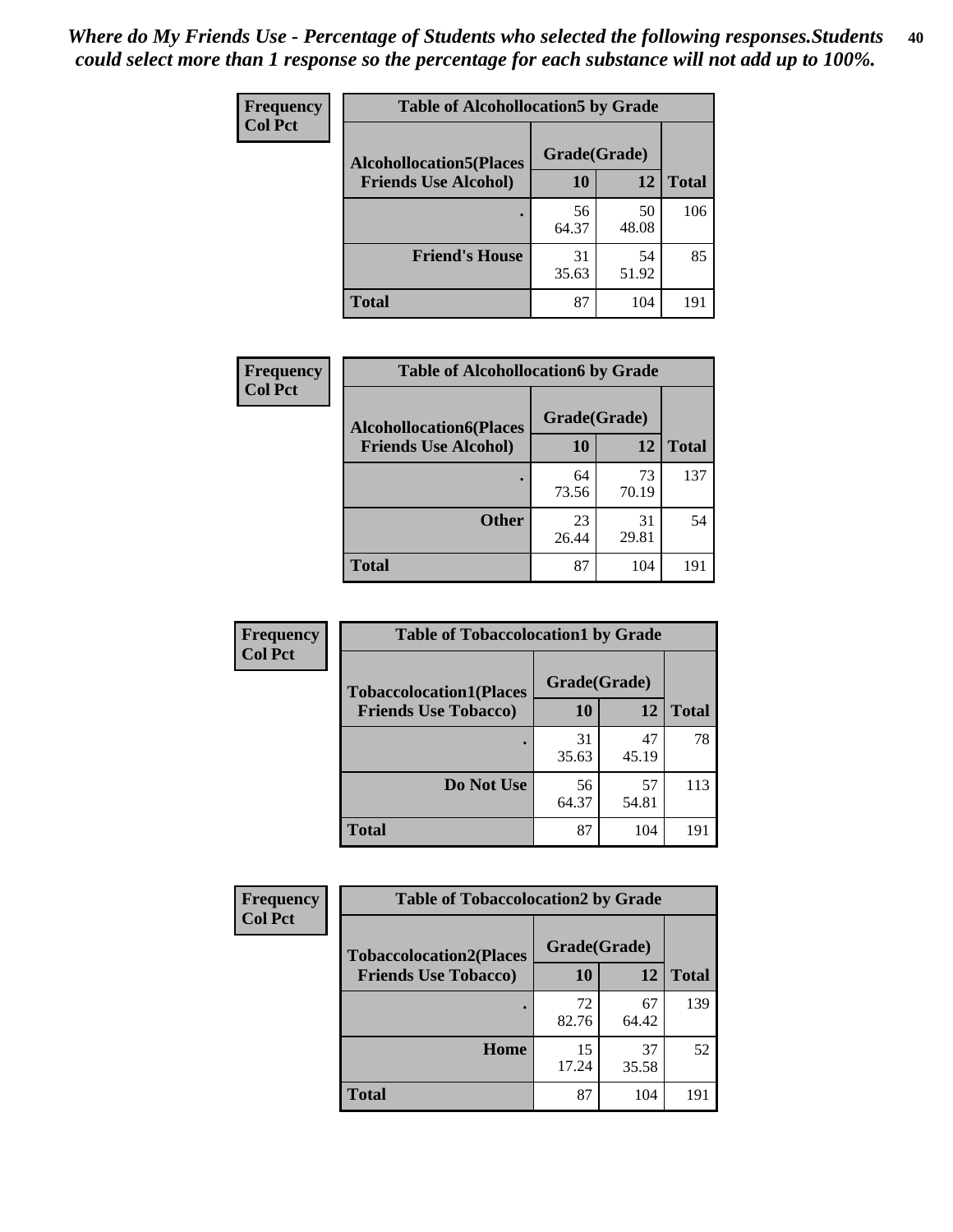*Where do My Friends Use - Percentage of Students who selected the following responses.Students could select more than 1 response so the percentage for each substance will not add up to 100%.*

**Frequency**
**Col Pct**

**Table of Alcohollocation5 by Grade**

| Alcohollocation5(Places Friends Use Alcohol) | Grade(Grade) 10 | 12 | Total |
|---|---|---|---|
| . | 56<br>64.37 | 50<br>48.08 | 106 |
| Friend's House | 31<br>35.63 | 54<br>51.92 | 85 |
| Total | 87 | 104 | 191 |

**Frequency**
**Col Pct**

**Table of Alcohollocation6 by Grade**

| Alcohollocation6(Places Friends Use Alcohol) | Grade(Grade) 10 | 12 | Total |
|---|---|---|---|
| . | 64<br>73.56 | 73<br>70.19 | 137 |
| Other | 23<br>26.44 | 31<br>29.81 | 54 |
| Total | 87 | 104 | 191 |

**Frequency**
**Col Pct**

**Table of Tobaccolocation1 by Grade**

| Tobaccolocation1(Places Friends Use Tobacco) | Grade(Grade) 10 | 12 | Total |
|---|---|---|---|
| . | 31<br>35.63 | 47<br>45.19 | 78 |
| Do Not Use | 56<br>64.37 | 57<br>54.81 | 113 |
| Total | 87 | 104 | 191 |

**Frequency**
**Col Pct**

**Table of Tobaccolocation2 by Grade**

| Tobaccolocation2(Places Friends Use Tobacco) | Grade(Grade) 10 | 12 | Total |
|---|---|---|---|
| . | 72<br>82.76 | 67<br>64.42 | 139 |
| Home | 15<br>17.24 | 37<br>35.58 | 52 |
| Total | 87 | 104 | 191 |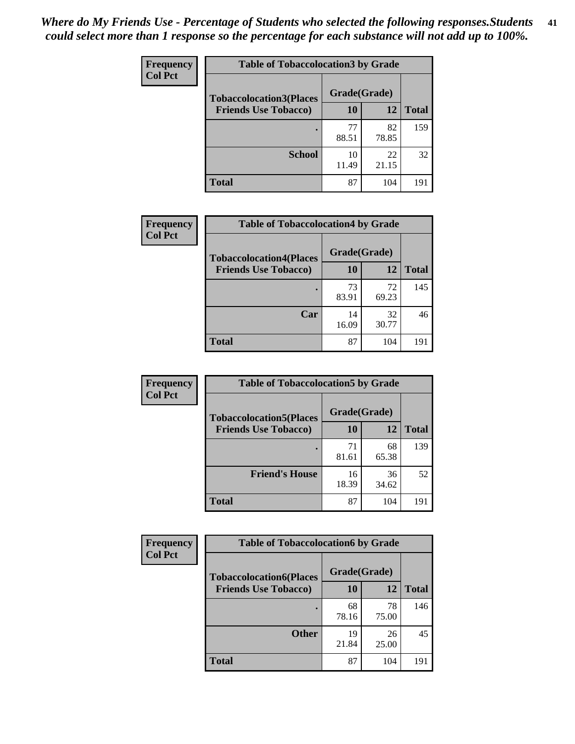*Where do My Friends Use - Percentage of Students who selected the following responses.Students could select more than 1 response so the percentage for each substance will not add up to 100%.*

**Frequency**
**Col Pct**

| Table of Tobaccolocation3 by Grade | | | |
|---|---|---|---|
| **Tobaccolocation3(Places Friends Use Tobacco)** | **Grade(Grade)** | | **Total** |
| | **10** | **12** | |
| **.** | 77<br>88.51 | 82<br>78.85 | 159 |
| **School** | 10<br>11.49 | 22<br>21.15 | 32 |
| **Total** | 87 | 104 | 191 |

**Frequency**
**Col Pct**

| Table of Tobaccolocation4 by Grade | | | |
|---|---|---|---|
| **Tobaccolocation4(Places Friends Use Tobacco)** | **Grade(Grade)** | | **Total** |
| | **10** | **12** | |
| **.** | 73<br>83.91 | 72<br>69.23 | 145 |
| **Car** | 14<br>16.09 | 32<br>30.77 | 46 |
| **Total** | 87 | 104 | 191 |

**Frequency**
**Col Pct**

| Table of Tobaccolocation5 by Grade | | | |
|---|---|---|---|
| **Tobaccolocation5(Places Friends Use Tobacco)** | **Grade(Grade)** | | **Total** |
| | **10** | **12** | |
| **.** | 71<br>81.61 | 68<br>65.38 | 139 |
| **Friend's House** | 16<br>18.39 | 36<br>34.62 | 52 |
| **Total** | 87 | 104 | 191 |

**Frequency**
**Col Pct**

| Table of Tobaccolocation6 by Grade | | | |
|---|---|---|---|
| **Tobaccolocation6(Places Friends Use Tobacco)** | **Grade(Grade)** | | **Total** |
| | **10** | **12** | |
| **.** | 68<br>78.16 | 78<br>75.00 | 146 |
| **Other** | 19<br>21.84 | 26<br>25.00 | 45 |
| **Total** | 87 | 104 | 191 |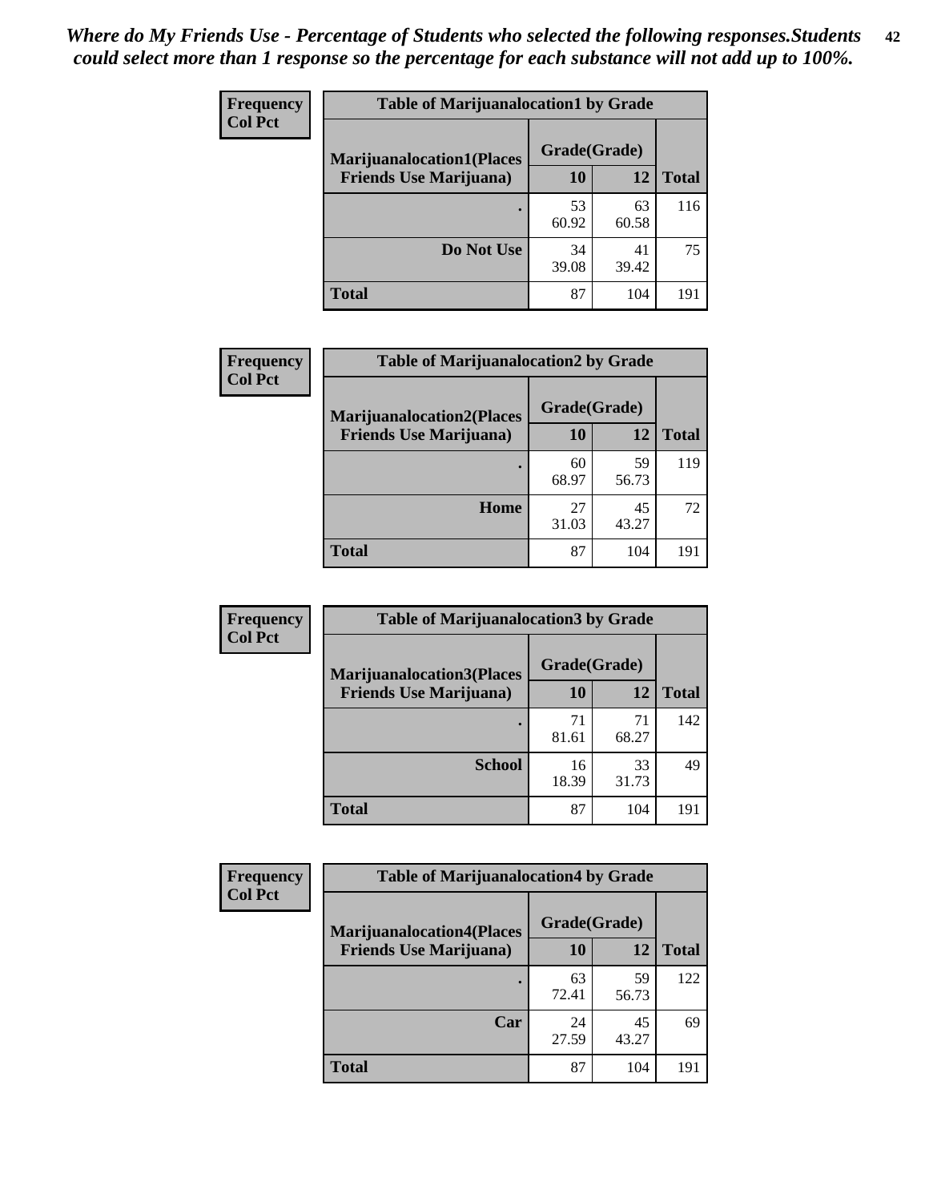*Where do My Friends Use - Percentage of Students who selected the following responses.Students could select more than 1 response so the percentage for each substance will not add up to 100%.*

**Frequency**
**Col Pct**

| Table of Marijuanalocation1 by Grade | | | |
|---|---|---|---|
| **Marijuanalocation1(Places Friends Use Marijuana)** | **Grade(Grade)** | | **Total** |
| | **10** | **12** | |
| **.** | 53<br>60.92 | 63<br>60.58 | 116 |
| **Do Not Use** | 34<br>39.08 | 41<br>39.42 | 75 |
| **Total** | 87 | 104 | 191 |

**Frequency**
**Col Pct**

| Table of Marijuanalocation2 by Grade | | | |
|---|---|---|---|
| **Marijuanalocation2(Places Friends Use Marijuana)** | **Grade(Grade)** | | **Total** |
| | **10** | **12** | |
| **.** | 60<br>68.97 | 59<br>56.73 | 119 |
| **Home** | 27<br>31.03 | 45<br>43.27 | 72 |
| **Total** | 87 | 104 | 191 |

**Frequency**
**Col Pct**

| Table of Marijuanalocation3 by Grade | | | |
|---|---|---|---|
| **Marijuanalocation3(Places Friends Use Marijuana)** | **Grade(Grade)** | | **Total** |
| | **10** | **12** | |
| **.** | 71<br>81.61 | 71<br>68.27 | 142 |
| **School** | 16<br>18.39 | 33<br>31.73 | 49 |
| **Total** | 87 | 104 | 191 |

**Frequency**
**Col Pct**

| Table of Marijuanalocation4 by Grade | | | |
|---|---|---|---|
| **Marijuanalocation4(Places Friends Use Marijuana)** | **Grade(Grade)** | | **Total** |
| | **10** | **12** | |
| **.** | 63<br>72.41 | 59<br>56.73 | 122 |
| **Car** | 24<br>27.59 | 45<br>43.27 | 69 |
| **Total** | 87 | 104 | 191 |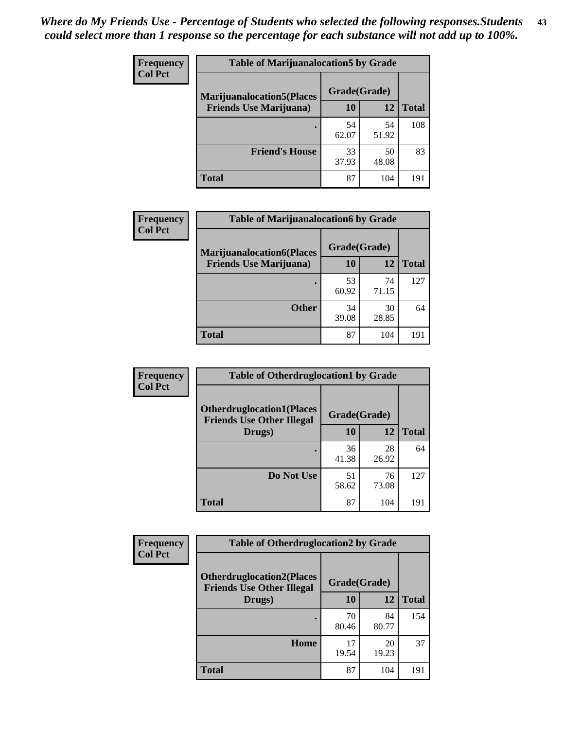*Where do My Friends Use - Percentage of Students who selected the following responses.Students could select more than 1 response so the percentage for each substance will not add up to 100%.*

**Frequency / Col Pct**

| Table of Marijuanalocation5 by Grade | | | |
|---|---|---|---|
| Marijuanalocation5(Places Friends Use Marijuana) | Grade(Grade) | | Total |
| | 10 | 12 | |
| . | 54<br>62.07 | 54<br>51.92 | 108 |
| Friend's House | 33<br>37.93 | 50<br>48.08 | 83 |
| Total | 87 | 104 | 191 |

**Frequency / Col Pct**

| Table of Marijuanalocation6 by Grade | | | |
|---|---|---|---|
| Marijuanalocation6(Places Friends Use Marijuana) | Grade(Grade) | | Total |
| | 10 | 12 | |
| . | 53<br>60.92 | 74<br>71.15 | 127 |
| Other | 34<br>39.08 | 30<br>28.85 | 64 |
| Total | 87 | 104 | 191 |

**Frequency / Col Pct**

| Table of Otherdruglocation1 by Grade | | | |
|---|---|---|---|
| Otherdruglocation1(Places Friends Use Other Illegal Drugs) | Grade(Grade) | | Total |
| | 10 | 12 | |
| . | 36<br>41.38 | 28<br>26.92 | 64 |
| Do Not Use | 51<br>58.62 | 76<br>73.08 | 127 |
| Total | 87 | 104 | 191 |

**Frequency / Col Pct**

| Table of Otherdruglocation2 by Grade | | | |
|---|---|---|---|
| Otherdruglocation2(Places Friends Use Other Illegal Drugs) | Grade(Grade) | | Total |
| | 10 | 12 | |
| . | 70<br>80.46 | 84<br>80.77 | 154 |
| Home | 17<br>19.54 | 20<br>19.23 | 37 |
| Total | 87 | 104 | 191 |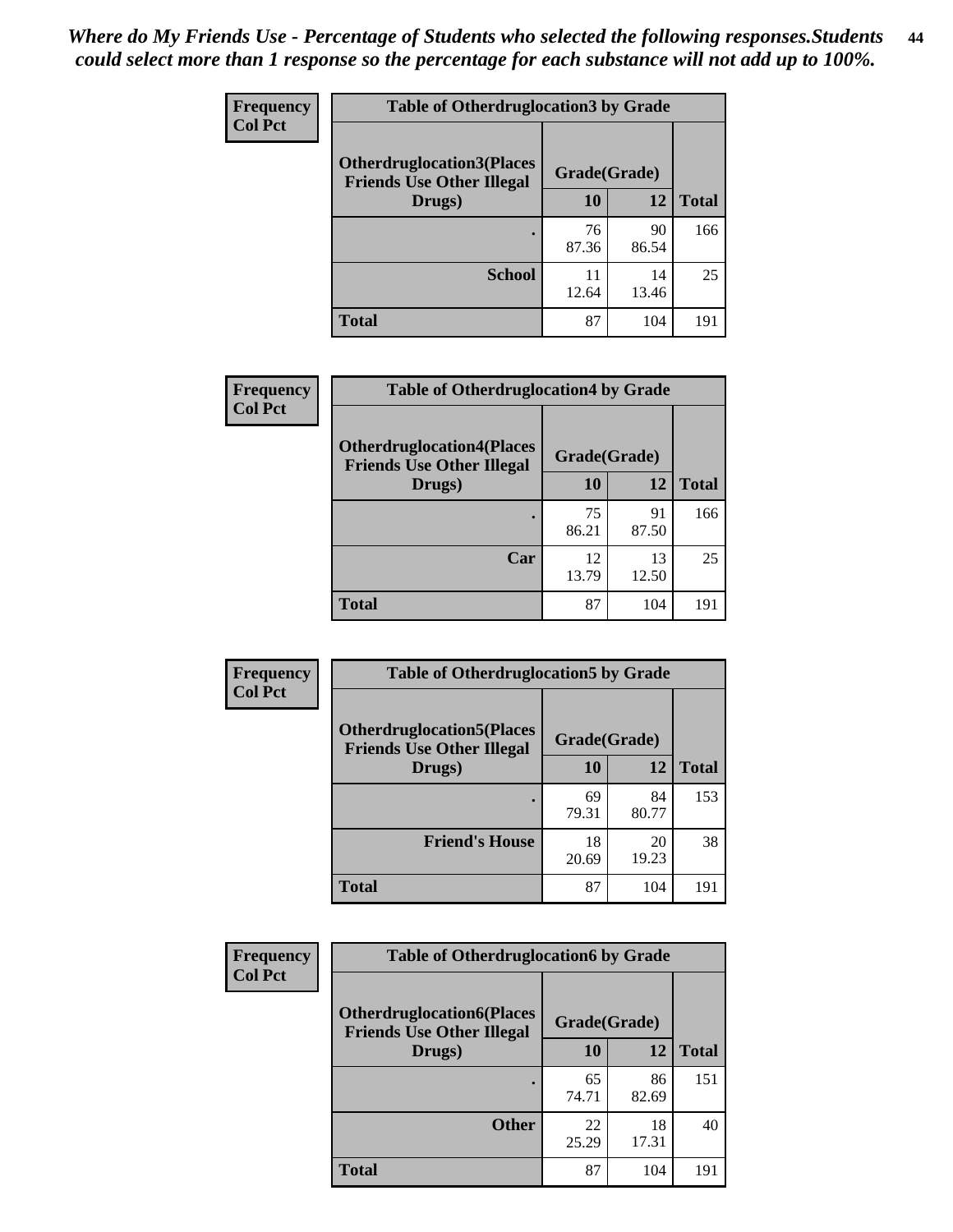*Where do My Friends Use - Percentage of Students who selected the following responses.Students could select more than 1 response so the percentage for each substance will not add up to 100%.*

| Frequency<br>Col Pct | Table of Otherdruglocation3 by Grade | | |
|---|---|---|---|
| Otherdruglocation3(Places Friends Use Other Illegal Drugs) | Grade(Grade) | | |
| | 10 | 12 | Total |
| . | 76<br>87.36 | 90<br>86.54 | 166 |
| School | 11<br>12.64 | 14<br>13.46 | 25 |
| Total | 87 | 104 | 191 |

| Frequency<br>Col Pct | Table of Otherdruglocation4 by Grade | | |
|---|---|---|---|
| Otherdruglocation4(Places Friends Use Other Illegal Drugs) | Grade(Grade) | | |
| | 10 | 12 | Total |
| . | 75<br>86.21 | 91<br>87.50 | 166 |
| Car | 12<br>13.79 | 13<br>12.50 | 25 |
| Total | 87 | 104 | 191 |

| Frequency<br>Col Pct | Table of Otherdruglocation5 by Grade | | |
|---|---|---|---|
| Otherdruglocation5(Places Friends Use Other Illegal Drugs) | Grade(Grade) | | |
| | 10 | 12 | Total |
| . | 69<br>79.31 | 84<br>80.77 | 153 |
| Friend's House | 18<br>20.69 | 20<br>19.23 | 38 |
| Total | 87 | 104 | 191 |

| Frequency<br>Col Pct | Table of Otherdruglocation6 by Grade | | |
|---|---|---|---|
| Otherdruglocation6(Places Friends Use Other Illegal Drugs) | Grade(Grade) | | |
| | 10 | 12 | Total |
| . | 65<br>74.71 | 86<br>82.69 | 151 |
| Other | 22<br>25.29 | 18<br>17.31 | 40 |
| Total | 87 | 104 | 191 |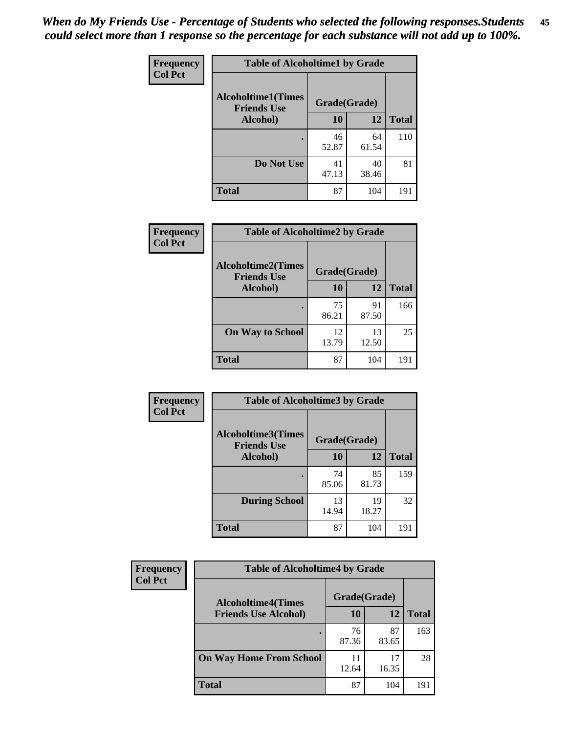*When do My Friends Use - Percentage of Students who selected the following responses.Students could select more than 1 response so the percentage for each substance will not add up to 100%.*

Frequency
Col Pct

**Table of Alcoholtime1 by Grade**

| Alcoholtime1(Times Friends Use Alcohol) | Grade(Grade) | | Total |
|---|---|---|---|
| | 10 | 12 | |
| . | 46<br>52.87 | 64<br>61.54 | 110 |
| Do Not Use | 41<br>47.13 | 40<br>38.46 | 81 |
| Total | 87 | 104 | 191 |

Frequency
Col Pct

**Table of Alcoholtime2 by Grade**

| Alcoholtime2(Times Friends Use Alcohol) | Grade(Grade) | | Total |
|---|---|---|---|
| | 10 | 12 | |
| . | 75<br>86.21 | 91<br>87.50 | 166 |
| On Way to School | 12<br>13.79 | 13<br>12.50 | 25 |
| Total | 87 | 104 | 191 |

Frequency
Col Pct

**Table of Alcoholtime3 by Grade**

| Alcoholtime3(Times Friends Use Alcohol) | Grade(Grade) | | Total |
|---|---|---|---|
| | 10 | 12 | |
| . | 74<br>85.06 | 85<br>81.73 | 159 |
| During School | 13<br>14.94 | 19<br>18.27 | 32 |
| Total | 87 | 104 | 191 |

Frequency
Col Pct

**Table of Alcoholtime4 by Grade**

| Alcoholtime4(Times Friends Use Alcohol) | Grade(Grade) | | Total |
|---|---|---|---|
| | 10 | 12 | |
| . | 76<br>87.36 | 87<br>83.65 | 163 |
| On Way Home From School | 11<br>12.64 | 17<br>16.35 | 28 |
| Total | 87 | 104 | 191 |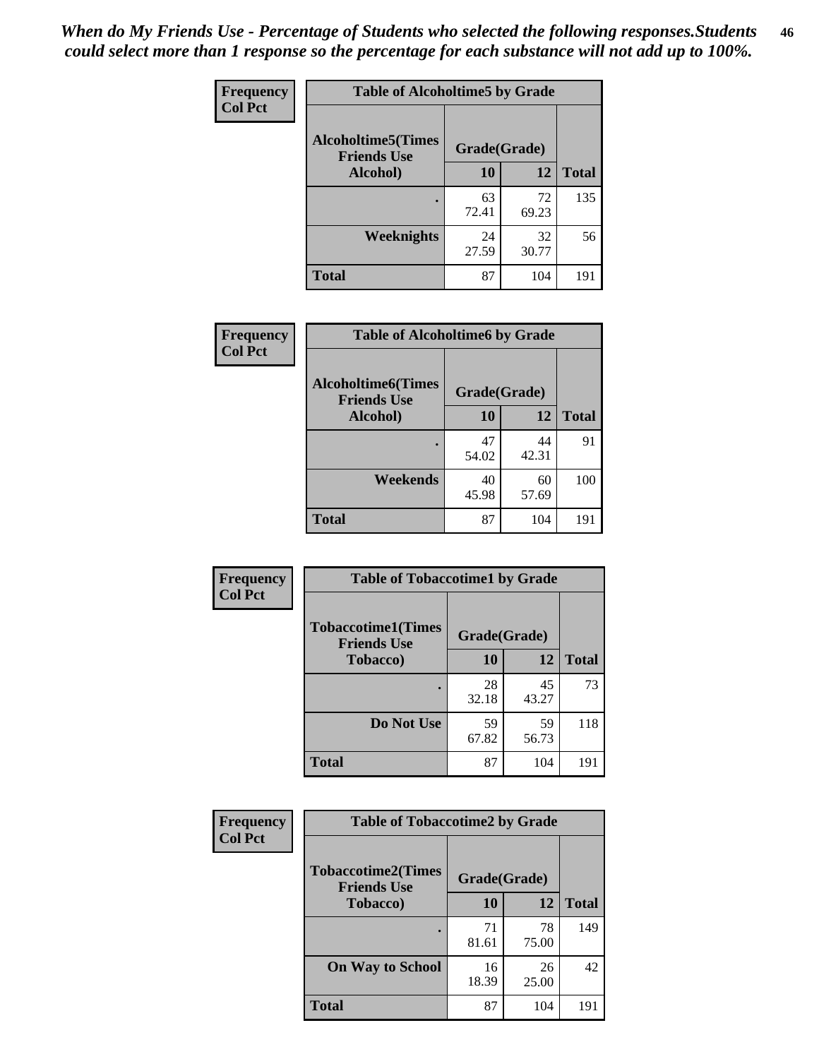*When do My Friends Use - Percentage of Students who selected the following responses.Students could select more than 1 response so the percentage for each substance will not add up to 100%.*

**Frequency / Col Pct**

| Table of Alcoholtime5 by Grade | | | |
|---|---|---|---|
| Alcoholtime5(Times Friends Use Alcohol) | Grade(Grade) | | Total |
| | 10 | 12 | |
| . | 63<br>72.41 | 72<br>69.23 | 135 |
| Weeknights | 24<br>27.59 | 32<br>30.77 | 56 |
| Total | 87 | 104 | 191 |

**Frequency / Col Pct**

| Table of Alcoholtime6 by Grade | | | |
|---|---|---|---|
| Alcoholtime6(Times Friends Use Alcohol) | Grade(Grade) | | Total |
| | 10 | 12 | |
| . | 47<br>54.02 | 44<br>42.31 | 91 |
| Weekends | 40<br>45.98 | 60<br>57.69 | 100 |
| Total | 87 | 104 | 191 |

**Frequency / Col Pct**

| Table of Tobaccotime1 by Grade | | | |
|---|---|---|---|
| Tobaccotime1(Times Friends Use Tobacco) | Grade(Grade) | | Total |
| | 10 | 12 | |
| . | 28<br>32.18 | 45<br>43.27 | 73 |
| Do Not Use | 59<br>67.82 | 59<br>56.73 | 118 |
| Total | 87 | 104 | 191 |

**Frequency / Col Pct**

| Table of Tobaccotime2 by Grade | | | |
|---|---|---|---|
| Tobaccotime2(Times Friends Use Tobacco) | Grade(Grade) | | Total |
| | 10 | 12 | |
| . | 71<br>81.61 | 78<br>75.00 | 149 |
| On Way to School | 16<br>18.39 | 26<br>25.00 | 42 |
| Total | 87 | 104 | 191 |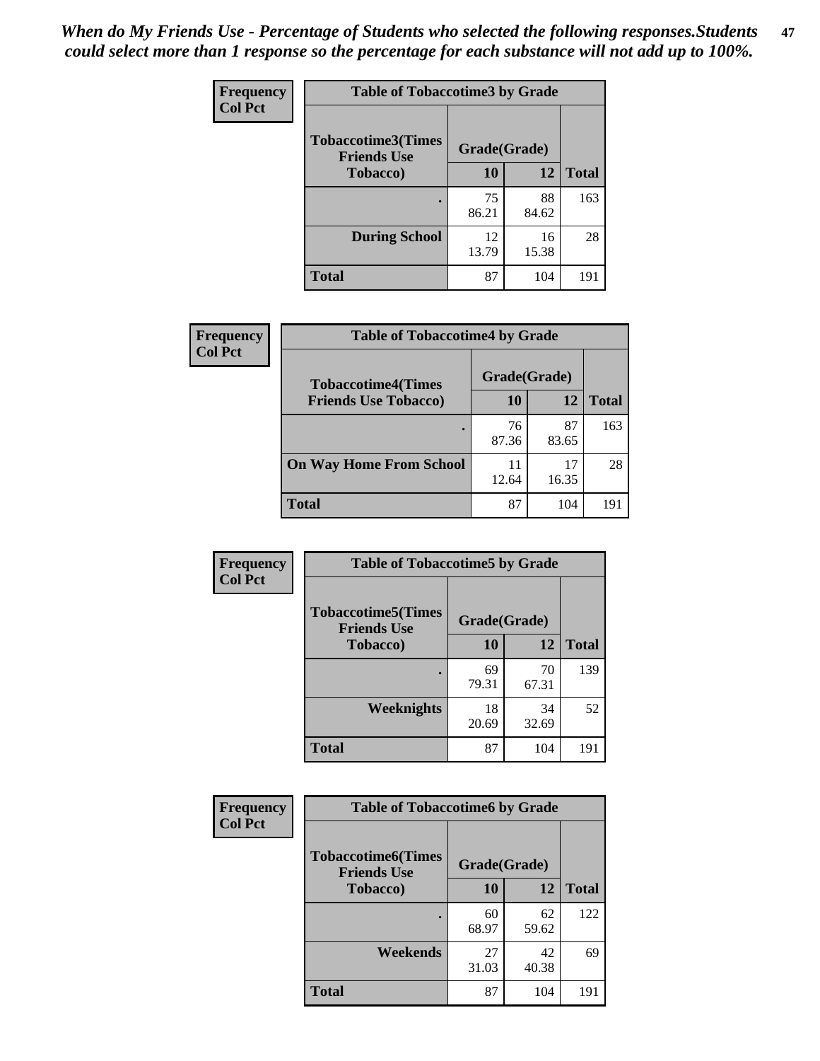*When do My Friends Use - Percentage of Students who selected the following responses.Students could select more than 1 response so the percentage for each substance will not add up to 100%.*

**Frequency**
**Col Pct**

| Table of Tobaccotime3 by Grade | | | |
|---|---|---|---|
| **Tobaccotime3(Times Friends Use Tobacco)** | **Grade(Grade)** | | **Total** |
| | **10** | **12** | |
| **.** | 75<br>86.21 | 88<br>84.62 | 163 |
| **During School** | 12<br>13.79 | 16<br>15.38 | 28 |
| **Total** | 87 | 104 | 191 |

**Frequency**
**Col Pct**

| Table of Tobaccotime4 by Grade | | | |
|---|---|---|---|
| **Tobaccotime4(Times Friends Use Tobacco)** | **Grade(Grade)** | | **Total** |
| | **10** | **12** | |
| **.** | 76<br>87.36 | 87<br>83.65 | 163 |
| **On Way Home From School** | 11<br>12.64 | 17<br>16.35 | 28 |
| **Total** | 87 | 104 | 191 |

**Frequency**
**Col Pct**

| Table of Tobaccotime5 by Grade | | | |
|---|---|---|---|
| **Tobaccotime5(Times Friends Use Tobacco)** | **Grade(Grade)** | | **Total** |
| | **10** | **12** | |
| **.** | 69<br>79.31 | 70<br>67.31 | 139 |
| **Weeknights** | 18<br>20.69 | 34<br>32.69 | 52 |
| **Total** | 87 | 104 | 191 |

**Frequency**
**Col Pct**

| Table of Tobaccotime6 by Grade | | | |
|---|---|---|---|
| **Tobaccotime6(Times Friends Use Tobacco)** | **Grade(Grade)** | | **Total** |
| | **10** | **12** | |
| **.** | 60<br>68.97 | 62<br>59.62 | 122 |
| **Weekends** | 27<br>31.03 | 42<br>40.38 | 69 |
| **Total** | 87 | 104 | 191 |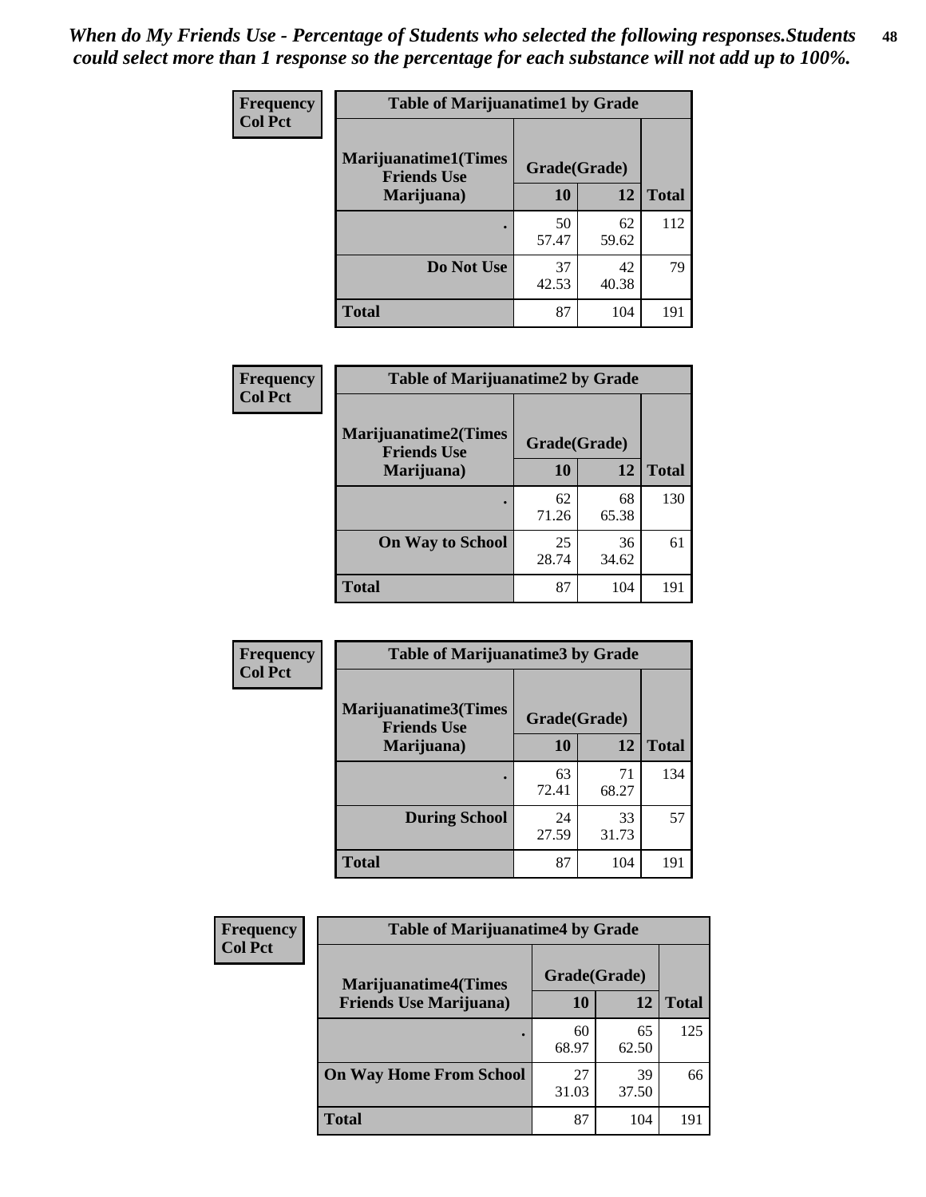*When do My Friends Use - Percentage of Students who selected the following responses.Students could select more than 1 response so the percentage for each substance will not add up to 100%.*

**Frequency**
**Col Pct**

| Table of Marijuanatime1 by Grade | | | |
|---|---|---|---|
| **Marijuanatime1(Times Friends Use Marijuana)** | **Grade(Grade)** | | **Total** |
| | **10** | **12** | |
| **.** | 50<br>57.47 | 62<br>59.62 | 112 |
| **Do Not Use** | 37<br>42.53 | 42<br>40.38 | 79 |
| **Total** | 87 | 104 | 191 |

**Frequency**
**Col Pct**

| Table of Marijuanatime2 by Grade | | | |
|---|---|---|---|
| **Marijuanatime2(Times Friends Use Marijuana)** | **Grade(Grade)** | | **Total** |
| | **10** | **12** | |
| **.** | 62<br>71.26 | 68<br>65.38 | 130 |
| **On Way to School** | 25<br>28.74 | 36<br>34.62 | 61 |
| **Total** | 87 | 104 | 191 |

**Frequency**
**Col Pct**

| Table of Marijuanatime3 by Grade | | | |
|---|---|---|---|
| **Marijuanatime3(Times Friends Use Marijuana)** | **Grade(Grade)** | | **Total** |
| | **10** | **12** | |
| **.** | 63<br>72.41 | 71<br>68.27 | 134 |
| **During School** | 24<br>27.59 | 33<br>31.73 | 57 |
| **Total** | 87 | 104 | 191 |

**Frequency**
**Col Pct**

| Table of Marijuanatime4 by Grade | | | |
|---|---|---|---|
| **Marijuanatime4(Times Friends Use Marijuana)** | **Grade(Grade)** | | **Total** |
| | **10** | **12** | |
| **.** | 60<br>68.97 | 65<br>62.50 | 125 |
| **On Way Home From School** | 27<br>31.03 | 39<br>37.50 | 66 |
| **Total** | 87 | 104 | 191 |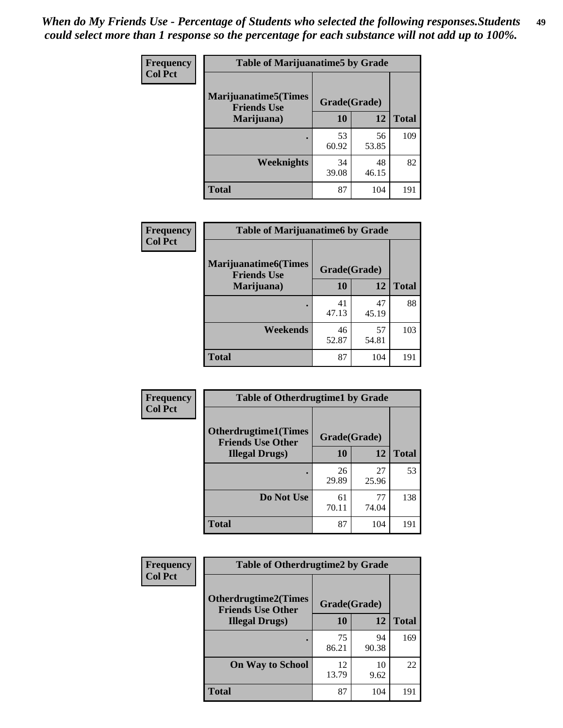*When do My Friends Use - Percentage of Students who selected the following responses.Students could select more than 1 response so the percentage for each substance will not add up to 100%.*

**Frequency / Col Pct**

| Table of Marijuanatime5 by Grade | | | |
|---|---|---|---|
| **Marijuanatime5(Times Friends Use Marijuana)** | **Grade(Grade)** | | **Total** |
| | **10** | **12** | |
| . | 53<br>60.92 | 56<br>53.85 | 109 |
| **Weeknights** | 34<br>39.08 | 48<br>46.15 | 82 |
| **Total** | 87 | 104 | 191 |

**Frequency / Col Pct**

| Table of Marijuanatime6 by Grade | | | |
|---|---|---|---|
| **Marijuanatime6(Times Friends Use Marijuana)** | **Grade(Grade)** | | **Total** |
| | **10** | **12** | |
| . | 41<br>47.13 | 47<br>45.19 | 88 |
| **Weekends** | 46<br>52.87 | 57<br>54.81 | 103 |
| **Total** | 87 | 104 | 191 |

**Frequency / Col Pct**

| Table of Otherdrugtime1 by Grade | | | |
|---|---|---|---|
| **Otherdrugtime1(Times Friends Use Other Illegal Drugs)** | **Grade(Grade)** | | **Total** |
| | **10** | **12** | |
| . | 26<br>29.89 | 27<br>25.96 | 53 |
| **Do Not Use** | 61<br>70.11 | 77<br>74.04 | 138 |
| **Total** | 87 | 104 | 191 |

**Frequency / Col Pct**

| Table of Otherdrugtime2 by Grade | | | |
|---|---|---|---|
| **Otherdrugtime2(Times Friends Use Other Illegal Drugs)** | **Grade(Grade)** | | **Total** |
| | **10** | **12** | |
| . | 75<br>86.21 | 94<br>90.38 | 169 |
| **On Way to School** | 12<br>13.79 | 10<br>9.62 | 22 |
| **Total** | 87 | 104 | 191 |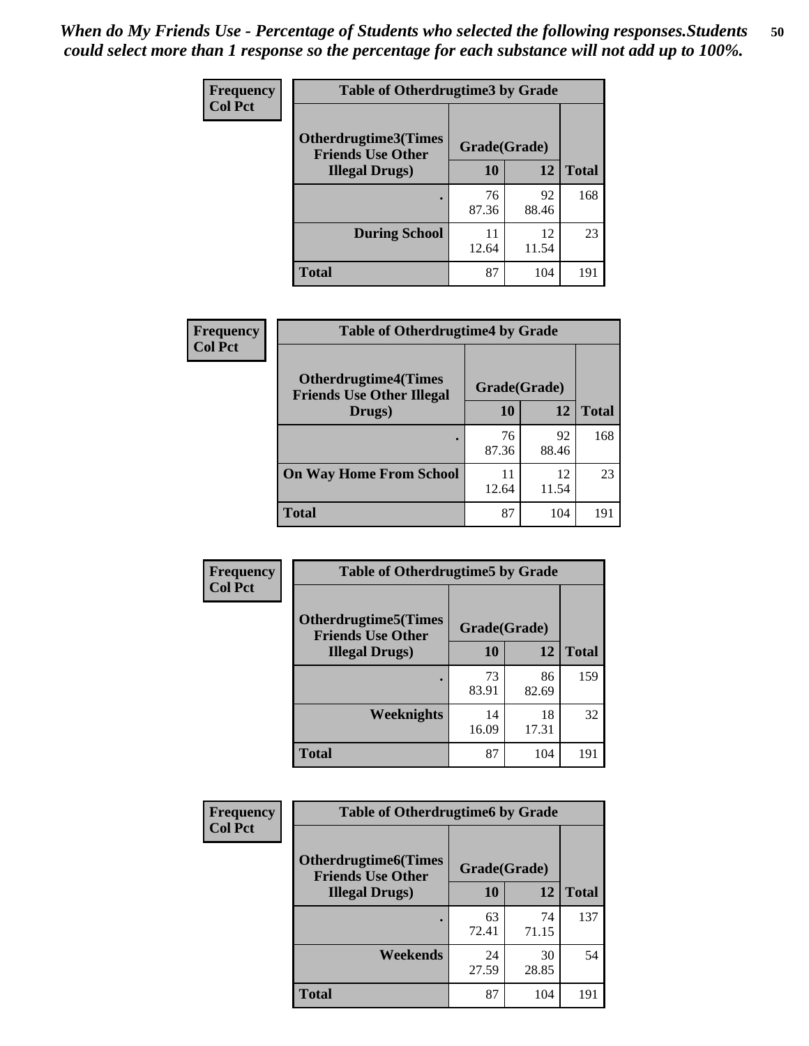*When do My Friends Use - Percentage of Students who selected the following responses.Students could select more than 1 response so the percentage for each substance will not add up to 100%.*

**Frequency**
**Col Pct**

| Table of Otherdrugtime3 by Grade | | | |
|---|---|---|---|
| **Otherdrugtime3(Times Friends Use Other Illegal Drugs)** | **Grade(Grade)** | | |
| | **10** | **12** | **Total** |
| **.** | 76<br>87.36 | 92<br>88.46 | 168 |
| **During School** | 11<br>12.64 | 12<br>11.54 | 23 |
| **Total** | 87 | 104 | 191 |

**Frequency**
**Col Pct**

| Table of Otherdrugtime4 by Grade | | | |
|---|---|---|---|
| **Otherdrugtime4(Times Friends Use Other Illegal Drugs)** | **Grade(Grade)** | | |
| | **10** | **12** | **Total** |
| **.** | 76<br>87.36 | 92<br>88.46 | 168 |
| **On Way Home From School** | 11<br>12.64 | 12<br>11.54 | 23 |
| **Total** | 87 | 104 | 191 |

**Frequency**
**Col Pct**

| Table of Otherdrugtime5 by Grade | | | |
|---|---|---|---|
| **Otherdrugtime5(Times Friends Use Other Illegal Drugs)** | **Grade(Grade)** | | |
| | **10** | **12** | **Total** |
| **.** | 73<br>83.91 | 86<br>82.69 | 159 |
| **Weeknights** | 14<br>16.09 | 18<br>17.31 | 32 |
| **Total** | 87 | 104 | 191 |

**Frequency**
**Col Pct**

| Table of Otherdrugtime6 by Grade | | | |
|---|---|---|---|
| **Otherdrugtime6(Times Friends Use Other Illegal Drugs)** | **Grade(Grade)** | | |
| | **10** | **12** | **Total** |
| **.** | 63<br>72.41 | 74<br>71.15 | 137 |
| **Weekends** | 24<br>27.59 | 30<br>28.85 | 54 |
| **Total** | 87 | 104 | 191 |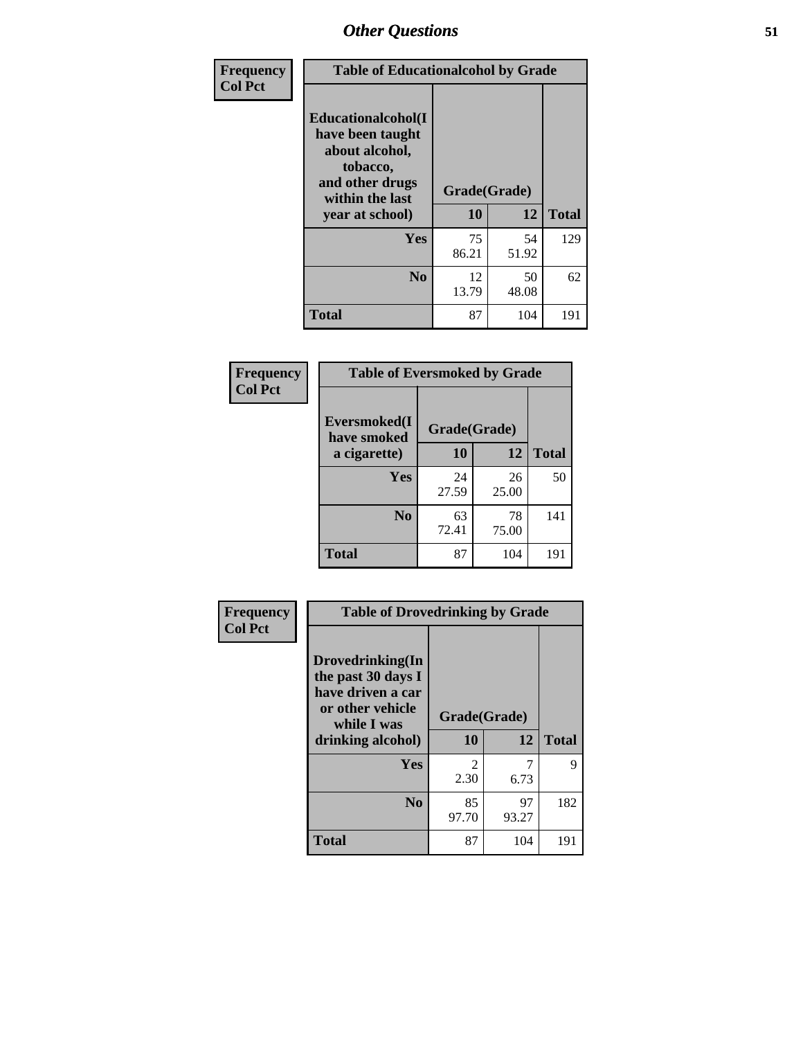| Frequency<br>Col Pct | Table of Educationalcohol by Grade | | |
|---|---|---|---|
| **Educationalcohol(I have been taught about alcohol, tobacco, and other drugs within the last year at school)** | **Grade(Grade)** | | |
| | **10** | **12** | **Total** |
| **Yes** | 75<br>86.21 | 54<br>51.92 | 129 |
| **No** | 12<br>13.79 | 50<br>48.08 | 62 |
| **Total** | 87 | 104 | 191 |

| Frequency<br>Col Pct | Table of Eversmoked by Grade | | |
|---|---|---|---|
| **Eversmoked(I have smoked a cigarette)** | **Grade(Grade)** | | |
| | **10** | **12** | **Total** |
| **Yes** | 24<br>27.59 | 26<br>25.00 | 50 |
| **No** | 63<br>72.41 | 78<br>75.00 | 141 |
| **Total** | 87 | 104 | 191 |

| Frequency<br>Col Pct | Table of Drovedrinking by Grade | | |
|---|---|---|---|
| **Drovedrinking(In the past 30 days I have driven a car or other vehicle while I was drinking alcohol)** | **Grade(Grade)** | | |
| | **10** | **12** | **Total** |
| **Yes** | 2<br>2.30 | 7<br>6.73 | 9 |
| **No** | 85<br>97.70 | 97<br>93.27 | 182 |
| **Total** | 87 | 104 | 191 |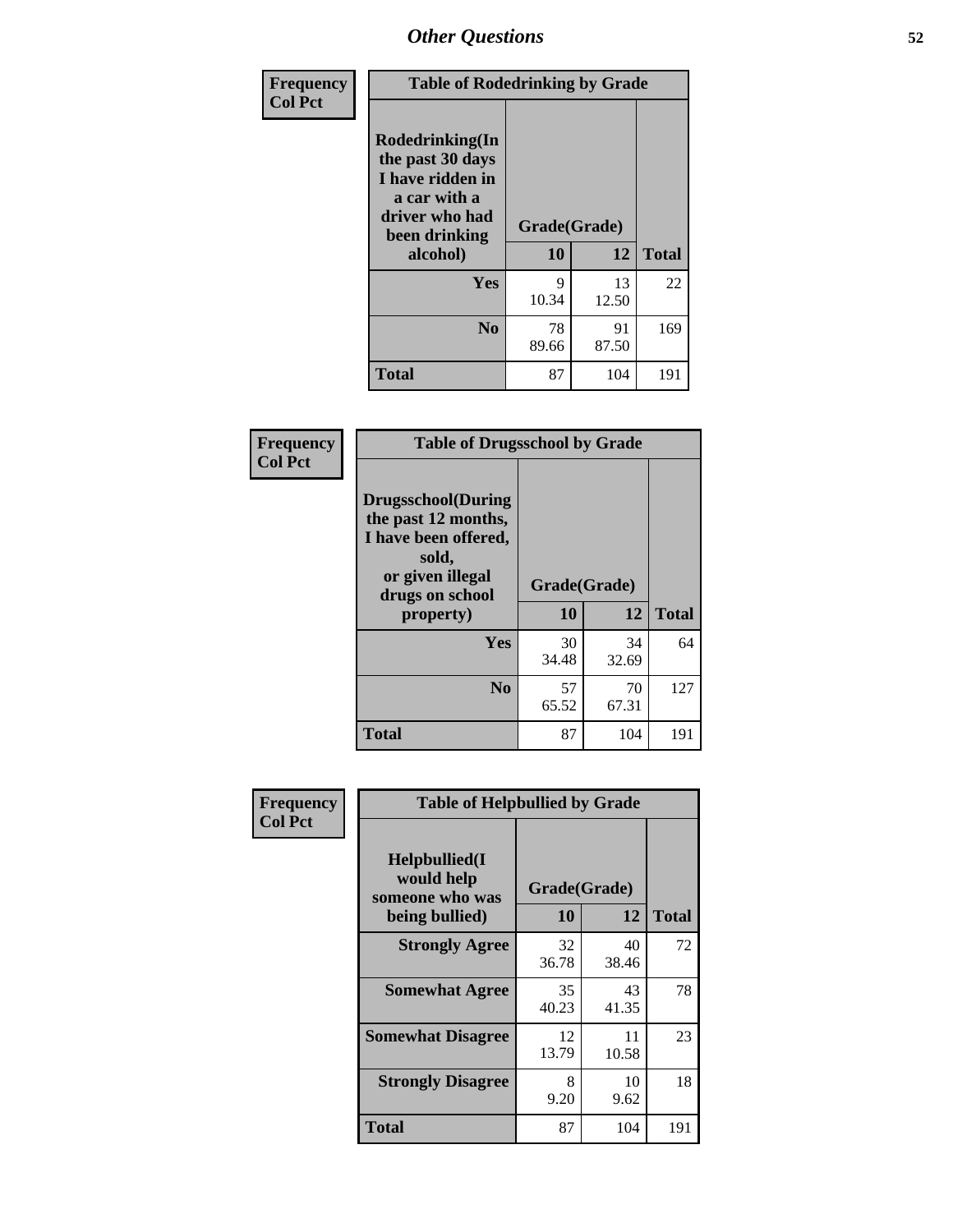## Other Questions

| Frequency Col Pct | | | |
|---|---|---|---|
| **Table of Rodedrinking by Grade** | | | |
| **Rodedrinking(In the past 30 days I have ridden in a car with a driver who had been drinking alcohol)** | **Grade(Grade)** | | |
| | **10** | **12** | **Total** |
| **Yes** | 9<br>10.34 | 13<br>12.50 | 22 |
| **No** | 78<br>89.66 | 91<br>87.50 | 169 |
| **Total** | 87 | 104 | 191 |

| Frequency Col Pct | | | |
|---|---|---|---|
| **Table of Drugsschool by Grade** | | | |
| **Drugsschool(During the past 12 months, I have been offered, sold, or given illegal drugs on school property)** | **Grade(Grade)** | | |
| | **10** | **12** | **Total** |
| **Yes** | 30<br>34.48 | 34<br>32.69 | 64 |
| **No** | 57<br>65.52 | 70<br>67.31 | 127 |
| **Total** | 87 | 104 | 191 |

| Frequency Col Pct | | | |
|---|---|---|---|
| **Table of Helpbullied by Grade** | | | |
| **Helpbullied(I would help someone who was being bullied)** | **Grade(Grade)** | | |
| | **10** | **12** | **Total** |
| **Strongly Agree** | 32<br>36.78 | 40<br>38.46 | 72 |
| **Somewhat Agree** | 35<br>40.23 | 43<br>41.35 | 78 |
| **Somewhat Disagree** | 12<br>13.79 | 11<br>10.58 | 23 |
| **Strongly Disagree** | 8<br>9.20 | 10<br>9.62 | 18 |
| **Total** | 87 | 104 | 191 |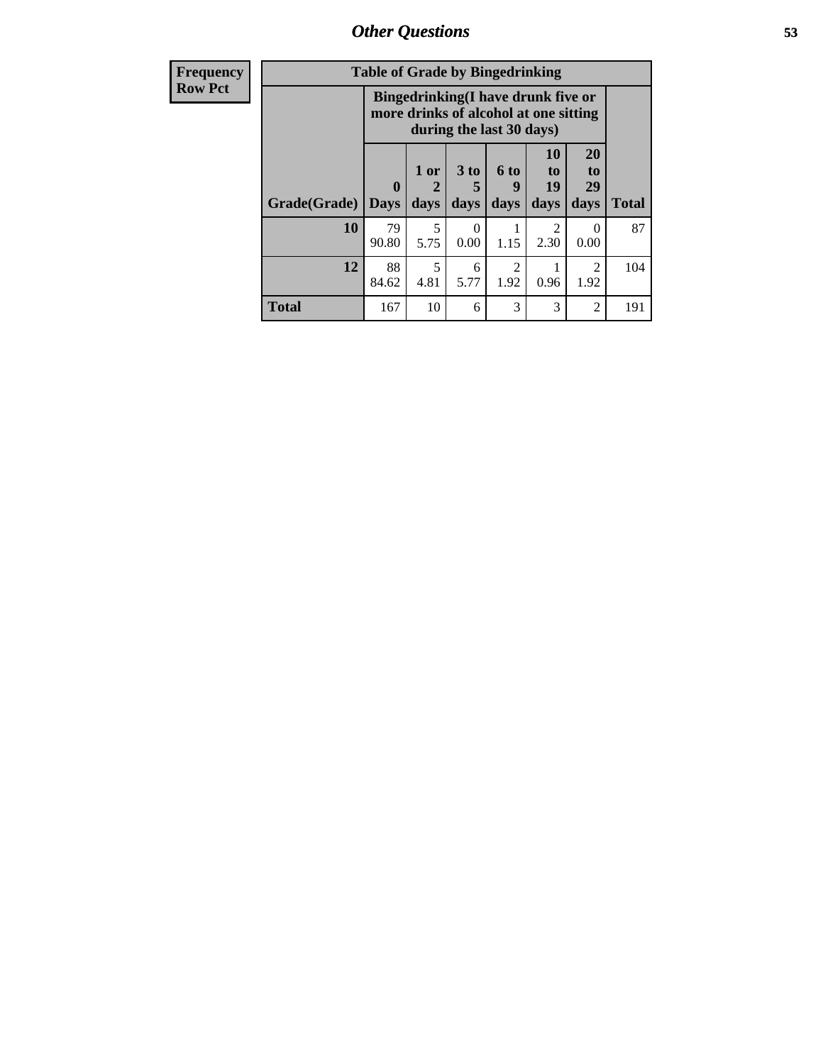| Frequency Row Pct | | | | | | | |
|---|---|---|---|---|---|---|---|
| **Table of Grade by Bingedrinking** | | | | | | | |
| | **Bingedrinking(I have drunk five or more drinks of alcohol at one sitting during the last 30 days)** | | | | | | |
| **Grade(Grade)** | **0 Days** | **1 or 2 days** | **3 to 5 days** | **6 to 9 days** | **10 to 19 days** | **20 to 29 days** | **Total** |
| **10** | 79 90.80 | 5 5.75 | 0 0.00 | 1 1.15 | 2 2.30 | 0 0.00 | 87 |
| **12** | 88 84.62 | 5 4.81 | 6 5.77 | 2 1.92 | 1 0.96 | 2 1.92 | 104 |
| **Total** | 167 | 10 | 6 | 3 | 3 | 2 | 191 |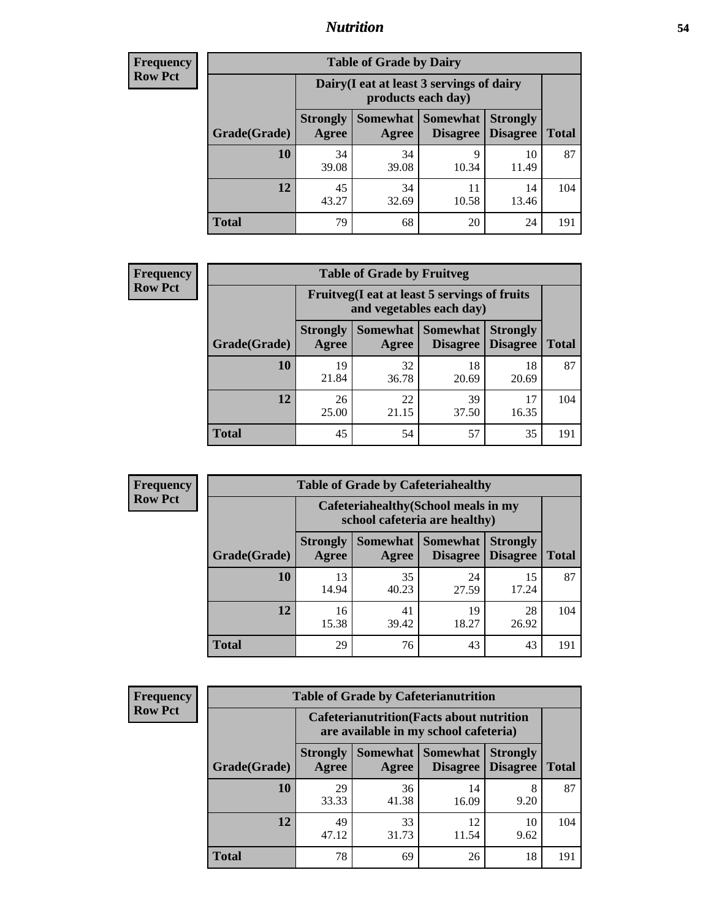## Nutrition

**Frequency**
**Row Pct**

| Table of Grade by Dairy | | | | | |
|---|---|---|---|---|---|
| | Dairy(I eat at least 3 servings of dairy products each day) | | | | |
| Grade(Grade) | Strongly Agree | Somewhat Agree | Somewhat Disagree | Strongly Disagree | Total |
| 10 | 34<br>39.08 | 34<br>39.08 | 9<br>10.34 | 10<br>11.49 | 87 |
| 12 | 45<br>43.27 | 34<br>32.69 | 11<br>10.58 | 14<br>13.46 | 104 |
| Total | 79 | 68 | 20 | 24 | 191 |

**Frequency**
**Row Pct**

| Table of Grade by Fruitveg | | | | | |
|---|---|---|---|---|---|
| | Fruitveg(I eat at least 5 servings of fruits and vegetables each day) | | | | |
| Grade(Grade) | Strongly Agree | Somewhat Agree | Somewhat Disagree | Strongly Disagree | Total |
| 10 | 19<br>21.84 | 32<br>36.78 | 18<br>20.69 | 18<br>20.69 | 87 |
| 12 | 26<br>25.00 | 22<br>21.15 | 39<br>37.50 | 17<br>16.35 | 104 |
| Total | 45 | 54 | 57 | 35 | 191 |

**Frequency**
**Row Pct**

| Table of Grade by Cafeteriahealthy | | | | | |
|---|---|---|---|---|---|
| | Cafeteriahealthy(School meals in my school cafeteria are healthy) | | | | |
| Grade(Grade) | Strongly Agree | Somewhat Agree | Somewhat Disagree | Strongly Disagree | Total |
| 10 | 13<br>14.94 | 35<br>40.23 | 24<br>27.59 | 15<br>17.24 | 87 |
| 12 | 16<br>15.38 | 41<br>39.42 | 19<br>18.27 | 28<br>26.92 | 104 |
| Total | 29 | 76 | 43 | 43 | 191 |

**Frequency**
**Row Pct**

| Table of Grade by Cafeterianutrition | | | | | |
|---|---|---|---|---|---|
| | Cafeterianutrition(Facts about nutrition are available in my school cafeteria) | | | | |
| Grade(Grade) | Strongly Agree | Somewhat Agree | Somewhat Disagree | Strongly Disagree | Total |
| 10 | 29<br>33.33 | 36<br>41.38 | 14<br>16.09 | 8<br>9.20 | 87 |
| 12 | 49<br>47.12 | 33<br>31.73 | 12<br>11.54 | 10<br>9.62 | 104 |
| Total | 78 | 69 | 26 | 18 | 191 |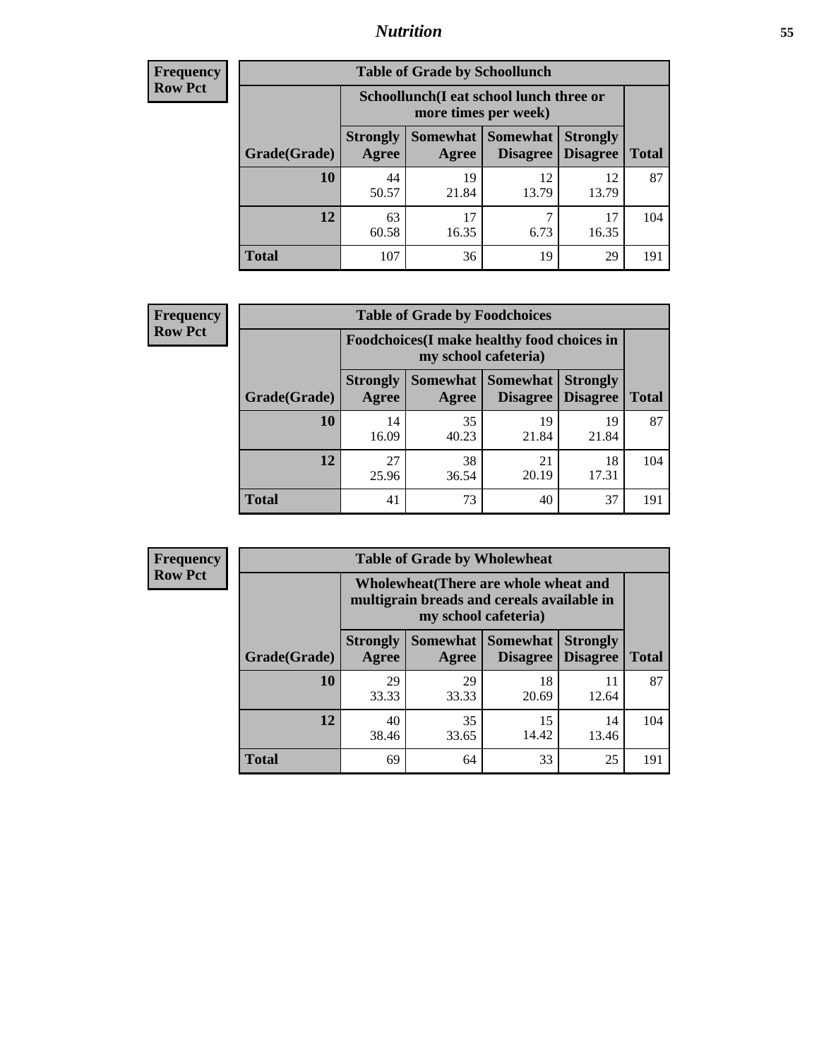## Nutrition

**Frequency**
**Row Pct**

| Table of Grade by Schoollunch | | | | | |
|---|---|---|---|---|---|
| | Schoollunch(I eat school lunch three or more times per week) | | | | |
| Grade(Grade) | Strongly Agree | Somewhat Agree | Somewhat Disagree | Strongly Disagree | Total |
| 10 | 44<br>50.57 | 19<br>21.84 | 12<br>13.79 | 12<br>13.79 | 87 |
| 12 | 63<br>60.58 | 17<br>16.35 | 7<br>6.73 | 17<br>16.35 | 104 |
| Total | 107 | 36 | 19 | 29 | 191 |

**Frequency**
**Row Pct**

| Table of Grade by Foodchoices | | | | | |
|---|---|---|---|---|---|
| | Foodchoices(I make healthy food choices in my school cafeteria) | | | | |
| Grade(Grade) | Strongly Agree | Somewhat Agree | Somewhat Disagree | Strongly Disagree | Total |
| 10 | 14<br>16.09 | 35<br>40.23 | 19<br>21.84 | 19<br>21.84 | 87 |
| 12 | 27<br>25.96 | 38<br>36.54 | 21<br>20.19 | 18<br>17.31 | 104 |
| Total | 41 | 73 | 40 | 37 | 191 |

**Frequency**
**Row Pct**

| Table of Grade by Wholewheat | | | | | |
|---|---|---|---|---|---|
| | Wholewheat(There are whole wheat and multigrain breads and cereals available in my school cafeteria) | | | | |
| Grade(Grade) | Strongly Agree | Somewhat Agree | Somewhat Disagree | Strongly Disagree | Total |
| 10 | 29<br>33.33 | 29<br>33.33 | 18<br>20.69 | 11<br>12.64 | 87 |
| 12 | 40<br>38.46 | 35<br>33.65 | 15<br>14.42 | 14<br>13.46 | 104 |
| Total | 69 | 64 | 33 | 25 | 191 |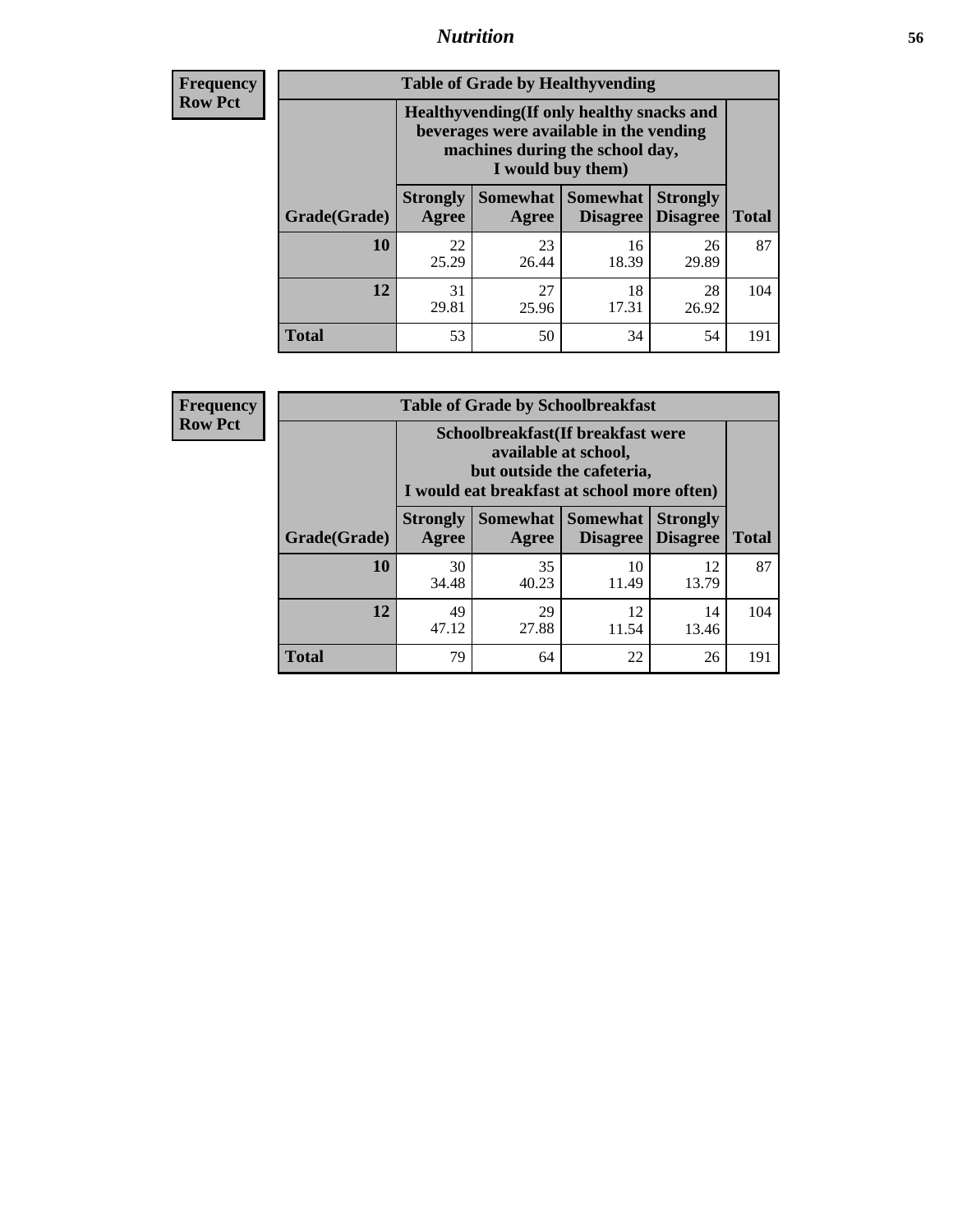## Nutrition

**Frequency**
**Row Pct**

**Table of Grade by Healthyvending**

| Grade(Grade) | Healthyvending(If only healthy snacks and beverages were available in the vending machines during the school day, I would buy them) | | | | Total |
|---|---|---|---|---|---|
| | Strongly Agree | Somewhat Agree | Somewhat Disagree | Strongly Disagree | |
| **10** | 22<br>25.29 | 23<br>26.44 | 16<br>18.39 | 26<br>29.89 | 87 |
| **12** | 31<br>29.81 | 27<br>25.96 | 18<br>17.31 | 28<br>26.92 | 104 |
| **Total** | 53 | 50 | 34 | 54 | 191 |

**Frequency**
**Row Pct**

**Table of Grade by Schoolbreakfast**

| Grade(Grade) | Schoolbreakfast(If breakfast were available at school, but outside the cafeteria, I would eat breakfast at school more often) | | | | Total |
|---|---|---|---|---|---|
| | Strongly Agree | Somewhat Agree | Somewhat Disagree | Strongly Disagree | |
| **10** | 30<br>34.48 | 35<br>40.23 | 10<br>11.49 | 12<br>13.79 | 87 |
| **12** | 49<br>47.12 | 29<br>27.88 | 12<br>11.54 | 14<br>13.46 | 104 |
| **Total** | 79 | 64 | 22 | 26 | 191 |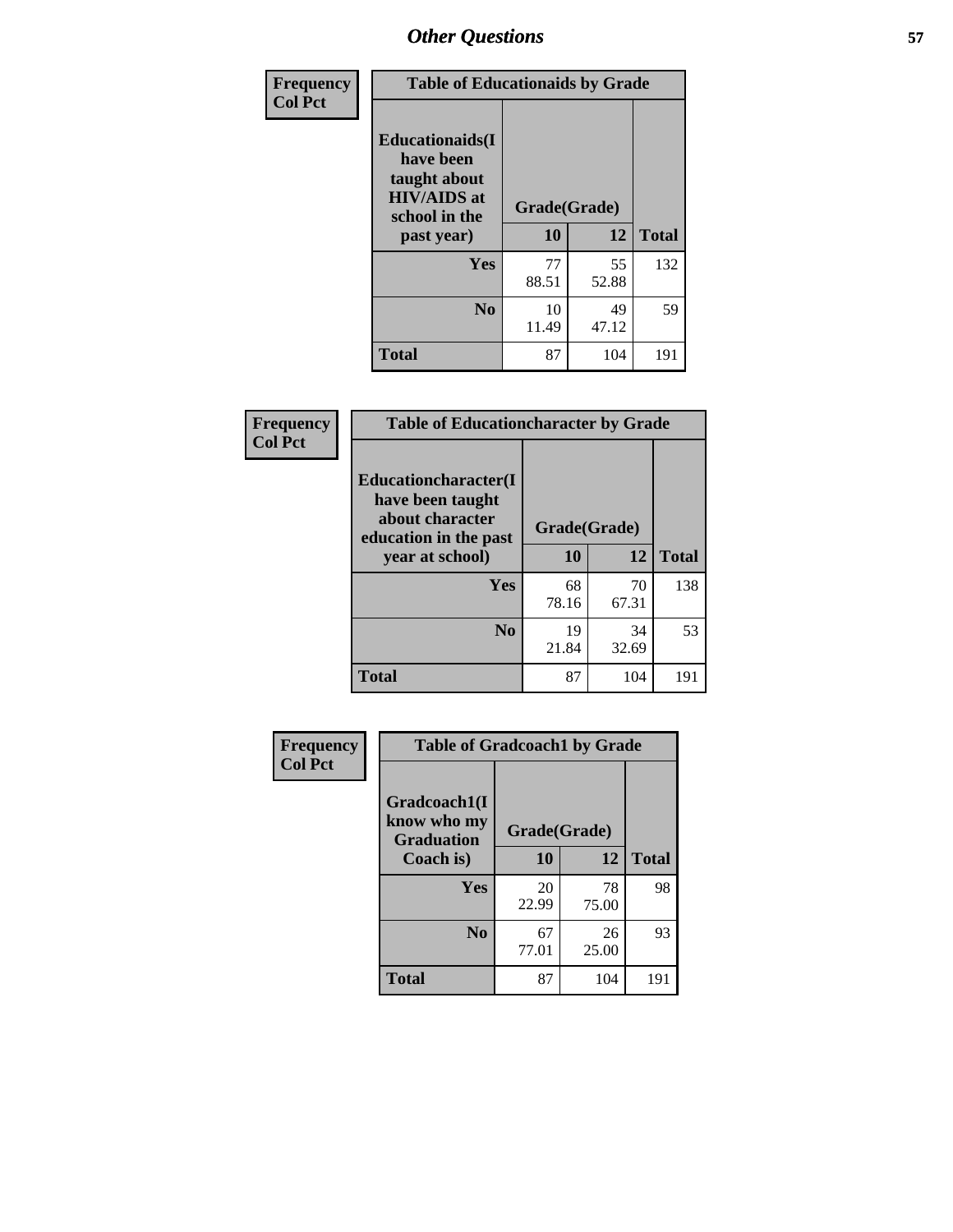## Other Questions

| Frequency Col Pct | | | |
|---|---|---|---|

**Table of Educationaids by Grade**

| Educationaids(I have been taught about HIV/AIDS at school in the past year) | Grade(Grade) 10 | 12 | Total |
|---|---|---|---|
| Yes | 77<br>88.51 | 55<br>52.88 | 132 |
| No | 10<br>11.49 | 49<br>47.12 | 59 |
| Total | 87 | 104 | 191 |

**Table of Educationcharacter by Grade**

| Educationcharacter(I have been taught about character education in the past year at school) | Grade(Grade) 10 | 12 | Total |
|---|---|---|---|
| Yes | 68<br>78.16 | 70<br>67.31 | 138 |
| No | 19<br>21.84 | 34<br>32.69 | 53 |
| Total | 87 | 104 | 191 |

**Table of Gradcoach1 by Grade**

| Gradcoach1(I know who my Graduation Coach is) | Grade(Grade) 10 | 12 | Total |
|---|---|---|---|
| Yes | 20<br>22.99 | 78<br>75.00 | 98 |
| No | 67<br>77.01 | 26<br>25.00 | 93 |
| Total | 87 | 104 | 191 |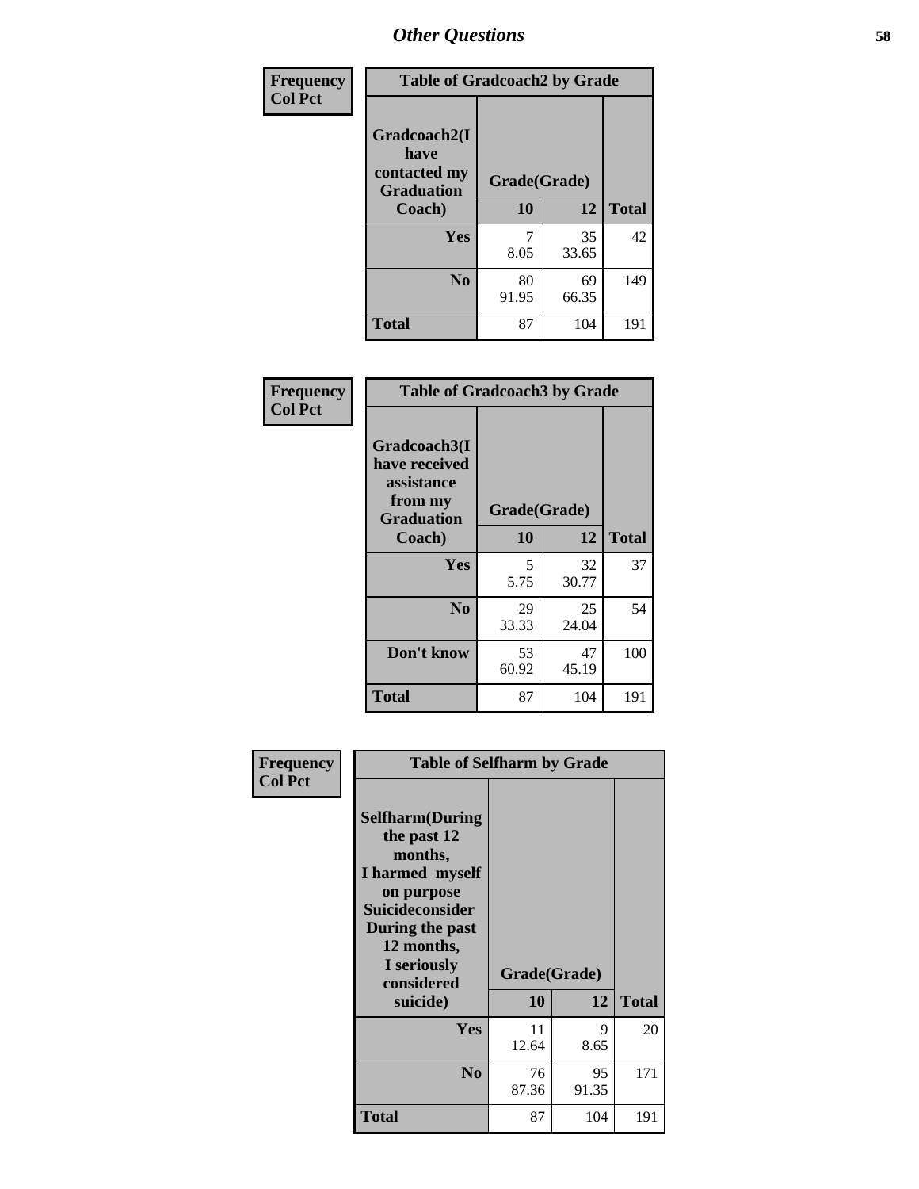## Other Questions

**Frequency / Col Pct**

| Table of Gradcoach2 by Grade | | | |
|---|---|---|---|
| Gradcoach2(I have contacted my Graduation Coach) | Grade(Grade) | | |
| | 10 | 12 | Total |
| Yes | 7<br>8.05 | 35<br>33.65 | 42 |
| No | 80<br>91.95 | 69<br>66.35 | 149 |
| Total | 87 | 104 | 191 |

**Frequency / Col Pct**

| Table of Gradcoach3 by Grade | | | |
|---|---|---|---|
| Gradcoach3(I have received assistance from my Graduation Coach) | Grade(Grade) | | |
| | 10 | 12 | Total |
| Yes | 5<br>5.75 | 32<br>30.77 | 37 |
| No | 29<br>33.33 | 25<br>24.04 | 54 |
| Don't know | 53<br>60.92 | 47<br>45.19 | 100 |
| Total | 87 | 104 | 191 |

**Frequency / Col Pct**

| Table of Selfharm by Grade | | | |
|---|---|---|---|
| Selfharm(During the past 12 months, I harmed myself on purpose Suicideconsider During the past 12 months, I seriously considered suicide) | Grade(Grade) | | |
| | 10 | 12 | Total |
| Yes | 11<br>12.64 | 9<br>8.65 | 20 |
| No | 76<br>87.36 | 95<br>91.35 | 171 |
| Total | 87 | 104 | 191 |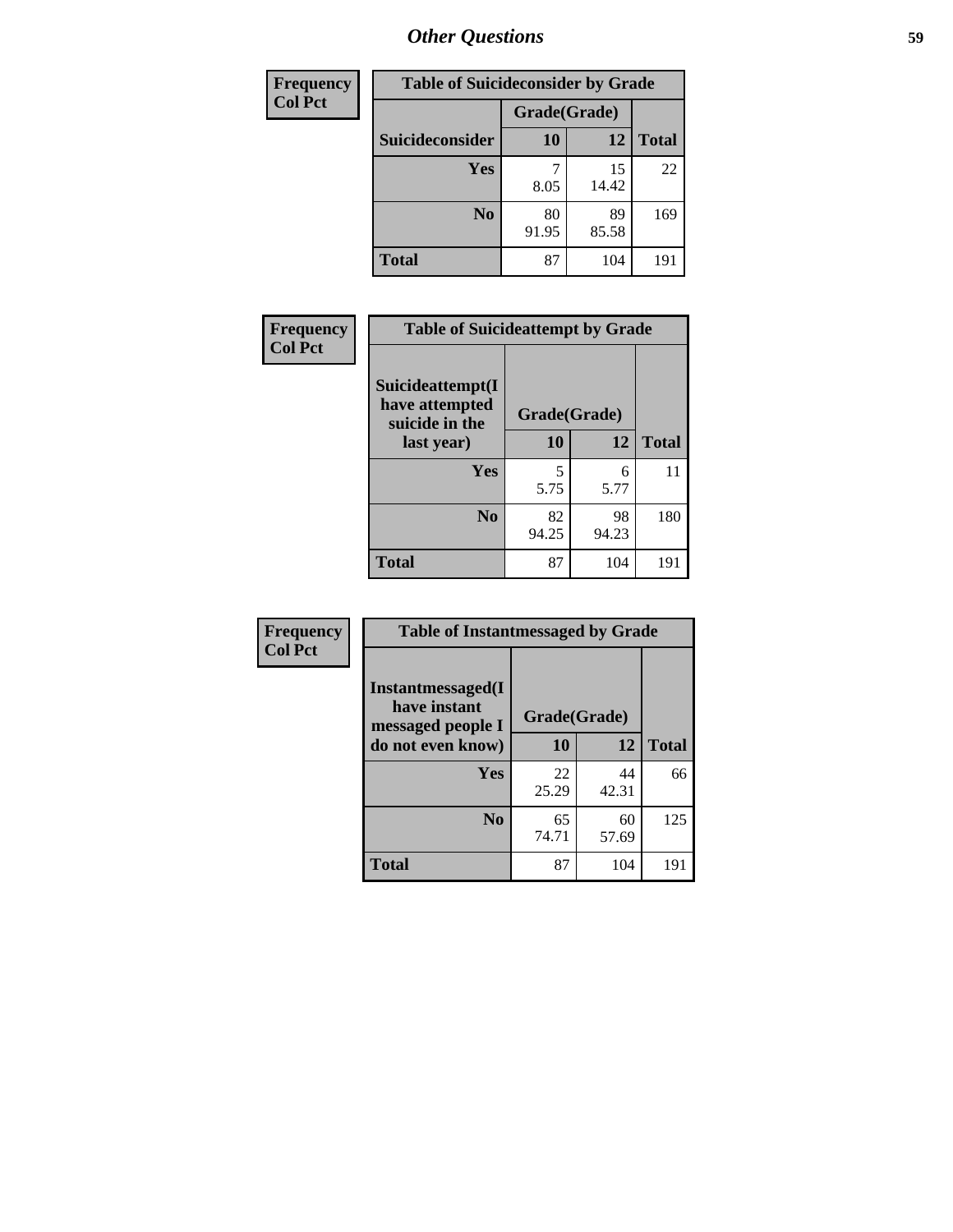## Other Questions

| Frequency<br>Col Pct |
|---|

**Table of Suicideconsider by Grade**

| Suicideconsider | Grade(Grade) 10 | 12 | Total |
|---|---|---|---|
| Yes | 7<br>8.05 | 15<br>14.42 | 22 |
| No | 80<br>91.95 | 89<br>85.58 | 169 |
| Total | 87 | 104 | 191 |

| Frequency<br>Col Pct |
|---|

**Table of Suicideattempt by Grade**

| Suicideattempt(I have attempted suicide in the last year) | Grade(Grade) 10 | 12 | Total |
|---|---|---|---|
| Yes | 5<br>5.75 | 6<br>5.77 | 11 |
| No | 82<br>94.25 | 98<br>94.23 | 180 |
| Total | 87 | 104 | 191 |

| Frequency<br>Col Pct |
|---|

**Table of Instantmessaged by Grade**

| Instantmessaged(I have instant messaged people I do not even know) | Grade(Grade) 10 | 12 | Total |
|---|---|---|---|
| Yes | 22<br>25.29 | 44<br>42.31 | 66 |
| No | 65<br>74.71 | 60<br>57.69 | 125 |
| Total | 87 | 104 | 191 |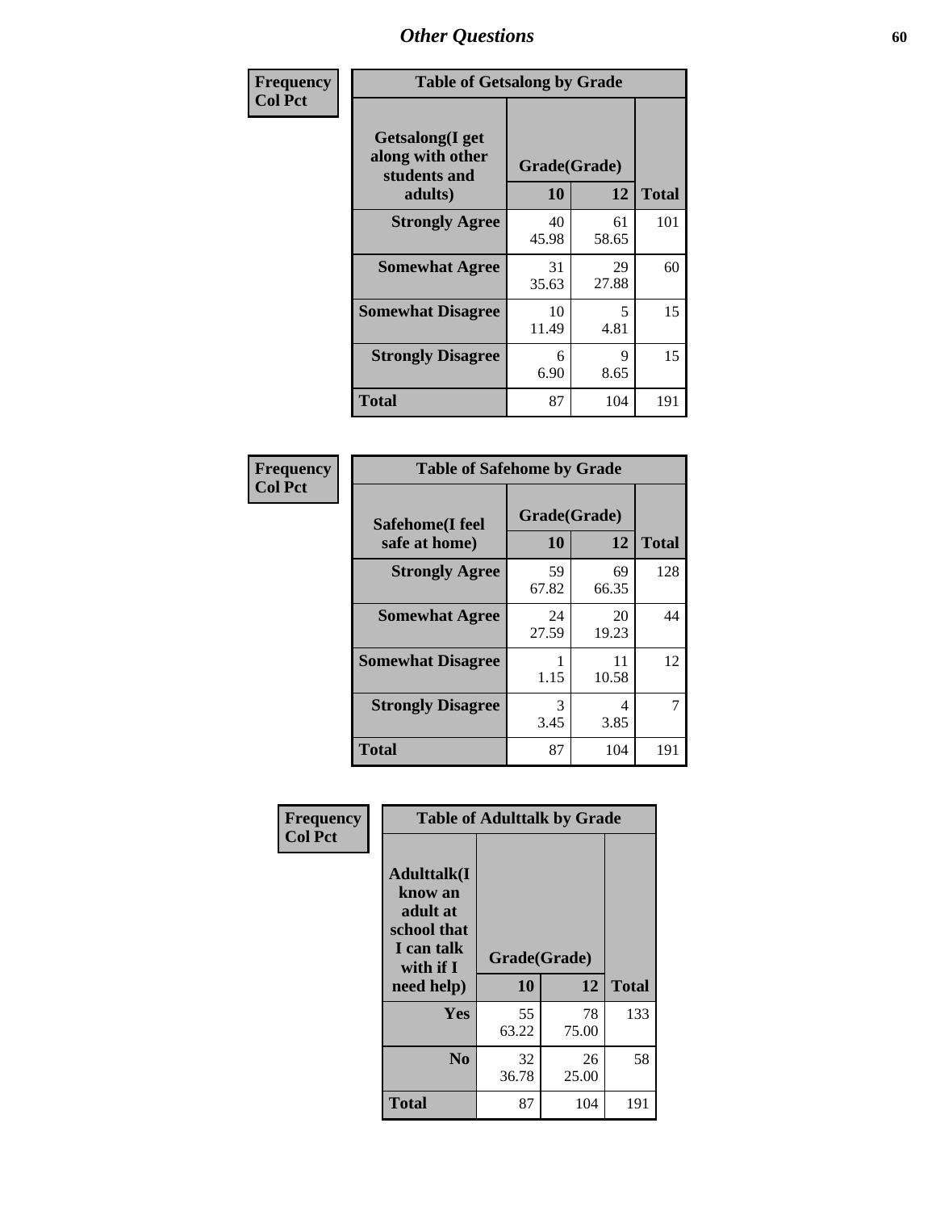**Frequency**
**Col Pct**

| Table of Getsalong by Grade | | | |
|---|---|---|---|
| **Getsalong(I get along with other students and adults)** | **Grade(Grade)** | | |
| | **10** | **12** | **Total** |
| **Strongly Agree** | 40<br>45.98 | 61<br>58.65 | 101 |
| **Somewhat Agree** | 31<br>35.63 | 29<br>27.88 | 60 |
| **Somewhat Disagree** | 10<br>11.49 | 5<br>4.81 | 15 |
| **Strongly Disagree** | 6<br>6.90 | 9<br>8.65 | 15 |
| **Total** | 87 | 104 | 191 |

**Frequency**
**Col Pct**

| Table of Safehome by Grade | | | |
|---|---|---|---|
| **Safehome(I feel safe at home)** | **Grade(Grade)** | | |
| | **10** | **12** | **Total** |
| **Strongly Agree** | 59<br>67.82 | 69<br>66.35 | 128 |
| **Somewhat Agree** | 24<br>27.59 | 20<br>19.23 | 44 |
| **Somewhat Disagree** | 1<br>1.15 | 11<br>10.58 | 12 |
| **Strongly Disagree** | 3<br>3.45 | 4<br>3.85 | 7 |
| **Total** | 87 | 104 | 191 |

**Frequency**
**Col Pct**

| Table of Adulttalk by Grade | | | |
|---|---|---|---|
| **Adulttalk(I know an adult at school that I can talk with if I need help)** | **Grade(Grade)** | | |
| | **10** | **12** | **Total** |
| **Yes** | 55<br>63.22 | 78<br>75.00 | 133 |
| **No** | 32<br>36.78 | 26<br>25.00 | 58 |
| **Total** | 87 | 104 | 191 |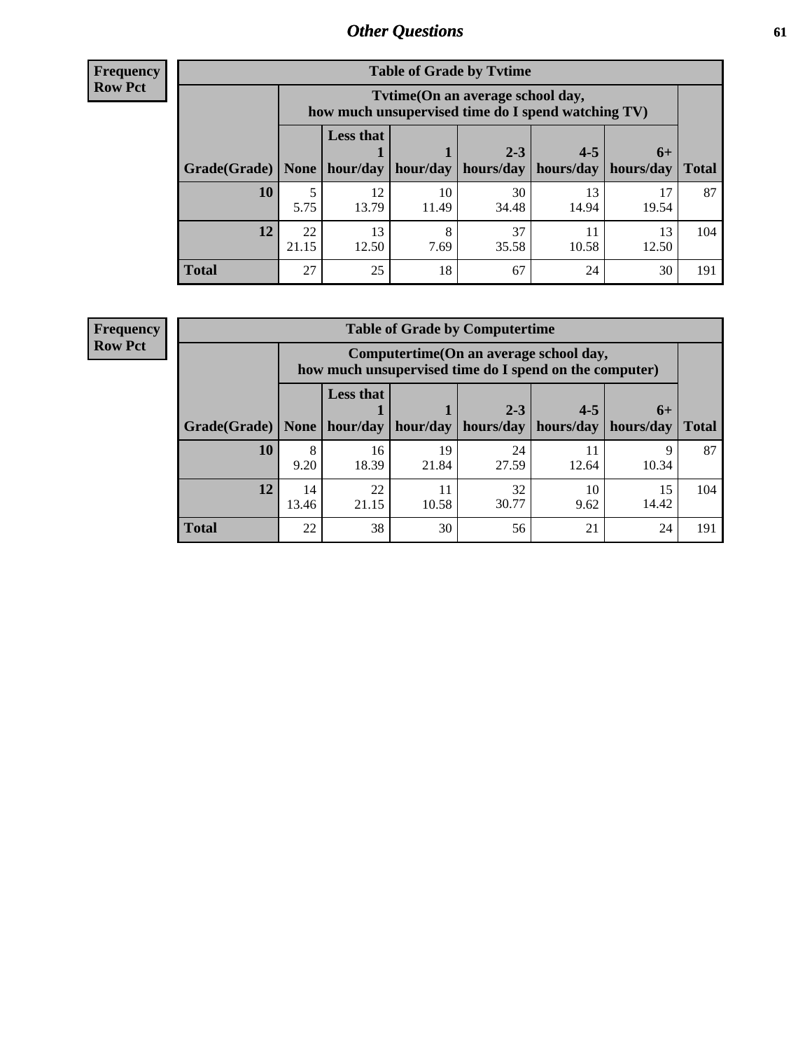## Other Questions

**Frequency**
**Row Pct**

| Table of Grade by Tvtime | | | | | | | |
|---|---|---|---|---|---|---|---|
| | Tvtime(On an average school day, how much unsupervised time do I spend watching TV) | | | | | | |
| Grade(Grade) | None | Less that 1 hour/day | 1 hour/day | 2-3 hours/day | 4-5 hours/day | 6+ hours/day | Total |
| **10** | 5<br>5.75 | 12<br>13.79 | 10<br>11.49 | 30<br>34.48 | 13<br>14.94 | 17<br>19.54 | 87 |
| **12** | 22<br>21.15 | 13<br>12.50 | 8<br>7.69 | 37<br>35.58 | 11<br>10.58 | 13<br>12.50 | 104 |
| **Total** | 27 | 25 | 18 | 67 | 24 | 30 | 191 |

**Frequency**
**Row Pct**

| Table of Grade by Computertime | | | | | | | |
|---|---|---|---|---|---|---|---|
| | Computertime(On an average school day, how much unsupervised time do I spend on the computer) | | | | | | |
| Grade(Grade) | None | Less that 1 hour/day | 1 hour/day | 2-3 hours/day | 4-5 hours/day | 6+ hours/day | Total |
| **10** | 8<br>9.20 | 16<br>18.39 | 19<br>21.84 | 24<br>27.59 | 11<br>12.64 | 9<br>10.34 | 87 |
| **12** | 14<br>13.46 | 22<br>21.15 | 11<br>10.58 | 32<br>30.77 | 10<br>9.62 | 15<br>14.42 | 104 |
| **Total** | 22 | 38 | 30 | 56 | 21 | 24 | 191 |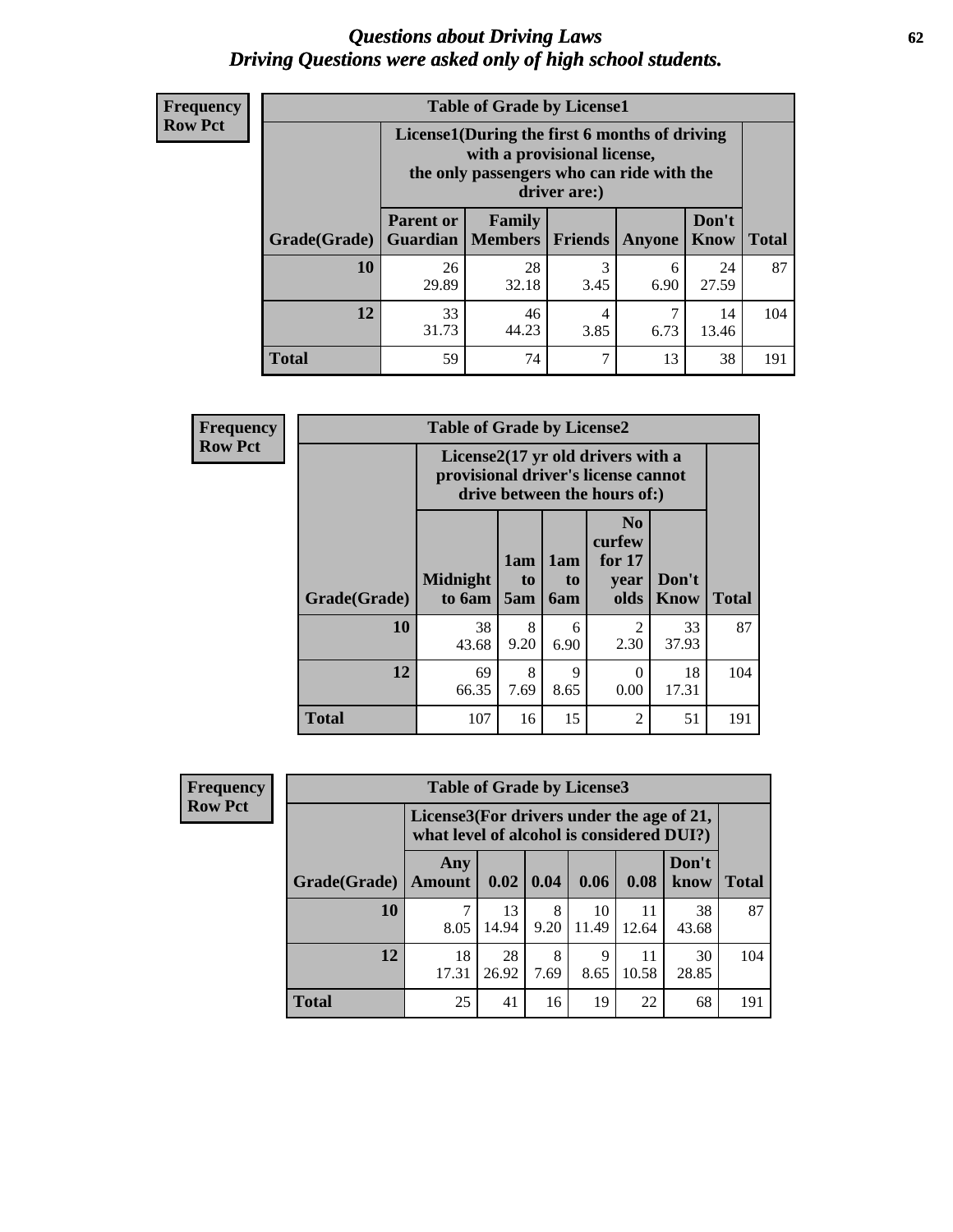# Questions about Driving Laws
## Driving Questions were asked only of high school students.

**Frequency**
**Row Pct**

| Table of Grade by License1 | | | | | | |
|---|---|---|---|---|---|---|
| | License1(During the first 6 months of driving with a provisional license, the only passengers who can ride with the driver are:) | | | | | |
| Grade(Grade) | Parent or Guardian | Family Members | Friends | Anyone | Don't Know | Total |
| **10** | 26<br>29.89 | 28<br>32.18 | 3<br>3.45 | 6<br>6.90 | 24<br>27.59 | 87 |
| **12** | 33<br>31.73 | 46<br>44.23 | 4<br>3.85 | 7<br>6.73 | 14<br>13.46 | 104 |
| **Total** | 59 | 74 | 7 | 13 | 38 | 191 |

**Frequency**
**Row Pct**

| Table of Grade by License2 | | | | | | |
|---|---|---|---|---|---|---|
| | License2(17 yr old drivers with a provisional driver's license cannot drive between the hours of:) | | | | | |
| Grade(Grade) | Midnight to 6am | 1am to 5am | 1am to 6am | No curfew for 17 year olds | Don't Know | Total |
| **10** | 38<br>43.68 | 8<br>9.20 | 6<br>6.90 | 2<br>2.30 | 33<br>37.93 | 87 |
| **12** | 69<br>66.35 | 8<br>7.69 | 9<br>8.65 | 0<br>0.00 | 18<br>17.31 | 104 |
| **Total** | 107 | 16 | 15 | 2 | 51 | 191 |

**Frequency**
**Row Pct**

| Table of Grade by License3 | | | | | | | |
|---|---|---|---|---|---|---|---|
| | License3(For drivers under the age of 21, what level of alcohol is considered DUI?) | | | | | | |
| Grade(Grade) | Any Amount | 0.02 | 0.04 | 0.06 | 0.08 | Don't know | Total |
| **10** | 7<br>8.05 | 13<br>14.94 | 8<br>9.20 | 10<br>11.49 | 11<br>12.64 | 38<br>43.68 | 87 |
| **12** | 18<br>17.31 | 28<br>26.92 | 8<br>7.69 | 9<br>8.65 | 11<br>10.58 | 30<br>28.85 | 104 |
| **Total** | 25 | 41 | 16 | 19 | 22 | 68 | 191 |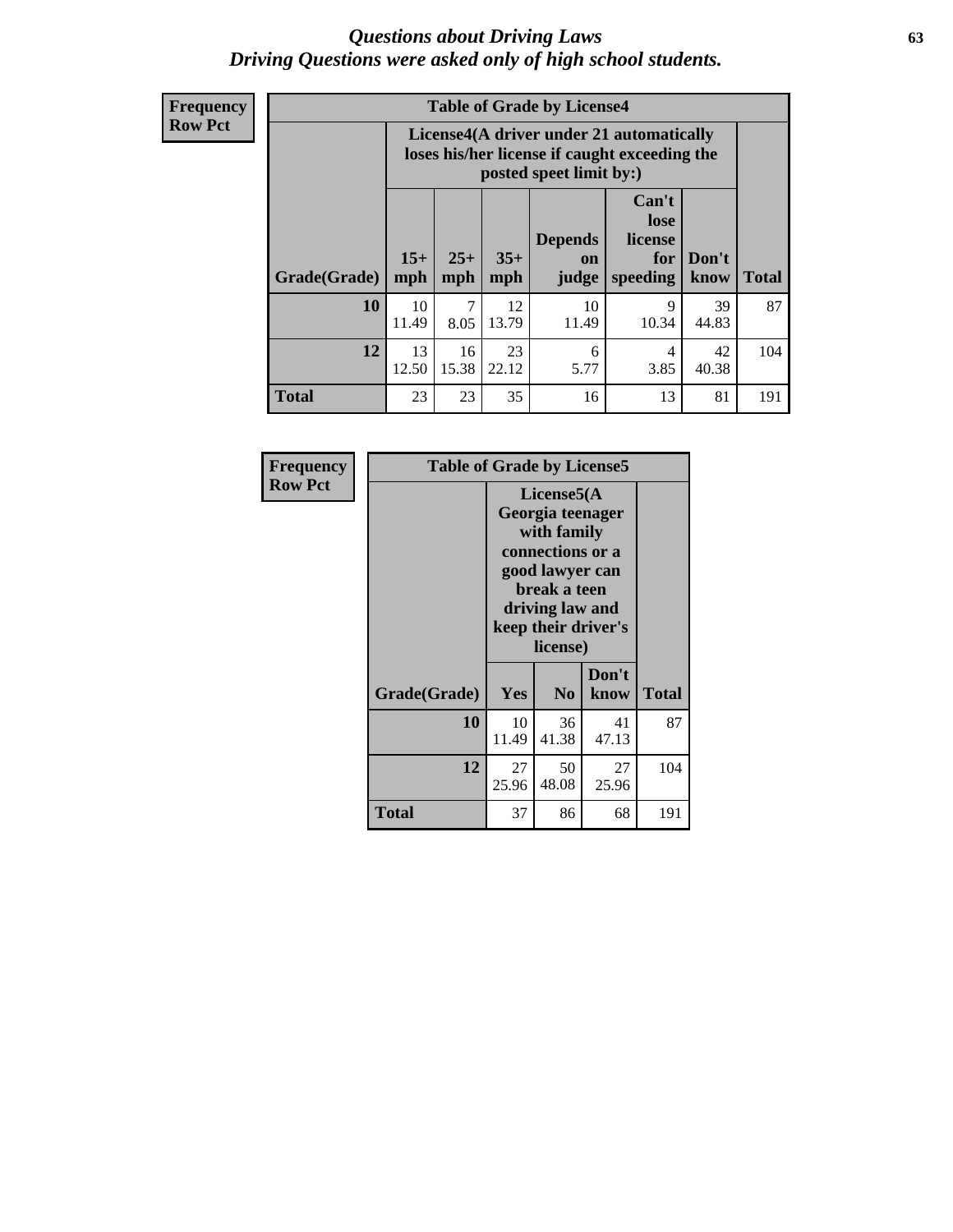# Questions about Driving Laws
## Driving Questions were asked only of high school students.

**Frequency**
**Row Pct**

**Table of Grade by License4**

| Grade(Grade) | License4(A driver under 21 automatically loses his/her license if caught exceeding the posted speet limit by:) | | | | | | Total |
|---|---|---|---|---|---|---|---|
| | 15+ mph | 25+ mph | 35+ mph | Depends on judge | Can't lose license for speeding | Don't know | |
| **10** | 10<br>11.49 | 7<br>8.05 | 12<br>13.79 | 10<br>11.49 | 9<br>10.34 | 39<br>44.83 | 87 |
| **12** | 13<br>12.50 | 16<br>15.38 | 23<br>22.12 | 6<br>5.77 | 4<br>3.85 | 42<br>40.38 | 104 |
| **Total** | 23 | 23 | 35 | 16 | 13 | 81 | 191 |

**Frequency**
**Row Pct**

**Table of Grade by License5**

| Grade(Grade) | License5(A Georgia teenager with family connections or a good lawyer can break a teen driving law and keep their driver's license) | | | Total |
|---|---|---|---|---|
| | Yes | No | Don't know | |
| **10** | 10<br>11.49 | 36<br>41.38 | 41<br>47.13 | 87 |
| **12** | 27<br>25.96 | 50<br>48.08 | 27<br>25.96 | 104 |
| **Total** | 37 | 86 | 68 | 191 |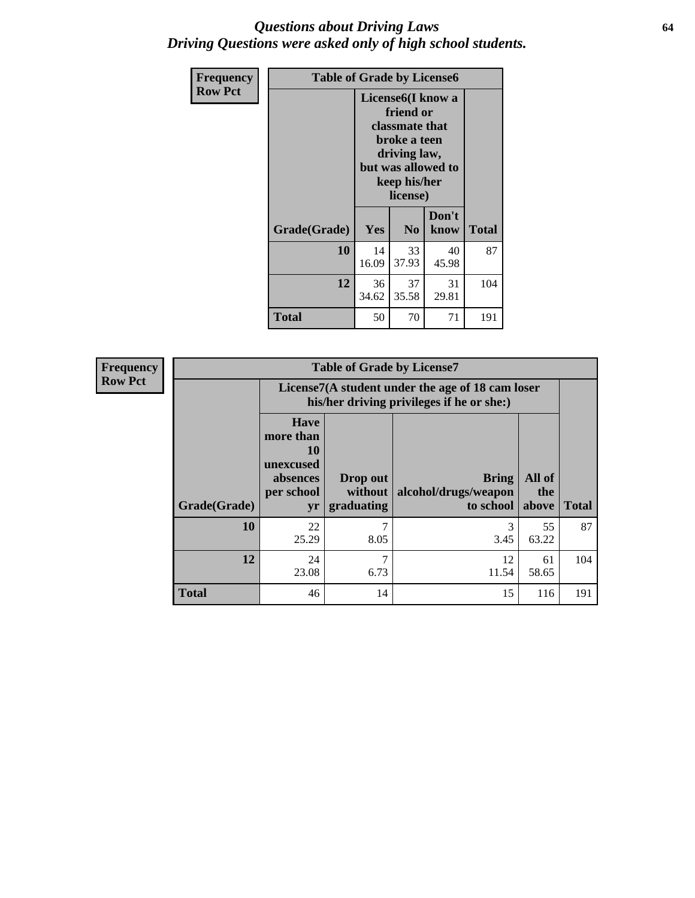# *Questions about Driving Laws*
# *Driving Questions were asked only of high school students.*

**Frequency**
**Row Pct**

| Table of Grade by License6 | | | | |
|---|---|---|---|---|
| | License6(I know a friend or classmate that broke a teen driving law, but was allowed to keep his/her license) | | | |
| Grade(Grade) | Yes | No | Don't know | Total |
| **10** | 14<br>16.09 | 33<br>37.93 | 40<br>45.98 | 87 |
| **12** | 36<br>34.62 | 37<br>35.58 | 31<br>29.81 | 104 |
| **Total** | 50 | 70 | 71 | 191 |

**Frequency**
**Row Pct**

| Table of Grade by License7 | | | | | |
|---|---|---|---|---|---|
| | License7(A student under the age of 18 cam loser his/her driving privileges if he or she:) | | | | |
| Grade(Grade) | Have more than 10 unexcused absences per school yr | Drop out without graduating | Bring alcohol/drugs/weapon to school | All of the above | Total |
| **10** | 22<br>25.29 | 7<br>8.05 | 3<br>3.45 | 55<br>63.22 | 87 |
| **12** | 24<br>23.08 | 7<br>6.73 | 12<br>11.54 | 61<br>58.65 | 104 |
| **Total** | 46 | 14 | 15 | 116 | 191 |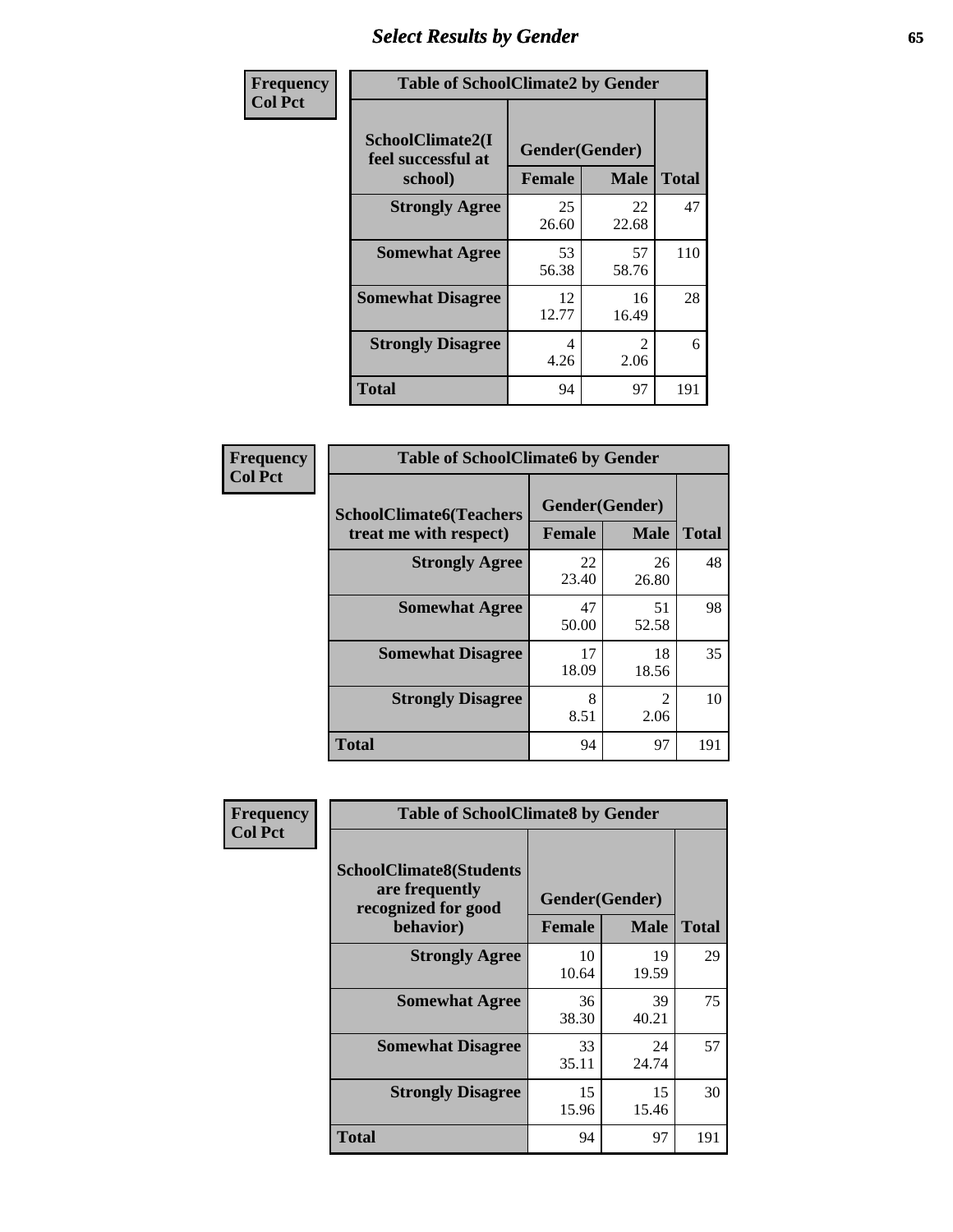# Select Results by Gender

| Frequency<br>Col Pct | Table of SchoolClimate2 by Gender | | |
|---|---|---|---|
| SchoolClimate2(I feel successful at school) | Gender(Gender) | | |
| | Female | Male | Total |
| Strongly Agree | 25<br>26.60 | 22<br>22.68 | 47 |
| Somewhat Agree | 53<br>56.38 | 57<br>58.76 | 110 |
| Somewhat Disagree | 12<br>12.77 | 16<br>16.49 | 28 |
| Strongly Disagree | 4<br>4.26 | 2<br>2.06 | 6 |
| Total | 94 | 97 | 191 |

| Frequency<br>Col Pct | Table of SchoolClimate6 by Gender | | |
|---|---|---|---|
| SchoolClimate6(Teachers treat me with respect) | Gender(Gender) | | |
| | Female | Male | Total |
| Strongly Agree | 22<br>23.40 | 26<br>26.80 | 48 |
| Somewhat Agree | 47<br>50.00 | 51<br>52.58 | 98 |
| Somewhat Disagree | 17<br>18.09 | 18<br>18.56 | 35 |
| Strongly Disagree | 8<br>8.51 | 2<br>2.06 | 10 |
| Total | 94 | 97 | 191 |

| Frequency<br>Col Pct | Table of SchoolClimate8 by Gender | | |
|---|---|---|---|
| SchoolClimate8(Students are frequently recognized for good behavior) | Gender(Gender) | | |
| | Female | Male | Total |
| Strongly Agree | 10<br>10.64 | 19<br>19.59 | 29 |
| Somewhat Agree | 36<br>38.30 | 39<br>40.21 | 75 |
| Somewhat Disagree | 33<br>35.11 | 24<br>24.74 | 57 |
| Strongly Disagree | 15<br>15.96 | 15<br>15.46 | 30 |
| Total | 94 | 97 | 191 |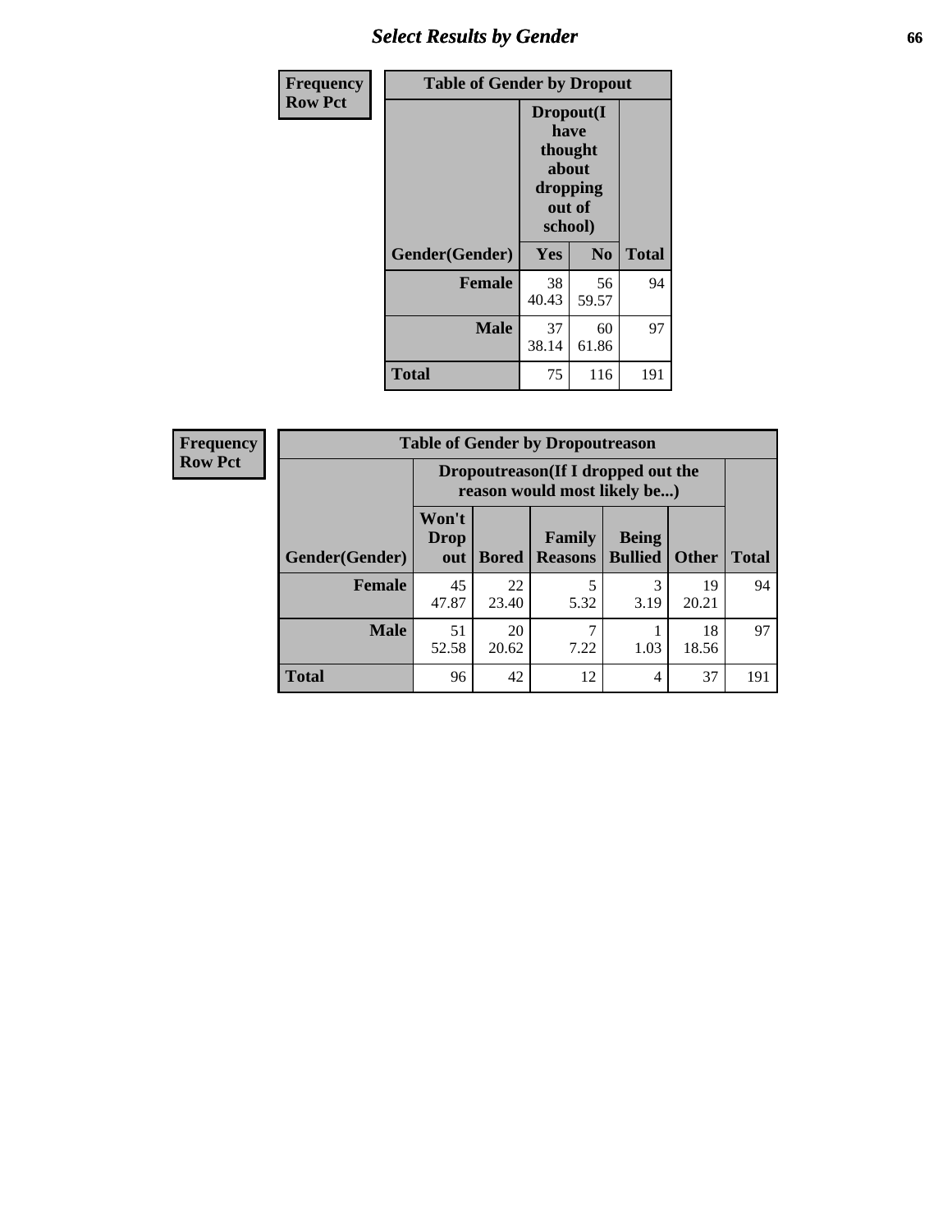## Select Results by Gender

**Frequency**
**Row Pct**

| Table of Gender by Dropout | | | |
|---|---|---|---|
| | Dropout(I have thought about dropping out of school) | | |
| Gender(Gender) | Yes | No | Total |
| Female | 38<br>40.43 | 56<br>59.57 | 94 |
| Male | 37<br>38.14 | 60<br>61.86 | 97 |
| Total | 75 | 116 | 191 |

**Frequency**
**Row Pct**

| Table of Gender by Dropoutreason | | | | | | |
|---|---|---|---|---|---|---|
| | Dropoutreason(If I dropped out the reason would most likely be...) | | | | | |
| Gender(Gender) | Won't Drop out | Bored | Family Reasons | Being Bullied | Other | Total |
| Female | 45<br>47.87 | 22<br>23.40 | 5<br>5.32 | 3<br>3.19 | 19<br>20.21 | 94 |
| Male | 51<br>52.58 | 20<br>20.62 | 7<br>7.22 | 1<br>1.03 | 18<br>18.56 | 97 |
| Total | 96 | 42 | 12 | 4 | 37 | 191 |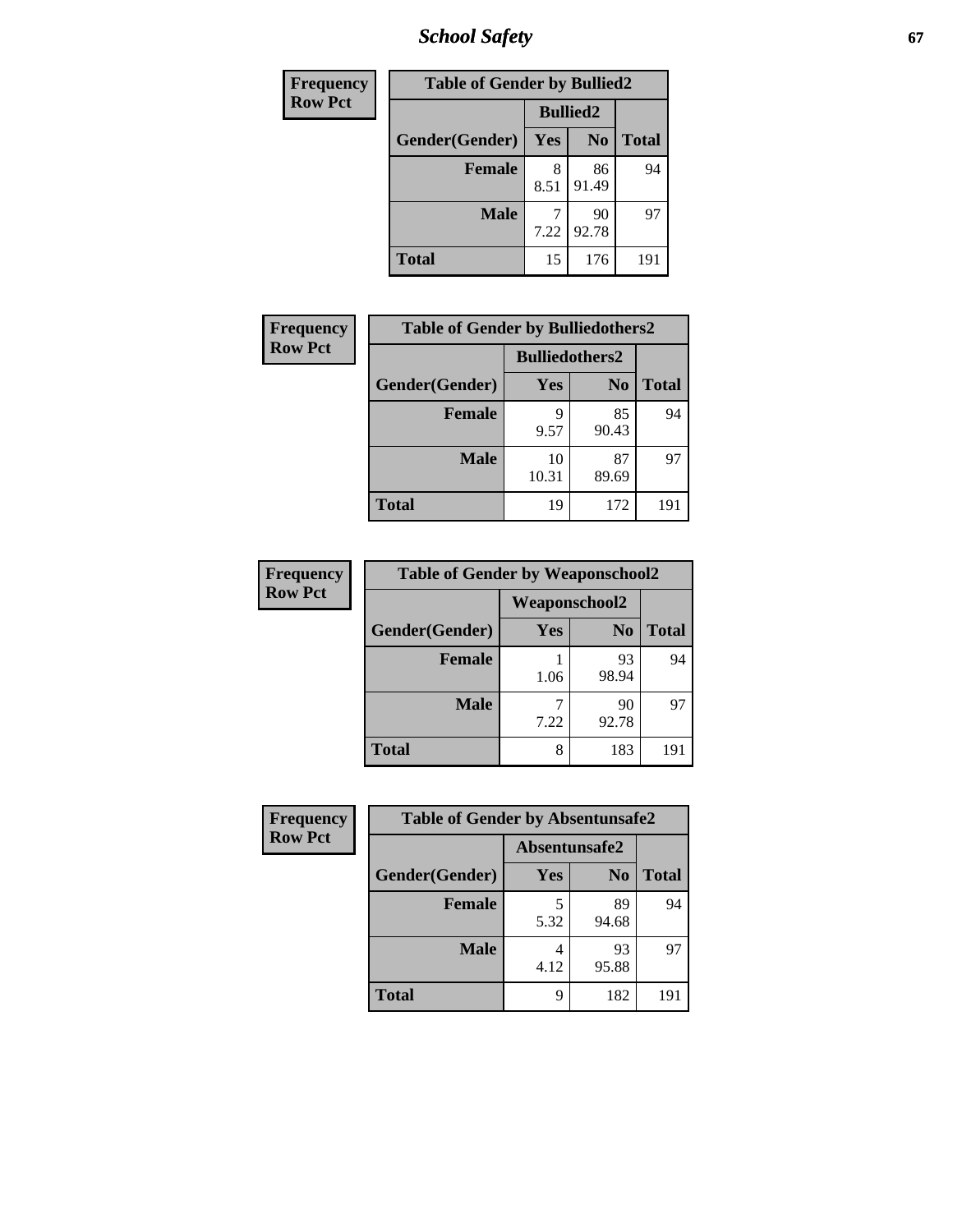| Frequency<br>Row Pct | Table of Gender by Bullied2 | | |
|---|---|---|---|
| | Bullied2 | | |
| Gender(Gender) | Yes | No | Total |
| Female | 8<br>8.51 | 86<br>91.49 | 94 |
| Male | 7<br>7.22 | 90<br>92.78 | 97 |
| Total | 15 | 176 | 191 |

| Frequency<br>Row Pct | Table of Gender by Bulliedothers2 | | |
|---|---|---|---|
| | Bulliedothers2 | | |
| Gender(Gender) | Yes | No | Total |
| Female | 9<br>9.57 | 85<br>90.43 | 94 |
| Male | 10<br>10.31 | 87<br>89.69 | 97 |
| Total | 19 | 172 | 191 |

| Frequency<br>Row Pct | Table of Gender by Weaponschool2 | | |
|---|---|---|---|
| | Weaponschool2 | | |
| Gender(Gender) | Yes | No | Total |
| Female | 1<br>1.06 | 93<br>98.94 | 94 |
| Male | 7<br>7.22 | 90<br>92.78 | 97 |
| Total | 8 | 183 | 191 |

| Frequency<br>Row Pct | Table of Gender by Absentunsafe2 | | |
|---|---|---|---|
| | Absentunsafe2 | | |
| Gender(Gender) | Yes | No | Total |
| Female | 5<br>5.32 | 89<br>94.68 | 94 |
| Male | 4<br>4.12 | 93<br>95.88 | 97 |
| Total | 9 | 182 | 191 |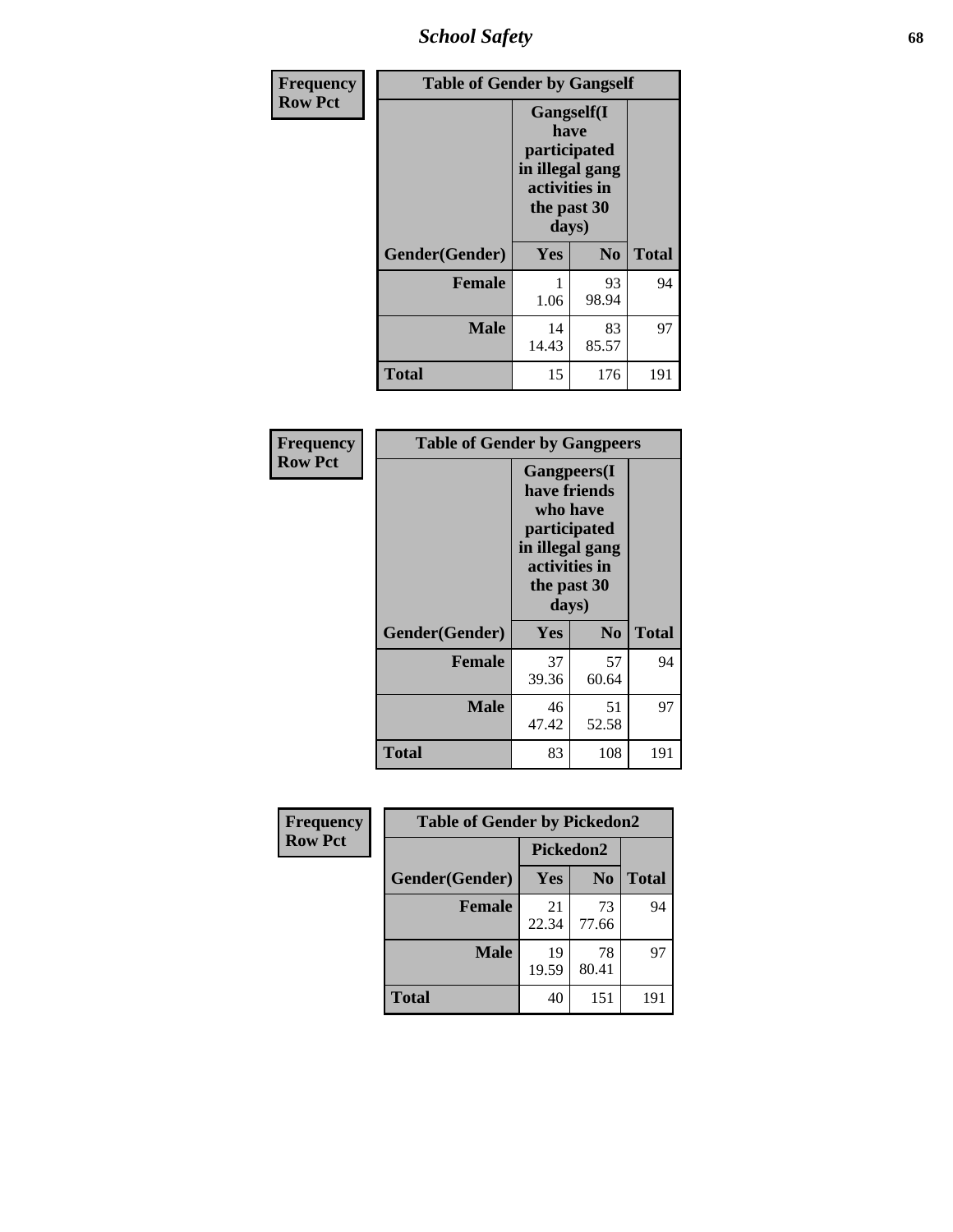| Frequency Row Pct | Table of Gender by Gangself | | |
|---|---|---|---|
| | Gangself(I have participated in illegal gang activities in the past 30 days) | | |
| Gender(Gender) | Yes | No | Total |
| Female | 1<br>1.06 | 93<br>98.94 | 94 |
| Male | 14<br>14.43 | 83<br>85.57 | 97 |
| Total | 15 | 176 | 191 |

| Frequency Row Pct | Table of Gender by Gangpeers | | |
|---|---|---|---|
| | Gangpeers(I have friends who have participated in illegal gang activities in the past 30 days) | | |
| Gender(Gender) | Yes | No | Total |
| Female | 37<br>39.36 | 57<br>60.64 | 94 |
| Male | 46<br>47.42 | 51<br>52.58 | 97 |
| Total | 83 | 108 | 191 |

| Frequency Row Pct | Table of Gender by Pickedon2 | | |
|---|---|---|---|
| | Pickedon2 | | |
| Gender(Gender) | Yes | No | Total |
| Female | 21<br>22.34 | 73<br>77.66 | 94 |
| Male | 19<br>19.59 | 78<br>80.41 | 97 |
| Total | 40 | 151 | 191 |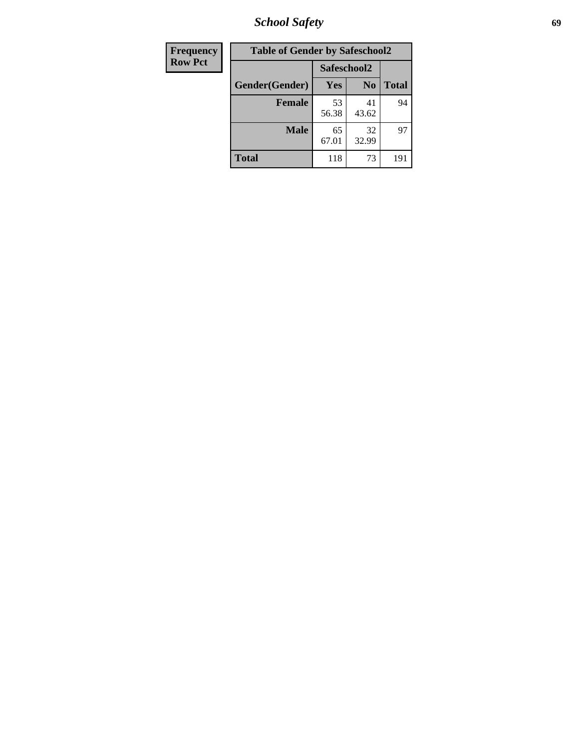| Frequency<br>Row Pct |
|---|

**Table of Gender by Safeschool2**

| | Safeschool2 | | |
|---|---|---|---|
| Gender(Gender) | Yes | No | Total |
| **Female** | 53<br>56.38 | 41<br>43.62 | 94 |
| **Male** | 65<br>67.01 | 32<br>32.99 | 97 |
| **Total** | 118 | 73 | 191 |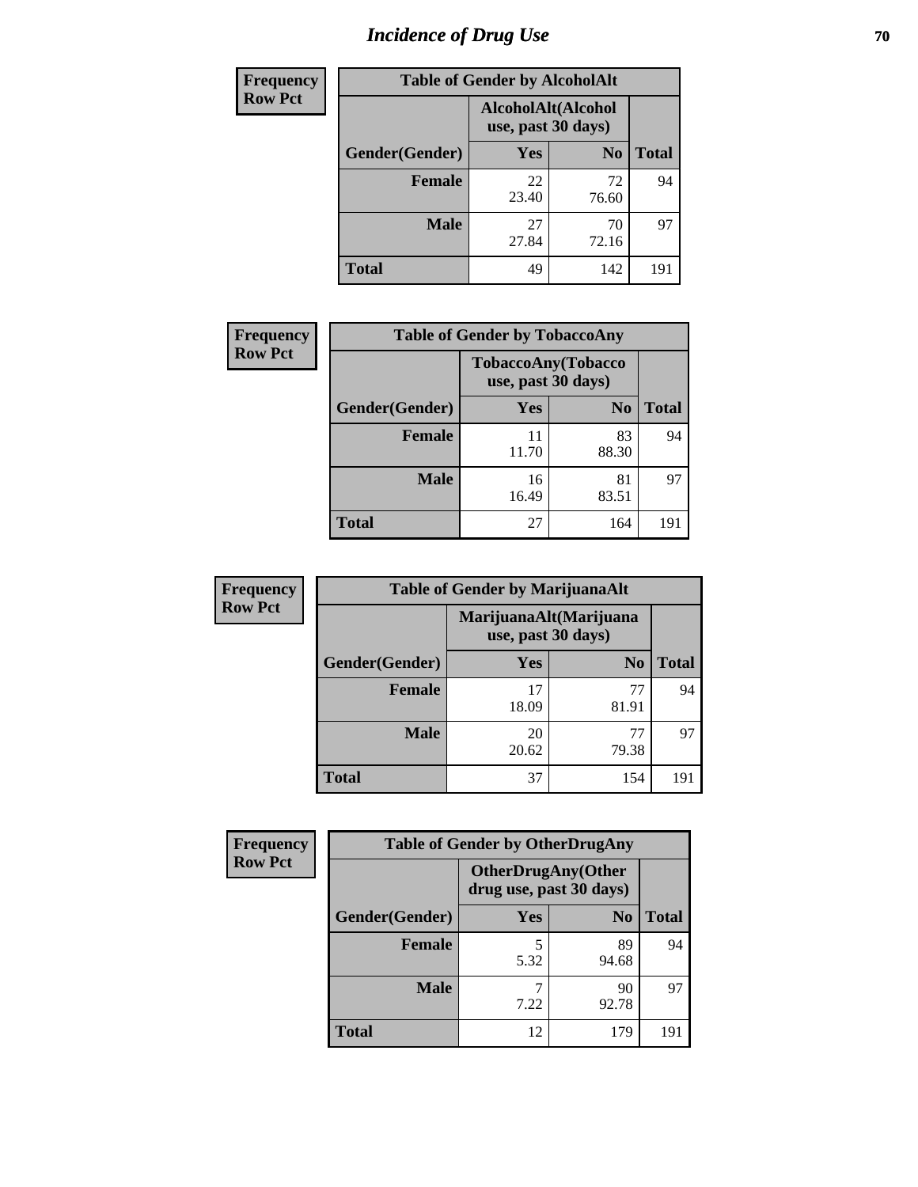# Incidence of Drug Use

| Frequency Row Pct | Table of Gender by AlcoholAlt | | |
|---|---|---|---|
| | AlcoholAlt(Alcohol use, past 30 days) | | |
| Gender(Gender) | Yes | No | Total |
| Female | 22<br>23.40 | 72<br>76.60 | 94 |
| Male | 27<br>27.84 | 70<br>72.16 | 97 |
| Total | 49 | 142 | 191 |

| Frequency Row Pct | Table of Gender by TobaccoAny | | |
|---|---|---|---|
| | TobaccoAny(Tobacco use, past 30 days) | | |
| Gender(Gender) | Yes | No | Total |
| Female | 11<br>11.70 | 83<br>88.30 | 94 |
| Male | 16<br>16.49 | 81<br>83.51 | 97 |
| Total | 27 | 164 | 191 |

| Frequency Row Pct | Table of Gender by MarijuanaAlt | | |
|---|---|---|---|
| | MarijuanaAlt(Marijuana use, past 30 days) | | |
| Gender(Gender) | Yes | No | Total |
| Female | 17<br>18.09 | 77<br>81.91 | 94 |
| Male | 20<br>20.62 | 77<br>79.38 | 97 |
| Total | 37 | 154 | 191 |

| Frequency Row Pct | Table of Gender by OtherDrugAny | | |
|---|---|---|---|
| | OtherDrugAny(Other drug use, past 30 days) | | |
| Gender(Gender) | Yes | No | Total |
| Female | 5<br>5.32 | 89<br>94.68 | 94 |
| Male | 7<br>7.22 | 90<br>92.78 | 97 |
| Total | 12 | 179 | 191 |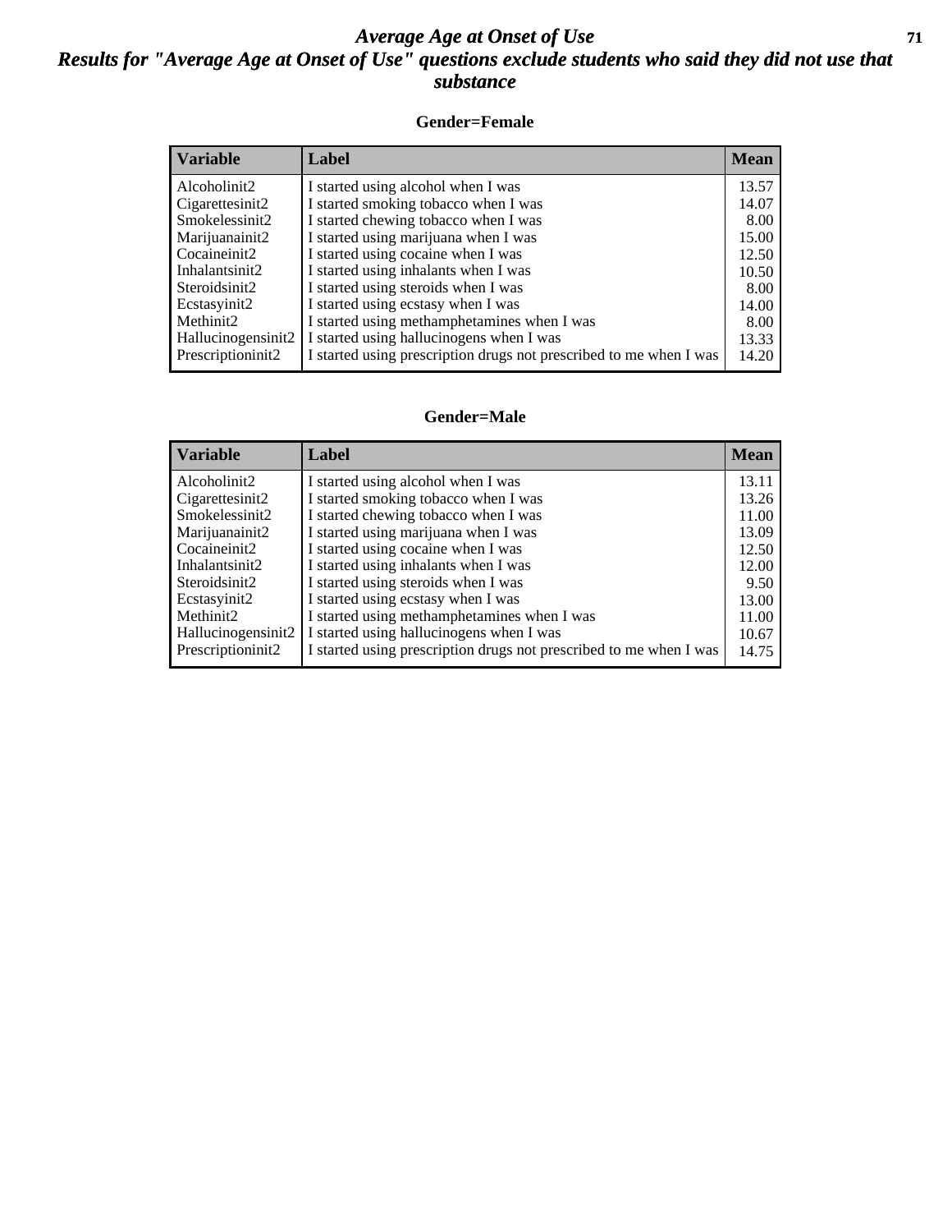# Average Age at Onset of Use

## Results for "Average Age at Onset of Use" questions exclude students who said they did not use that substance

### Gender=Female

| Variable | Label | Mean |
|---|---|---|
| Alcoholinit2 | I started using alcohol when I was | 13.57 |
| Cigarettesinit2 | I started smoking tobacco when I was | 14.07 |
| Smokelessinit2 | I started chewing tobacco when I was | 8.00 |
| Marijuanainit2 | I started using marijuana when I was | 15.00 |
| Cocaineinit2 | I started using cocaine when I was | 12.50 |
| Inhalantsinit2 | I started using inhalants when I was | 10.50 |
| Steroidsinit2 | I started using steroids when I was | 8.00 |
| Ecstasyinit2 | I started using ecstasy when I was | 14.00 |
| Methinit2 | I started using methamphetamines when I was | 8.00 |
| Hallucinogensinit2 | I started using hallucinogens when I was | 13.33 |
| Prescriptioninit2 | I started using prescription drugs not prescribed to me when I was | 14.20 |

### Gender=Male

| Variable | Label | Mean |
|---|---|---|
| Alcoholinit2 | I started using alcohol when I was | 13.11 |
| Cigarettesinit2 | I started smoking tobacco when I was | 13.26 |
| Smokelessinit2 | I started chewing tobacco when I was | 11.00 |
| Marijuanainit2 | I started using marijuana when I was | 13.09 |
| Cocaineinit2 | I started using cocaine when I was | 12.50 |
| Inhalantsinit2 | I started using inhalants when I was | 12.00 |
| Steroidsinit2 | I started using steroids when I was | 9.50 |
| Ecstasyinit2 | I started using ecstasy when I was | 13.00 |
| Methinit2 | I started using methamphetamines when I was | 11.00 |
| Hallucinogensinit2 | I started using hallucinogens when I was | 10.67 |
| Prescriptioninit2 | I started using prescription drugs not prescribed to me when I was | 14.75 |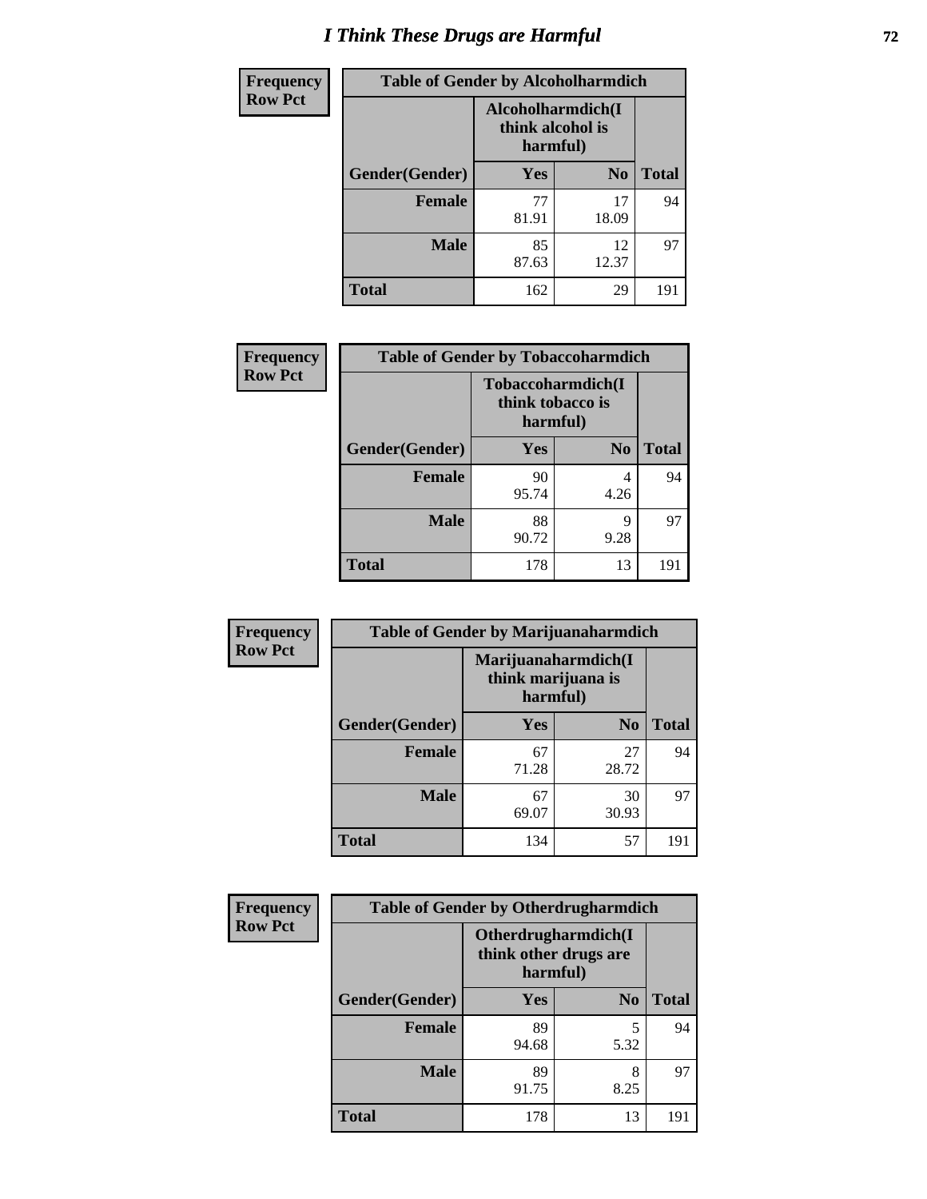# I Think These Drugs are Harmful

| Frequency<br>Row Pct | Table of Gender by Alcoholharmdich | | |
|---|---|---|---|
| | Alcoholharmdich(I think alcohol is harmful) | | |
| Gender(Gender) | Yes | No | Total |
| Female | 77<br>81.91 | 17<br>18.09 | 94 |
| Male | 85<br>87.63 | 12<br>12.37 | 97 |
| Total | 162 | 29 | 191 |

| Frequency<br>Row Pct | Table of Gender by Tobaccoharmdich | | |
|---|---|---|---|
| | Tobaccoharmdich(I think tobacco is harmful) | | |
| Gender(Gender) | Yes | No | Total |
| Female | 90<br>95.74 | 4<br>4.26 | 94 |
| Male | 88<br>90.72 | 9<br>9.28 | 97 |
| Total | 178 | 13 | 191 |

| Frequency<br>Row Pct | Table of Gender by Marijuanaharmdich | | |
|---|---|---|---|
| | Marijuanaharmdich(I think marijuana is harmful) | | |
| Gender(Gender) | Yes | No | Total |
| Female | 67<br>71.28 | 27<br>28.72 | 94 |
| Male | 67<br>69.07 | 30<br>30.93 | 97 |
| Total | 134 | 57 | 191 |

| Frequency<br>Row Pct | Table of Gender by Otherdrugharmdich | | |
|---|---|---|---|
| | Otherdrugharmdich(I think other drugs are harmful) | | |
| Gender(Gender) | Yes | No | Total |
| Female | 89<br>94.68 | 5<br>5.32 | 94 |
| Male | 89<br>91.75 | 8<br>8.25 | 97 |
| Total | 178 | 13 | 191 |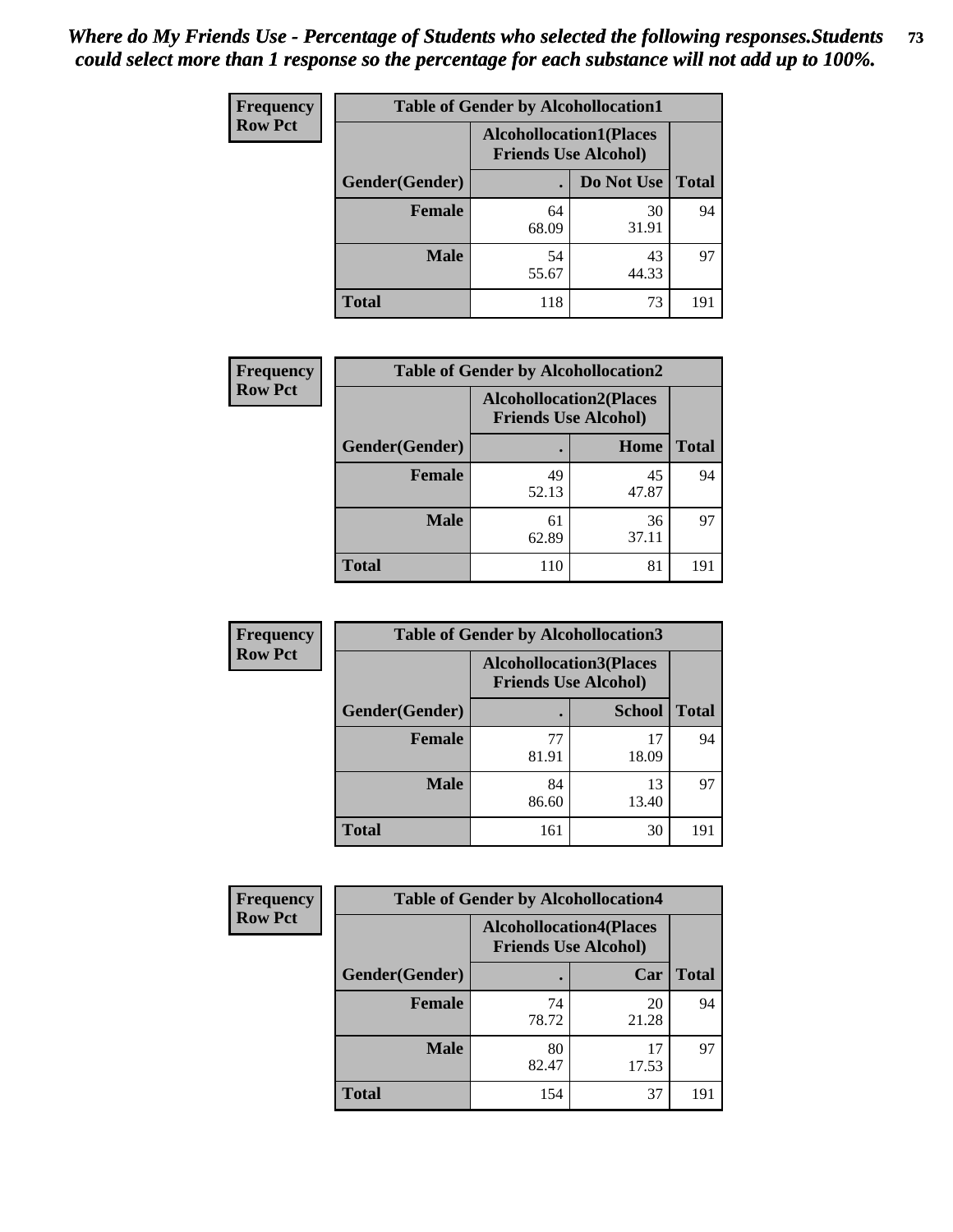*Where do My Friends Use - Percentage of Students who selected the following responses.Students could select more than 1 response so the percentage for each substance will not add up to 100%.*

**Frequency**
**Row Pct**

| Table of Gender by Alcohollocation1 | | | |
|---|---|---|---|
| | Alcohollocation1(Places Friends Use Alcohol) | | |
| Gender(Gender) | . | Do Not Use | Total |
| Female | 64<br>68.09 | 30<br>31.91 | 94 |
| Male | 54<br>55.67 | 43<br>44.33 | 97 |
| Total | 118 | 73 | 191 |

**Frequency**
**Row Pct**

| Table of Gender by Alcohollocation2 | | | |
|---|---|---|---|
| | Alcohollocation2(Places Friends Use Alcohol) | | |
| Gender(Gender) | . | Home | Total |
| Female | 49<br>52.13 | 45<br>47.87 | 94 |
| Male | 61<br>62.89 | 36<br>37.11 | 97 |
| Total | 110 | 81 | 191 |

**Frequency**
**Row Pct**

| Table of Gender by Alcohollocation3 | | | |
|---|---|---|---|
| | Alcohollocation3(Places Friends Use Alcohol) | | |
| Gender(Gender) | . | School | Total |
| Female | 77<br>81.91 | 17<br>18.09 | 94 |
| Male | 84<br>86.60 | 13<br>13.40 | 97 |
| Total | 161 | 30 | 191 |

**Frequency**
**Row Pct**

| Table of Gender by Alcohollocation4 | | | |
|---|---|---|---|
| | Alcohollocation4(Places Friends Use Alcohol) | | |
| Gender(Gender) | . | Car | Total |
| Female | 74<br>78.72 | 20<br>21.28 | 94 |
| Male | 80<br>82.47 | 17<br>17.53 | 97 |
| Total | 154 | 37 | 191 |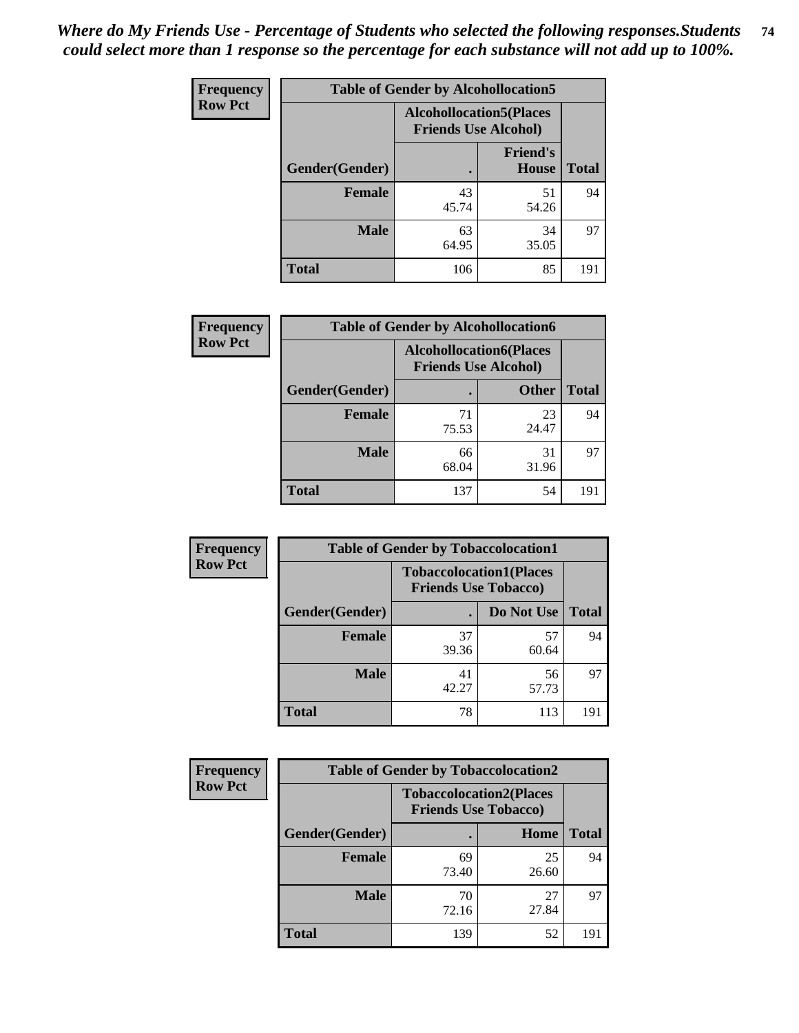*Where do My Friends Use - Percentage of Students who selected the following responses.Students could select more than 1 response so the percentage for each substance will not add up to 100%.*

**Frequency**
**Row Pct**

**Table of Gender by Alcohollocation5**

| Gender(Gender) | Alcohollocation5(Places Friends Use Alcohol) . | Friend's House | Total |
|---|---|---|---|
| **Female** | 43<br>45.74 | 51<br>54.26 | 94 |
| **Male** | 63<br>64.95 | 34<br>35.05 | 97 |
| **Total** | 106 | 85 | 191 |

**Frequency**
**Row Pct**

**Table of Gender by Alcohollocation6**

| Gender(Gender) | Alcohollocation6(Places Friends Use Alcohol) . | Other | Total |
|---|---|---|---|
| **Female** | 71<br>75.53 | 23<br>24.47 | 94 |
| **Male** | 66<br>68.04 | 31<br>31.96 | 97 |
| **Total** | 137 | 54 | 191 |

**Frequency**
**Row Pct**

**Table of Gender by Tobaccolocation1**

| Gender(Gender) | Tobaccolocation1(Places Friends Use Tobacco) . | Do Not Use | Total |
|---|---|---|---|
| **Female** | 37<br>39.36 | 57<br>60.64 | 94 |
| **Male** | 41<br>42.27 | 56<br>57.73 | 97 |
| **Total** | 78 | 113 | 191 |

**Frequency**
**Row Pct**

**Table of Gender by Tobaccolocation2**

| Gender(Gender) | Tobaccolocation2(Places Friends Use Tobacco) . | Home | Total |
|---|---|---|---|
| **Female** | 69<br>73.40 | 25<br>26.60 | 94 |
| **Male** | 70<br>72.16 | 27<br>27.84 | 97 |
| **Total** | 139 | 52 | 191 |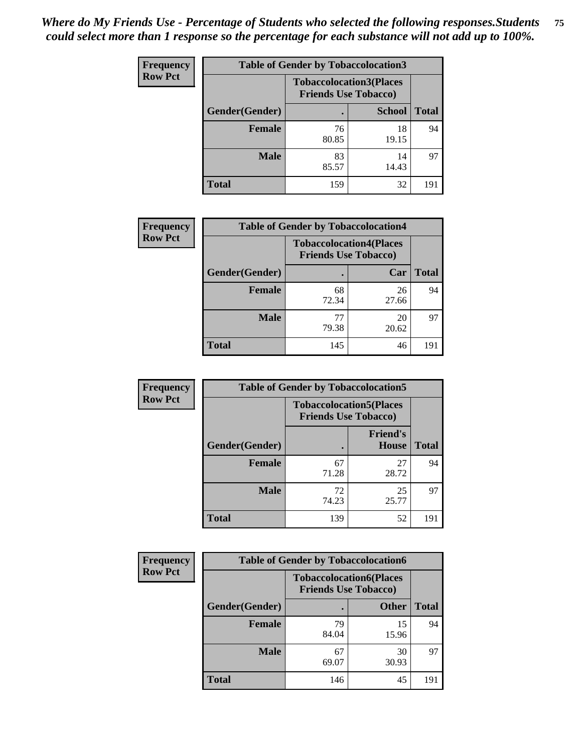*Where do My Friends Use - Percentage of Students who selected the following responses.Students could select more than 1 response so the percentage for each substance will not add up to 100%.*

**Frequency Row Pct**

| Table of Gender by Tobaccolocation3 | | | |
|---|---|---|---|
| | Tobaccolocation3(Places Friends Use Tobacco) | | |
| Gender(Gender) | . | School | Total |
| Female | 76<br>80.85 | 18<br>19.15 | 94 |
| Male | 83<br>85.57 | 14<br>14.43 | 97 |
| Total | 159 | 32 | 191 |

**Frequency Row Pct**

| Table of Gender by Tobaccolocation4 | | | |
|---|---|---|---|
| | Tobaccolocation4(Places Friends Use Tobacco) | | |
| Gender(Gender) | . | Car | Total |
| Female | 68<br>72.34 | 26<br>27.66 | 94 |
| Male | 77<br>79.38 | 20<br>20.62 | 97 |
| Total | 145 | 46 | 191 |

**Frequency Row Pct**

| Table of Gender by Tobaccolocation5 | | | |
|---|---|---|---|
| | Tobaccolocation5(Places Friends Use Tobacco) | | |
| Gender(Gender) | . | Friend's House | Total |
| Female | 67<br>71.28 | 27<br>28.72 | 94 |
| Male | 72<br>74.23 | 25<br>25.77 | 97 |
| Total | 139 | 52 | 191 |

**Frequency Row Pct**

| Table of Gender by Tobaccolocation6 | | | |
|---|---|---|---|
| | Tobaccolocation6(Places Friends Use Tobacco) | | |
| Gender(Gender) | . | Other | Total |
| Female | 79<br>84.04 | 15<br>15.96 | 94 |
| Male | 67<br>69.07 | 30<br>30.93 | 97 |
| Total | 146 | 45 | 191 |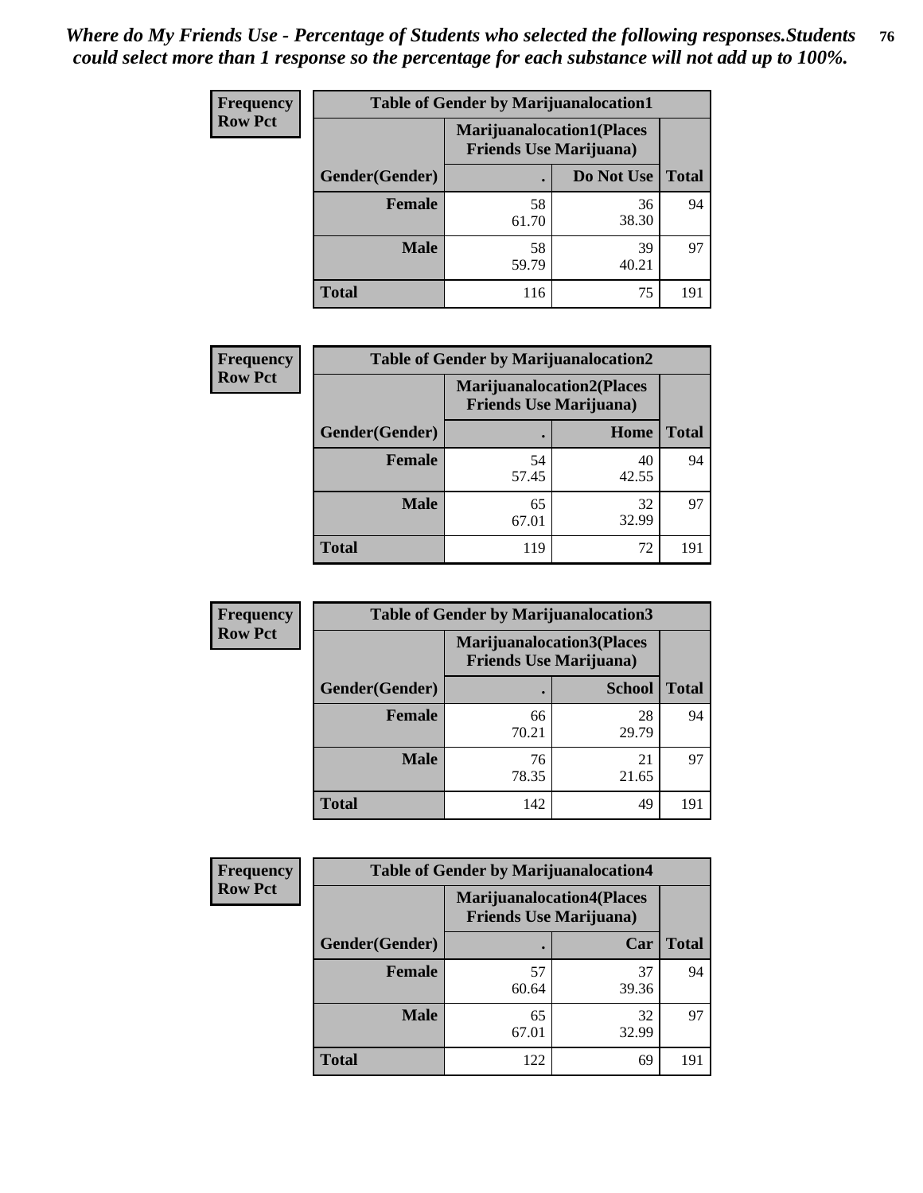*Where do My Friends Use - Percentage of Students who selected the following responses.Students could select more than 1 response so the percentage for each substance will not add up to 100%.*

**Frequency Row Pct**

| Table of Gender by Marijuanalocation1 | | | |
|---|---|---|---|
| | Marijuanalocation1(Places Friends Use Marijuana) | | |
| Gender(Gender) | . | Do Not Use | Total |
| Female | 58<br>61.70 | 36<br>38.30 | 94 |
| Male | 58<br>59.79 | 39<br>40.21 | 97 |
| Total | 116 | 75 | 191 |

**Frequency Row Pct**

| Table of Gender by Marijuanalocation2 | | | |
|---|---|---|---|
| | Marijuanalocation2(Places Friends Use Marijuana) | | |
| Gender(Gender) | . | Home | Total |
| Female | 54<br>57.45 | 40<br>42.55 | 94 |
| Male | 65<br>67.01 | 32<br>32.99 | 97 |
| Total | 119 | 72 | 191 |

**Frequency Row Pct**

| Table of Gender by Marijuanalocation3 | | | |
|---|---|---|---|
| | Marijuanalocation3(Places Friends Use Marijuana) | | |
| Gender(Gender) | . | School | Total |
| Female | 66<br>70.21 | 28<br>29.79 | 94 |
| Male | 76<br>78.35 | 21<br>21.65 | 97 |
| Total | 142 | 49 | 191 |

**Frequency Row Pct**

| Table of Gender by Marijuanalocation4 | | | |
|---|---|---|---|
| | Marijuanalocation4(Places Friends Use Marijuana) | | |
| Gender(Gender) | . | Car | Total |
| Female | 57<br>60.64 | 37<br>39.36 | 94 |
| Male | 65<br>67.01 | 32<br>32.99 | 97 |
| Total | 122 | 69 | 191 |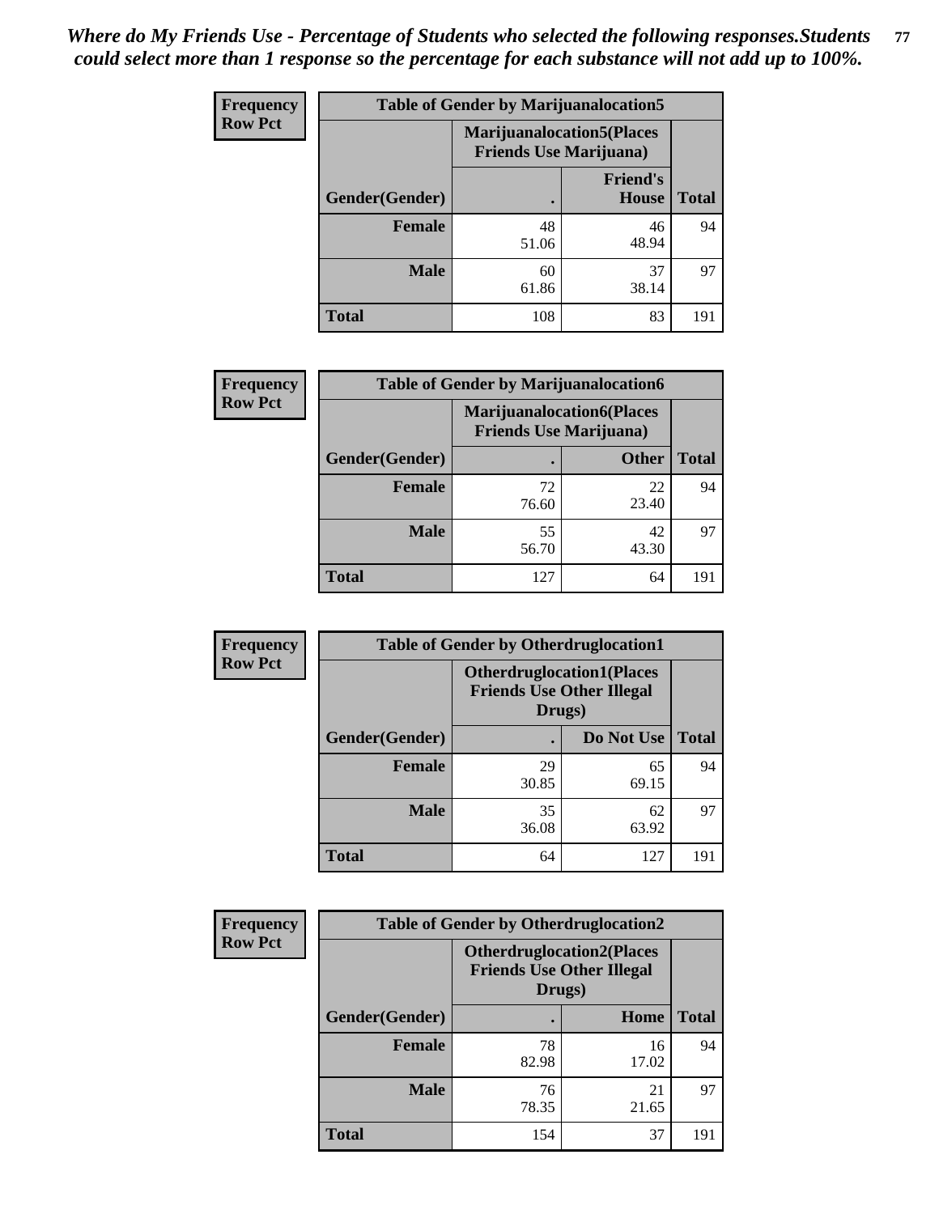*Where do My Friends Use - Percentage of Students who selected the following responses.Students could select more than 1 response so the percentage for each substance will not add up to 100%.*

**Frequency**
**Row Pct**

| Table of Gender by Marijuanalocation5 | | | |
|---|---|---|---|
| | Marijuanalocation5(Places Friends Use Marijuana) | | |
| Gender(Gender) | . | Friend's House | Total |
| **Female** | 48<br>51.06 | 46<br>48.94 | 94 |
| **Male** | 60<br>61.86 | 37<br>38.14 | 97 |
| **Total** | 108 | 83 | 191 |

**Frequency**
**Row Pct**

| Table of Gender by Marijuanalocation6 | | | |
|---|---|---|---|
| | Marijuanalocation6(Places Friends Use Marijuana) | | |
| Gender(Gender) | . | Other | Total |
| **Female** | 72<br>76.60 | 22<br>23.40 | 94 |
| **Male** | 55<br>56.70 | 42<br>43.30 | 97 |
| **Total** | 127 | 64 | 191 |

**Frequency**
**Row Pct**

| Table of Gender by Otherdruglocation1 | | | |
|---|---|---|---|
| | Otherdruglocation1(Places Friends Use Other Illegal Drugs) | | |
| Gender(Gender) | . | Do Not Use | Total |
| **Female** | 29<br>30.85 | 65<br>69.15 | 94 |
| **Male** | 35<br>36.08 | 62<br>63.92 | 97 |
| **Total** | 64 | 127 | 191 |

**Frequency**
**Row Pct**

| Table of Gender by Otherdruglocation2 | | | |
|---|---|---|---|
| | Otherdruglocation2(Places Friends Use Other Illegal Drugs) | | |
| Gender(Gender) | . | Home | Total |
| **Female** | 78<br>82.98 | 16<br>17.02 | 94 |
| **Male** | 76<br>78.35 | 21<br>21.65 | 97 |
| **Total** | 154 | 37 | 191 |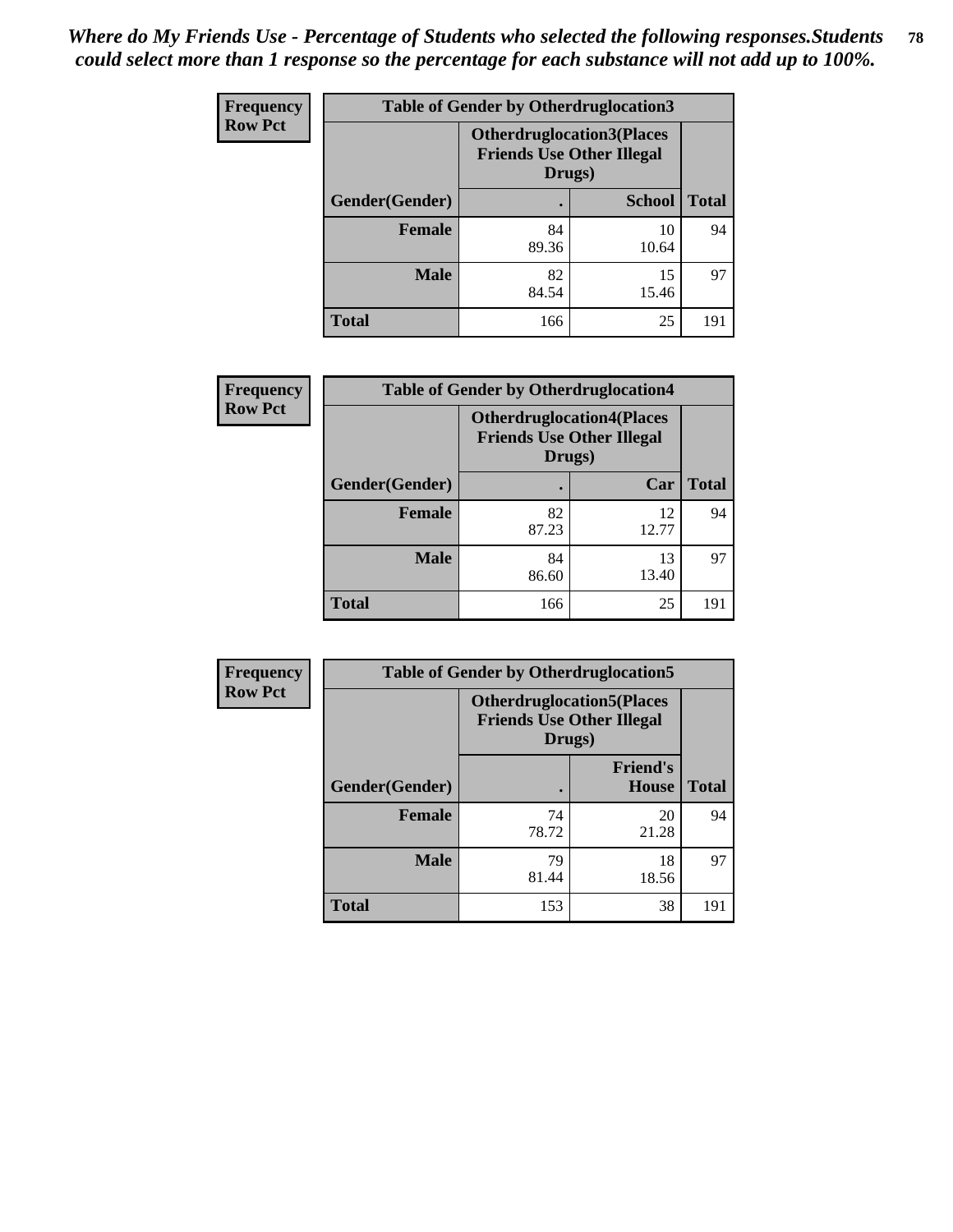*Where do My Friends Use - Percentage of Students who selected the following responses.Students could select more than 1 response so the percentage for each substance will not add up to 100%.*

**Frequency**
**Row Pct**

| Table of Gender by Otherdruglocation3 | | | |
|---|---|---|---|
| | Otherdruglocation3(Places Friends Use Other Illegal Drugs) | | |
| Gender(Gender) | . | School | Total |
| Female | 84<br>89.36 | 10<br>10.64 | 94 |
| Male | 82<br>84.54 | 15<br>15.46 | 97 |
| Total | 166 | 25 | 191 |

**Frequency**
**Row Pct**

| Table of Gender by Otherdruglocation4 | | | |
|---|---|---|---|
| | Otherdruglocation4(Places Friends Use Other Illegal Drugs) | | |
| Gender(Gender) | . | Car | Total |
| Female | 82<br>87.23 | 12<br>12.77 | 94 |
| Male | 84<br>86.60 | 13<br>13.40 | 97 |
| Total | 166 | 25 | 191 |

**Frequency**
**Row Pct**

| Table of Gender by Otherdruglocation5 | | | |
|---|---|---|---|
| | Otherdruglocation5(Places Friends Use Other Illegal Drugs) | | |
| Gender(Gender) | . | Friend's House | Total |
| Female | 74<br>78.72 | 20<br>21.28 | 94 |
| Male | 79<br>81.44 | 18<br>18.56 | 97 |
| Total | 153 | 38 | 191 |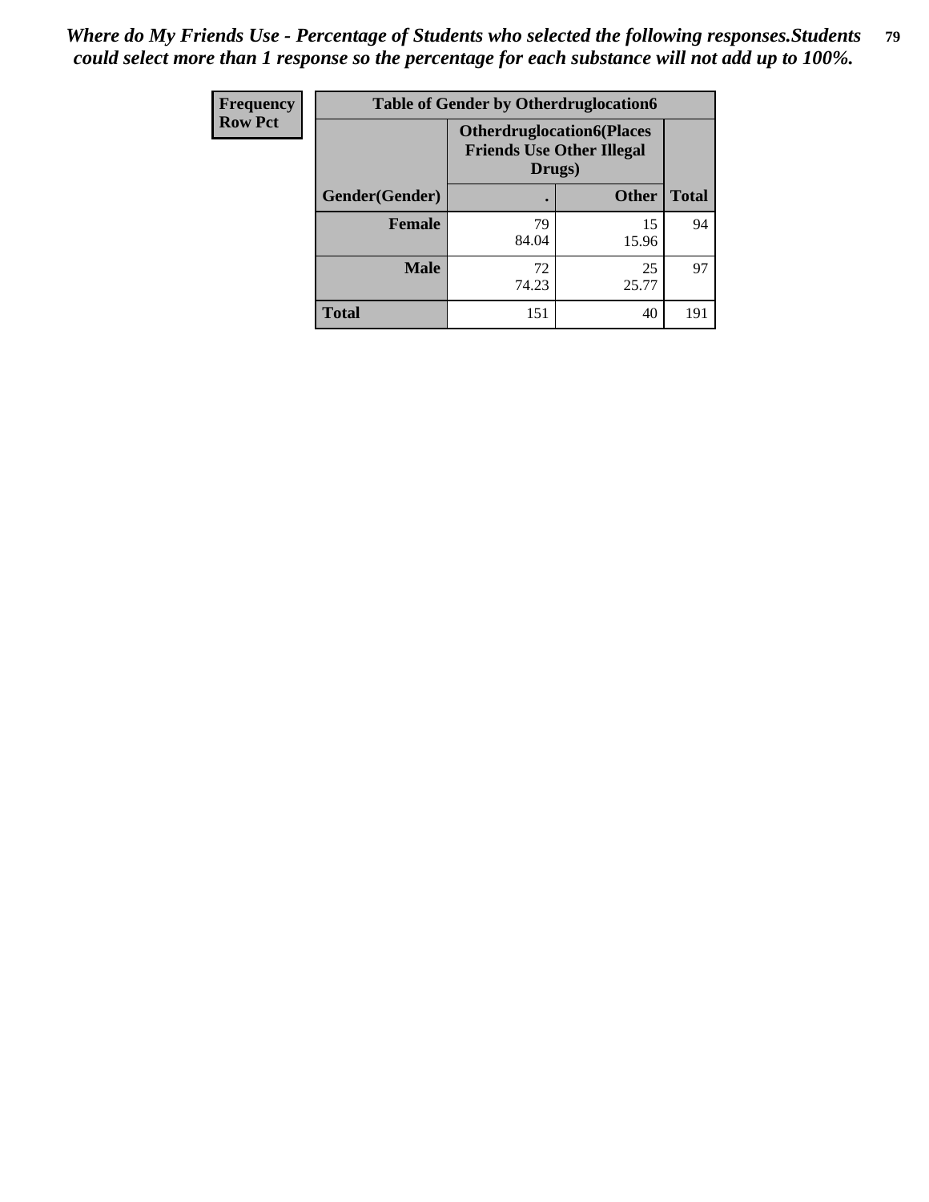*Where do My Friends Use - Percentage of Students who selected the following responses.Students could select more than 1 response so the percentage for each substance will not add up to 100%.*

**Frequency**
**Row Pct**

| Table of Gender by Otherdruglocation6 | | | |
|---|---|---|---|
| | **Otherdruglocation6(Places Friends Use Other Illegal Drugs)** | | |
| **Gender(Gender)** | **.** | **Other** | **Total** |
| **Female** | 79<br>84.04 | 15<br>15.96 | 94 |
| **Male** | 72<br>74.23 | 25<br>25.77 | 97 |
| **Total** | 151 | 40 | 191 |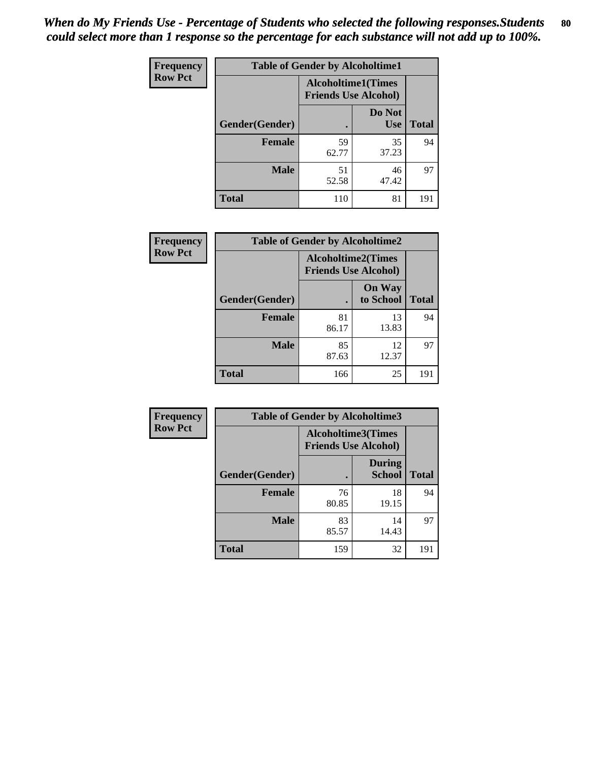*When do My Friends Use - Percentage of Students who selected the following responses.Students could select more than 1 response so the percentage for each substance will not add up to 100%.*

**Frequency**
**Row Pct**

| Table of Gender by Alcoholtime1 | | | |
|---|---|---|---|
| | Alcoholtime1(Times Friends Use Alcohol) | | |
| Gender(Gender) | . | Do Not Use | Total |
| **Female** | 59<br>62.77 | 35<br>37.23 | 94 |
| **Male** | 51<br>52.58 | 46<br>47.42 | 97 |
| **Total** | 110 | 81 | 191 |

**Frequency**
**Row Pct**

| Table of Gender by Alcoholtime2 | | | |
|---|---|---|---|
| | Alcoholtime2(Times Friends Use Alcohol) | | |
| Gender(Gender) | . | On Way to School | Total |
| **Female** | 81<br>86.17 | 13<br>13.83 | 94 |
| **Male** | 85<br>87.63 | 12<br>12.37 | 97 |
| **Total** | 166 | 25 | 191 |

**Frequency**
**Row Pct**

| Table of Gender by Alcoholtime3 | | | |
|---|---|---|---|
| | Alcoholtime3(Times Friends Use Alcohol) | | |
| Gender(Gender) | . | During School | Total |
| **Female** | 76<br>80.85 | 18<br>19.15 | 94 |
| **Male** | 83<br>85.57 | 14<br>14.43 | 97 |
| **Total** | 159 | 32 | 191 |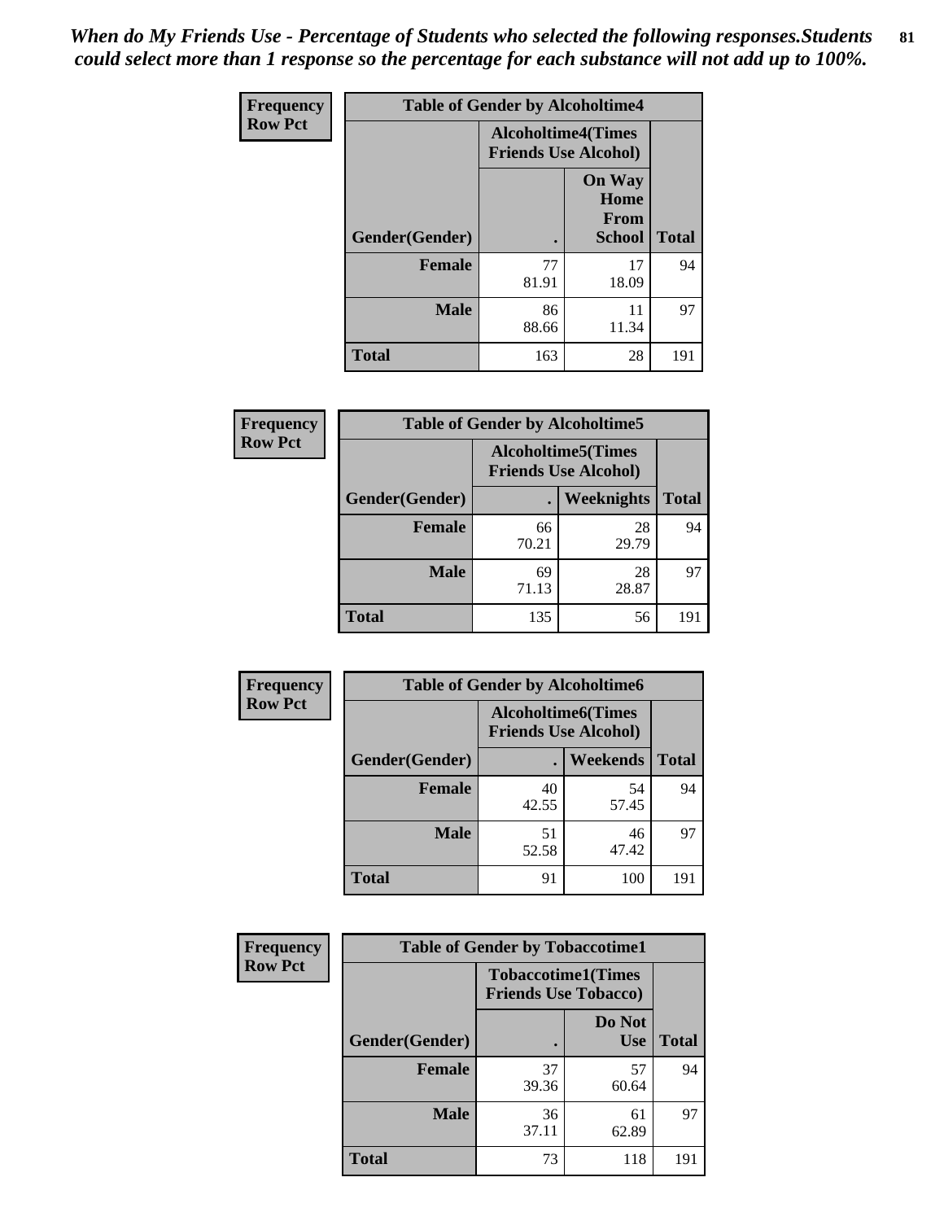*When do My Friends Use - Percentage of Students who selected the following responses.Students could select more than 1 response so the percentage for each substance will not add up to 100%.*

**Frequency Row Pct**

| Table of Gender by Alcoholtime4 | | | |
|---|---|---|---|
| | Alcoholtime4(Times Friends Use Alcohol) | | |
| Gender(Gender) | . | On Way Home From School | Total |
| **Female** | 77<br>81.91 | 17<br>18.09 | 94 |
| **Male** | 86<br>88.66 | 11<br>11.34 | 97 |
| **Total** | 163 | 28 | 191 |

**Frequency Row Pct**

| Table of Gender by Alcoholtime5 | | | |
|---|---|---|---|
| | Alcoholtime5(Times Friends Use Alcohol) | | |
| Gender(Gender) | . | Weeknights | Total |
| **Female** | 66<br>70.21 | 28<br>29.79 | 94 |
| **Male** | 69<br>71.13 | 28<br>28.87 | 97 |
| **Total** | 135 | 56 | 191 |

**Frequency Row Pct**

| Table of Gender by Alcoholtime6 | | | |
|---|---|---|---|
| | Alcoholtime6(Times Friends Use Alcohol) | | |
| Gender(Gender) | . | Weekends | Total |
| **Female** | 40<br>42.55 | 54<br>57.45 | 94 |
| **Male** | 51<br>52.58 | 46<br>47.42 | 97 |
| **Total** | 91 | 100 | 191 |

**Frequency Row Pct**

| Table of Gender by Tobaccotime1 | | | |
|---|---|---|---|
| | Tobaccotime1(Times Friends Use Tobacco) | | |
| Gender(Gender) | . | Do Not Use | Total |
| **Female** | 37<br>39.36 | 57<br>60.64 | 94 |
| **Male** | 36<br>37.11 | 61<br>62.89 | 97 |
| **Total** | 73 | 118 | 191 |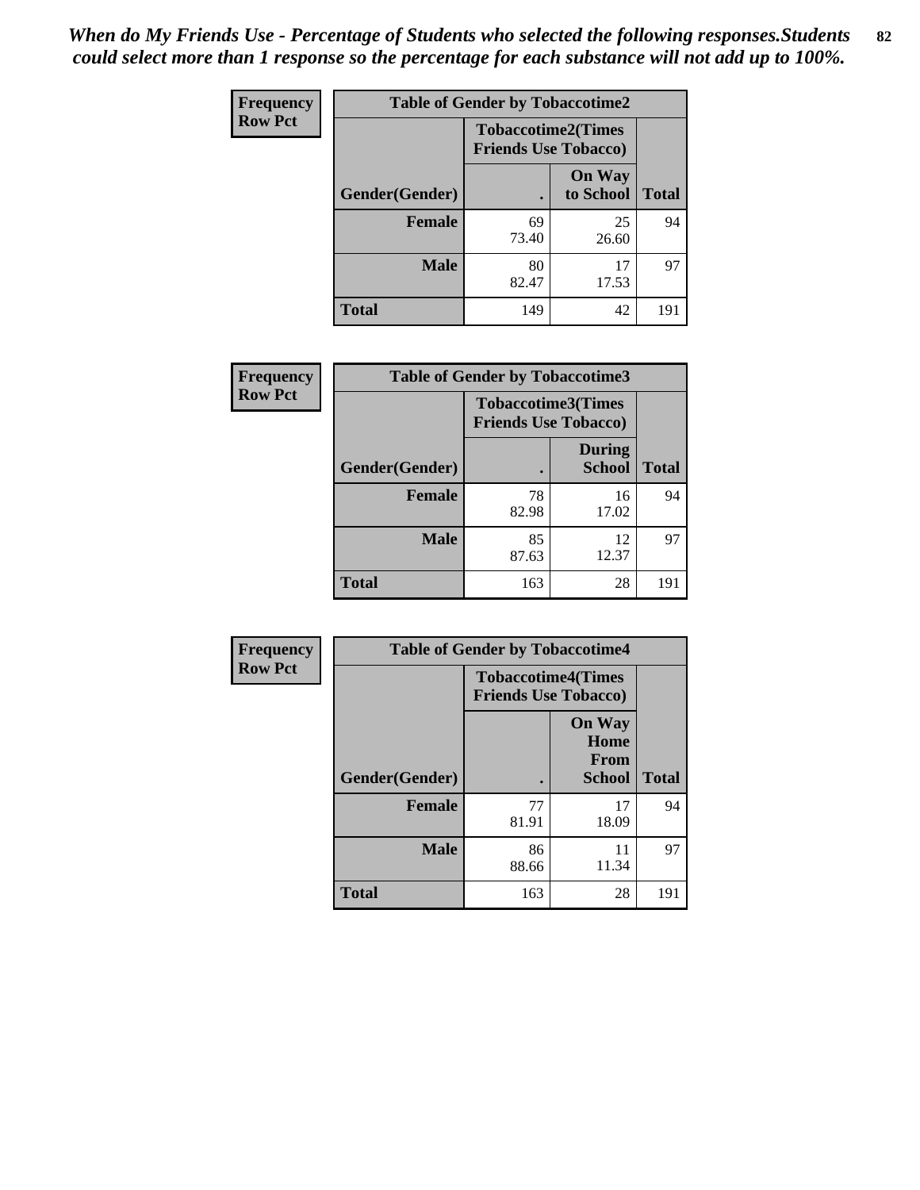*When do My Friends Use - Percentage of Students who selected the following responses.Students could select more than 1 response so the percentage for each substance will not add up to 100%.*

**Frequency**
**Row Pct**

| Table of Gender by Tobaccotime2 | | | |
|---|---|---|---|
| | Tobaccotime2(Times Friends Use Tobacco) | | |
| Gender(Gender) | . | On Way to School | Total |
| **Female** | 69<br>73.40 | 25<br>26.60 | 94 |
| **Male** | 80<br>82.47 | 17<br>17.53 | 97 |
| **Total** | 149 | 42 | 191 |

**Frequency**
**Row Pct**

| Table of Gender by Tobaccotime3 | | | |
|---|---|---|---|
| | Tobaccotime3(Times Friends Use Tobacco) | | |
| Gender(Gender) | . | During School | Total |
| **Female** | 78<br>82.98 | 16<br>17.02 | 94 |
| **Male** | 85<br>87.63 | 12<br>12.37 | 97 |
| **Total** | 163 | 28 | 191 |

**Frequency**
**Row Pct**

| Table of Gender by Tobaccotime4 | | | |
|---|---|---|---|
| | Tobaccotime4(Times Friends Use Tobacco) | | |
| Gender(Gender) | . | On Way Home From School | Total |
| **Female** | 77<br>81.91 | 17<br>18.09 | 94 |
| **Male** | 86<br>88.66 | 11<br>11.34 | 97 |
| **Total** | 163 | 28 | 191 |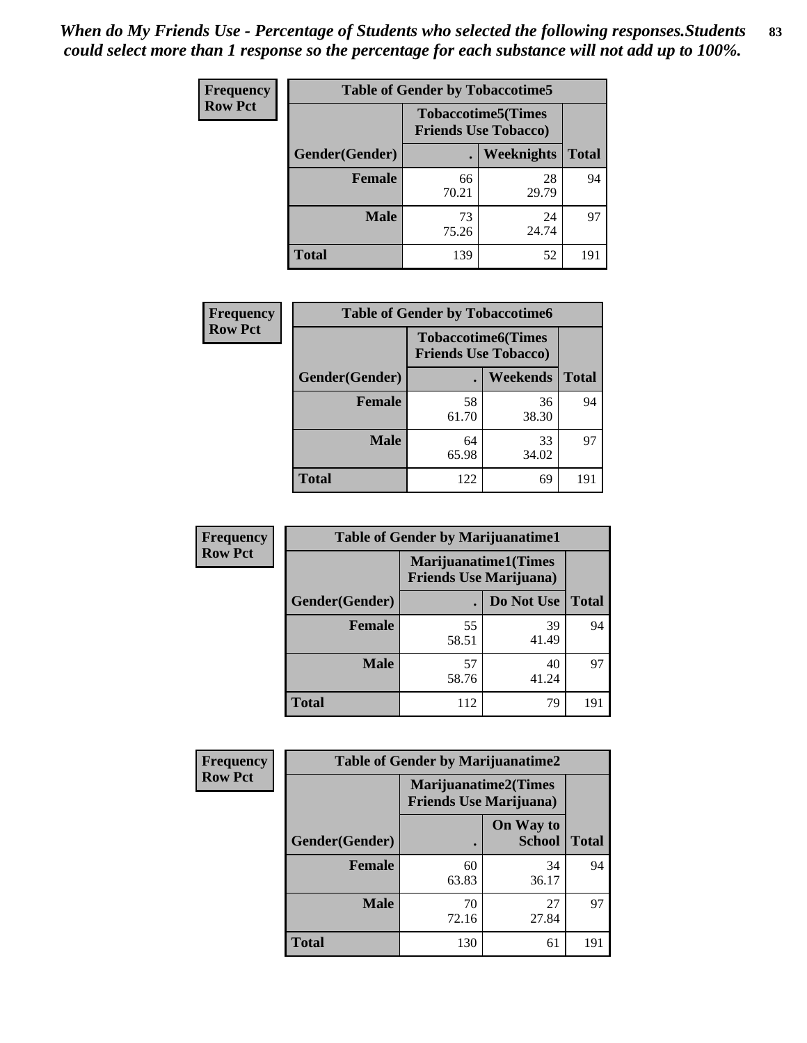*When do My Friends Use - Percentage of Students who selected the following responses.Students could select more than 1 response so the percentage for each substance will not add up to 100%.*

**Frequency**
**Row Pct**

| Table of Gender by Tobaccotime5 | | | |
|---|---|---|---|
| | Tobaccotime5(Times Friends Use Tobacco) | | |
| Gender(Gender) | . | Weeknights | Total |
| **Female** | 66<br>70.21 | 28<br>29.79 | 94 |
| **Male** | 73<br>75.26 | 24<br>24.74 | 97 |
| **Total** | 139 | 52 | 191 |

**Frequency**
**Row Pct**

| Table of Gender by Tobaccotime6 | | | |
|---|---|---|---|
| | Tobaccotime6(Times Friends Use Tobacco) | | |
| Gender(Gender) | . | Weekends | Total |
| **Female** | 58<br>61.70 | 36<br>38.30 | 94 |
| **Male** | 64<br>65.98 | 33<br>34.02 | 97 |
| **Total** | 122 | 69 | 191 |

**Frequency**
**Row Pct**

| Table of Gender by Marijuanatime1 | | | |
|---|---|---|---|
| | Marijuanatime1(Times Friends Use Marijuana) | | |
| Gender(Gender) | . | Do Not Use | Total |
| **Female** | 55<br>58.51 | 39<br>41.49 | 94 |
| **Male** | 57<br>58.76 | 40<br>41.24 | 97 |
| **Total** | 112 | 79 | 191 |

**Frequency**
**Row Pct**

| Table of Gender by Marijuanatime2 | | | |
|---|---|---|---|
| | Marijuanatime2(Times Friends Use Marijuana) | | |
| Gender(Gender) | . | On Way to School | Total |
| **Female** | 60<br>63.83 | 34<br>36.17 | 94 |
| **Male** | 70<br>72.16 | 27<br>27.84 | 97 |
| **Total** | 130 | 61 | 191 |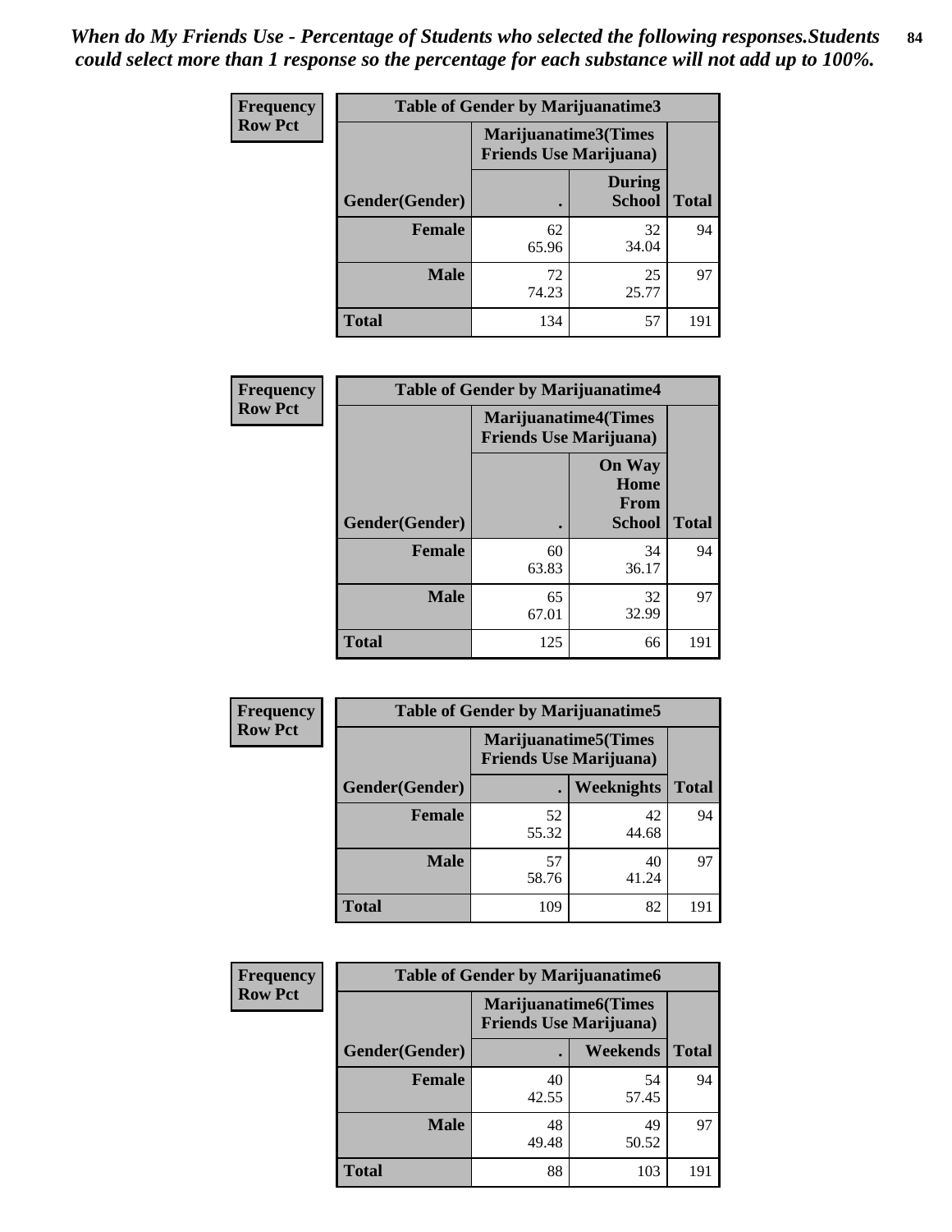*When do My Friends Use - Percentage of Students who selected the following responses.Students could select more than 1 response so the percentage for each substance will not add up to 100%.*

**Frequency**
**Row Pct**

| Table of Gender by Marijuanatime3 | | | |
|---|---|---|---|
| | Marijuanatime3(Times Friends Use Marijuana) | | |
| Gender(Gender) | . | During School | Total |
| **Female** | 62<br>65.96 | 32<br>34.04 | 94 |
| **Male** | 72<br>74.23 | 25<br>25.77 | 97 |
| **Total** | 134 | 57 | 191 |

**Frequency**
**Row Pct**

| Table of Gender by Marijuanatime4 | | | |
|---|---|---|---|
| | Marijuanatime4(Times Friends Use Marijuana) | | |
| Gender(Gender) | . | On Way Home From School | Total |
| **Female** | 60<br>63.83 | 34<br>36.17 | 94 |
| **Male** | 65<br>67.01 | 32<br>32.99 | 97 |
| **Total** | 125 | 66 | 191 |

**Frequency**
**Row Pct**

| Table of Gender by Marijuanatime5 | | | |
|---|---|---|---|
| | Marijuanatime5(Times Friends Use Marijuana) | | |
| Gender(Gender) | . | Weeknights | Total |
| **Female** | 52<br>55.32 | 42<br>44.68 | 94 |
| **Male** | 57<br>58.76 | 40<br>41.24 | 97 |
| **Total** | 109 | 82 | 191 |

**Frequency**
**Row Pct**

| Table of Gender by Marijuanatime6 | | | |
|---|---|---|---|
| | Marijuanatime6(Times Friends Use Marijuana) | | |
| Gender(Gender) | . | Weekends | Total |
| **Female** | 40<br>42.55 | 54<br>57.45 | 94 |
| **Male** | 48<br>49.48 | 49<br>50.52 | 97 |
| **Total** | 88 | 103 | 191 |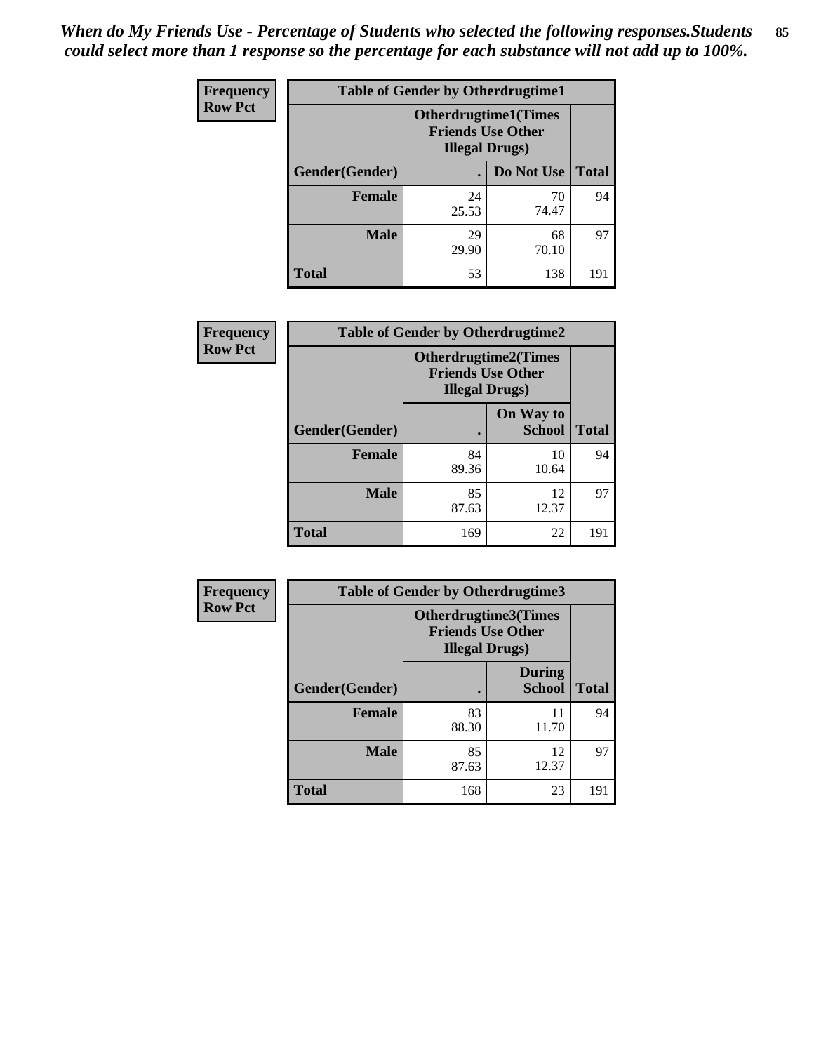*When do My Friends Use - Percentage of Students who selected the following responses.Students could select more than 1 response so the percentage for each substance will not add up to 100%.*

**Frequency**
**Row Pct**

| Table of Gender by Otherdrugtime1 | | | |
|---|---|---|---|
| | Otherdrugtime1(Times Friends Use Other Illegal Drugs) | | |
| Gender(Gender) | . | Do Not Use | Total |
| Female | 24<br>25.53 | 70<br>74.47 | 94 |
| Male | 29<br>29.90 | 68<br>70.10 | 97 |
| Total | 53 | 138 | 191 |

**Frequency**
**Row Pct**

| Table of Gender by Otherdrugtime2 | | | |
|---|---|---|---|
| | Otherdrugtime2(Times Friends Use Other Illegal Drugs) | | |
| Gender(Gender) | . | On Way to School | Total |
| Female | 84<br>89.36 | 10<br>10.64 | 94 |
| Male | 85<br>87.63 | 12<br>12.37 | 97 |
| Total | 169 | 22 | 191 |

**Frequency**
**Row Pct**

| Table of Gender by Otherdrugtime3 | | | |
|---|---|---|---|
| | Otherdrugtime3(Times Friends Use Other Illegal Drugs) | | |
| Gender(Gender) | . | During School | Total |
| Female | 83<br>88.30 | 11<br>11.70 | 94 |
| Male | 85<br>87.63 | 12<br>12.37 | 97 |
| Total | 168 | 23 | 191 |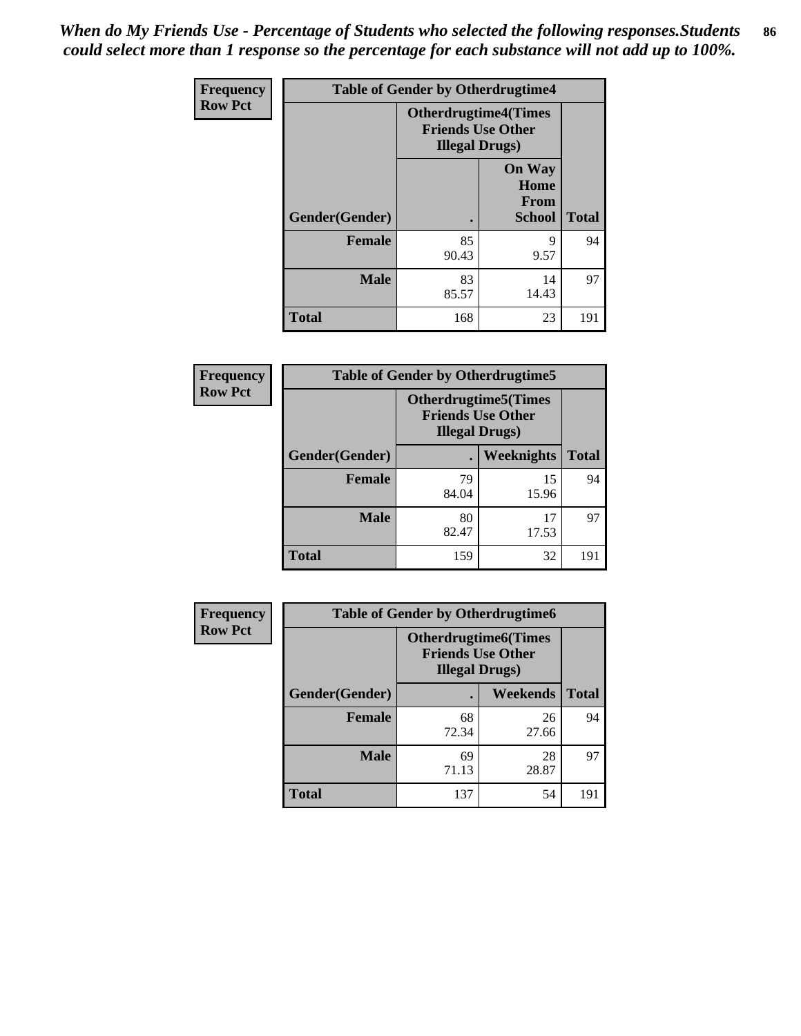*When do My Friends Use - Percentage of Students who selected the following responses.Students could select more than 1 response so the percentage for each substance will not add up to 100%.*

**Frequency**
**Row Pct**

| Table of Gender by Otherdrugtime4 | | | |
|---|---|---|---|
| | Otherdrugtime4(Times Friends Use Other Illegal Drugs) | | |
| Gender(Gender) | . | On Way Home From School | Total |
| Female | 85<br>90.43 | 9<br>9.57 | 94 |
| Male | 83<br>85.57 | 14<br>14.43 | 97 |
| Total | 168 | 23 | 191 |

**Frequency**
**Row Pct**

| Table of Gender by Otherdrugtime5 | | | |
|---|---|---|---|
| | Otherdrugtime5(Times Friends Use Other Illegal Drugs) | | |
| Gender(Gender) | . | Weeknights | Total |
| Female | 79<br>84.04 | 15<br>15.96 | 94 |
| Male | 80<br>82.47 | 17<br>17.53 | 97 |
| Total | 159 | 32 | 191 |

**Frequency**
**Row Pct**

| Table of Gender by Otherdrugtime6 | | | |
|---|---|---|---|
| | Otherdrugtime6(Times Friends Use Other Illegal Drugs) | | |
| Gender(Gender) | . | Weekends | Total |
| Female | 68<br>72.34 | 26<br>27.66 | 94 |
| Male | 69<br>71.13 | 28<br>28.87 | 97 |
| Total | 137 | 54 | 191 |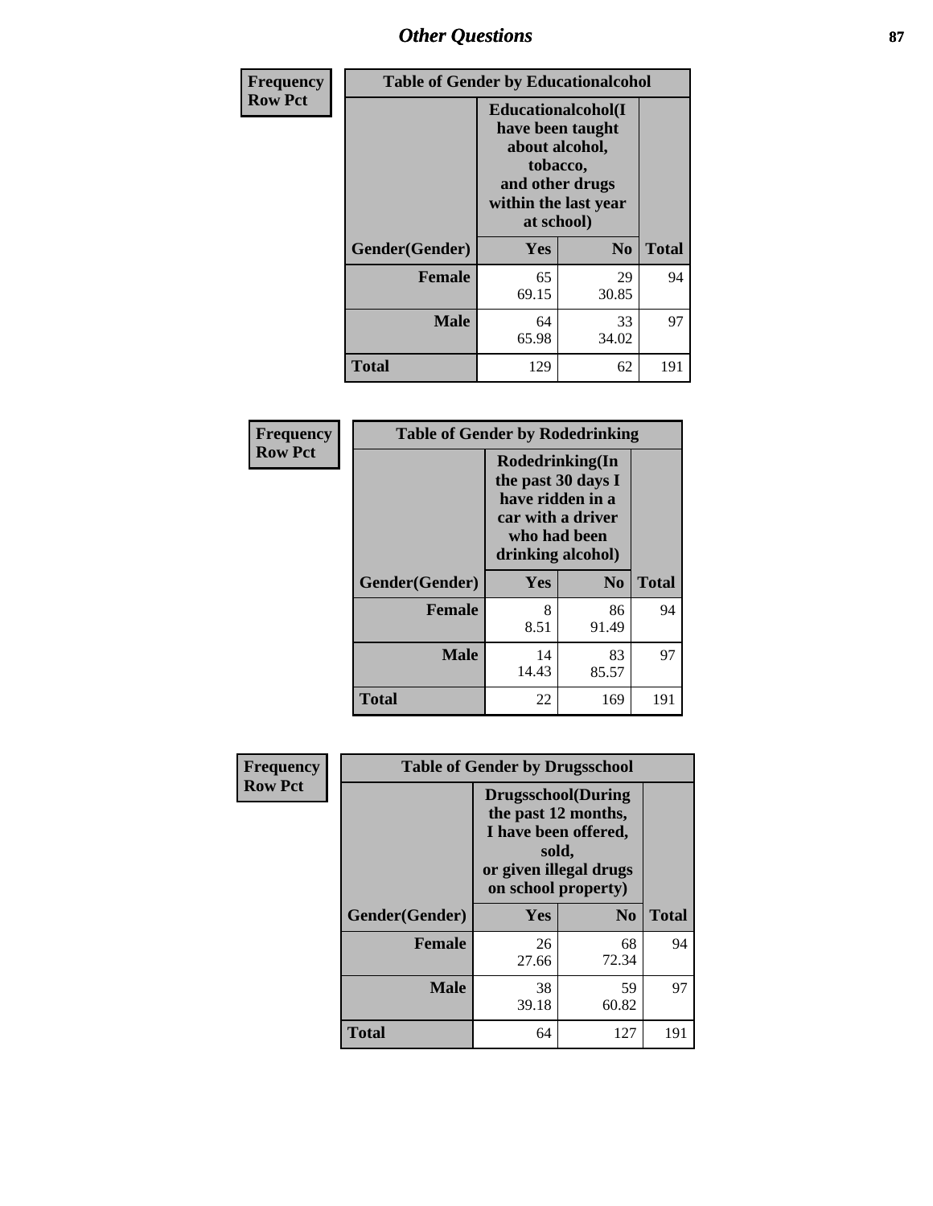## Other Questions

**Frequency**
**Row Pct**

| Table of Gender by Educationalcohol | | | |
|---|---|---|---|
| | Educationalcohol(I have been taught about alcohol, tobacco, and other drugs within the last year at school) | | |
| Gender(Gender) | Yes | No | Total |
| Female | 65<br>69.15 | 29<br>30.85 | 94 |
| Male | 64<br>65.98 | 33<br>34.02 | 97 |
| Total | 129 | 62 | 191 |

**Frequency**
**Row Pct**

| Table of Gender by Rodedrinking | | | |
|---|---|---|---|
| | Rodedrinking(In the past 30 days I have ridden in a car with a driver who had been drinking alcohol) | | |
| Gender(Gender) | Yes | No | Total |
| Female | 8<br>8.51 | 86<br>91.49 | 94 |
| Male | 14<br>14.43 | 83<br>85.57 | 97 |
| Total | 22 | 169 | 191 |

**Frequency**
**Row Pct**

| Table of Gender by Drugsschool | | | |
|---|---|---|---|
| | Drugsschool(During the past 12 months, I have been offered, sold, or given illegal drugs on school property) | | |
| Gender(Gender) | Yes | No | Total |
| Female | 26<br>27.66 | 68<br>72.34 | 94 |
| Male | 38<br>39.18 | 59<br>60.82 | 97 |
| Total | 64 | 127 | 191 |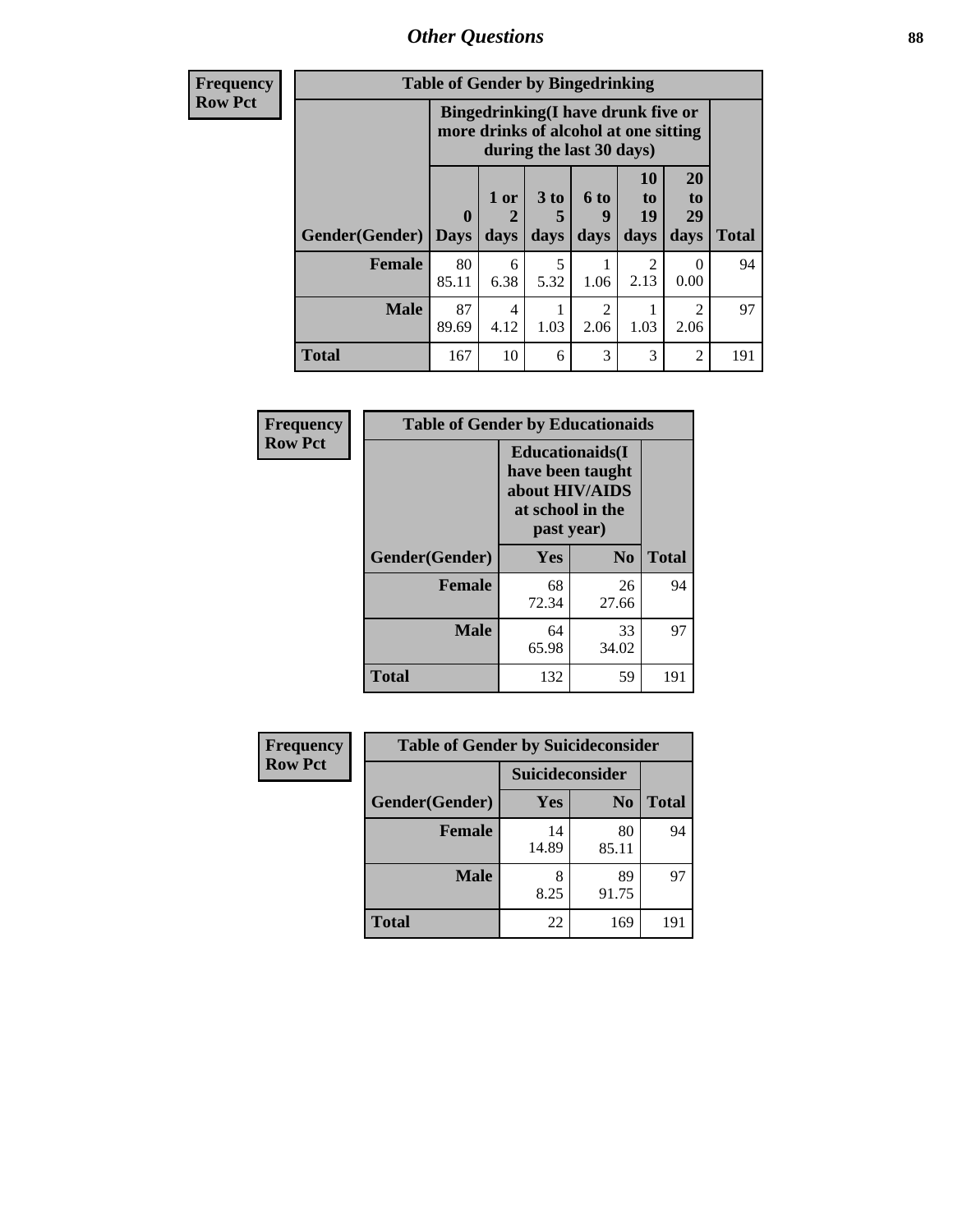## Other Questions

**Frequency Row Pct**

| Table of Gender by Bingedrinking | | | | | | | |
|---|---|---|---|---|---|---|---|
| | Bingedrinking(I have drunk five or more drinks of alcohol at one sitting during the last 30 days) | | | | | | |
| Gender(Gender) | 0 Days | 1 or 2 days | 3 to 5 days | 6 to 9 days | 10 to 19 days | 20 to 29 days | Total |
| **Female** | 80 85.11 | 6 6.38 | 5 5.32 | 1 1.06 | 2 2.13 | 0 0.00 | 94 |
| **Male** | 87 89.69 | 4 4.12 | 1 1.03 | 2 2.06 | 1 1.03 | 2 2.06 | 97 |
| **Total** | 167 | 10 | 6 | 3 | 3 | 2 | 191 |

**Frequency Row Pct**

| Table of Gender by Educationaids | | | |
|---|---|---|---|
| | Educationaids(I have been taught about HIV/AIDS at school in the past year) | | |
| Gender(Gender) | Yes | No | Total |
| **Female** | 68 72.34 | 26 27.66 | 94 |
| **Male** | 64 65.98 | 33 34.02 | 97 |
| **Total** | 132 | 59 | 191 |

**Frequency Row Pct**

| Table of Gender by Suicideconsider | | | |
|---|---|---|---|
| | Suicideconsider | | |
| Gender(Gender) | Yes | No | Total |
| **Female** | 14 14.89 | 80 85.11 | 94 |
| **Male** | 8 8.25 | 89 91.75 | 97 |
| **Total** | 22 | 169 | 191 |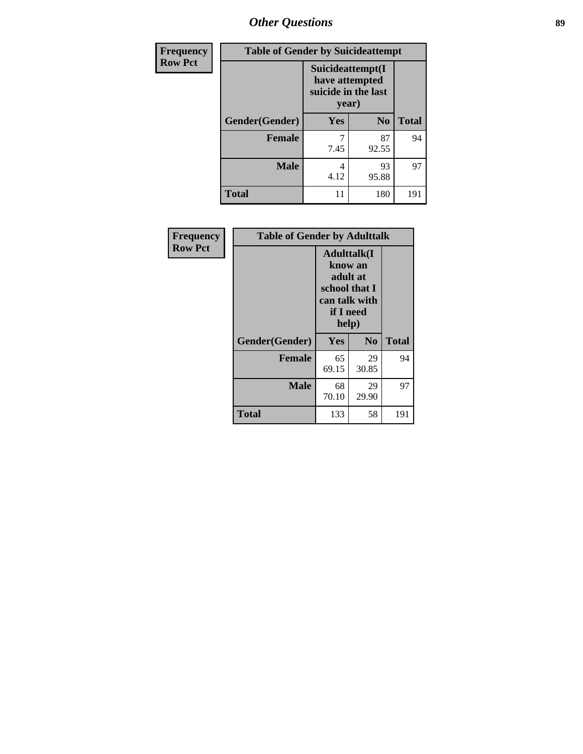| Frequency<br>Row Pct | Table of Gender by Suicideattempt | | |
|---|---|---|---|
| | Suicideattempt(I have attempted suicide in the last year) | | |
| Gender(Gender) | Yes | No | Total |
| Female | 7<br>7.45 | 87<br>92.55 | 94 |
| Male | 4<br>4.12 | 93<br>95.88 | 97 |
| Total | 11 | 180 | 191 |

| Frequency<br>Row Pct | Table of Gender by Adulttalk | | |
|---|---|---|---|
| | Adulttalk(I know an adult at school that I can talk with if I need help) | | |
| Gender(Gender) | Yes | No | Total |
| Female | 65<br>69.15 | 29<br>30.85 | 94 |
| Male | 68<br>70.10 | 29<br>29.90 | 97 |
| Total | 133 | 58 | 191 |